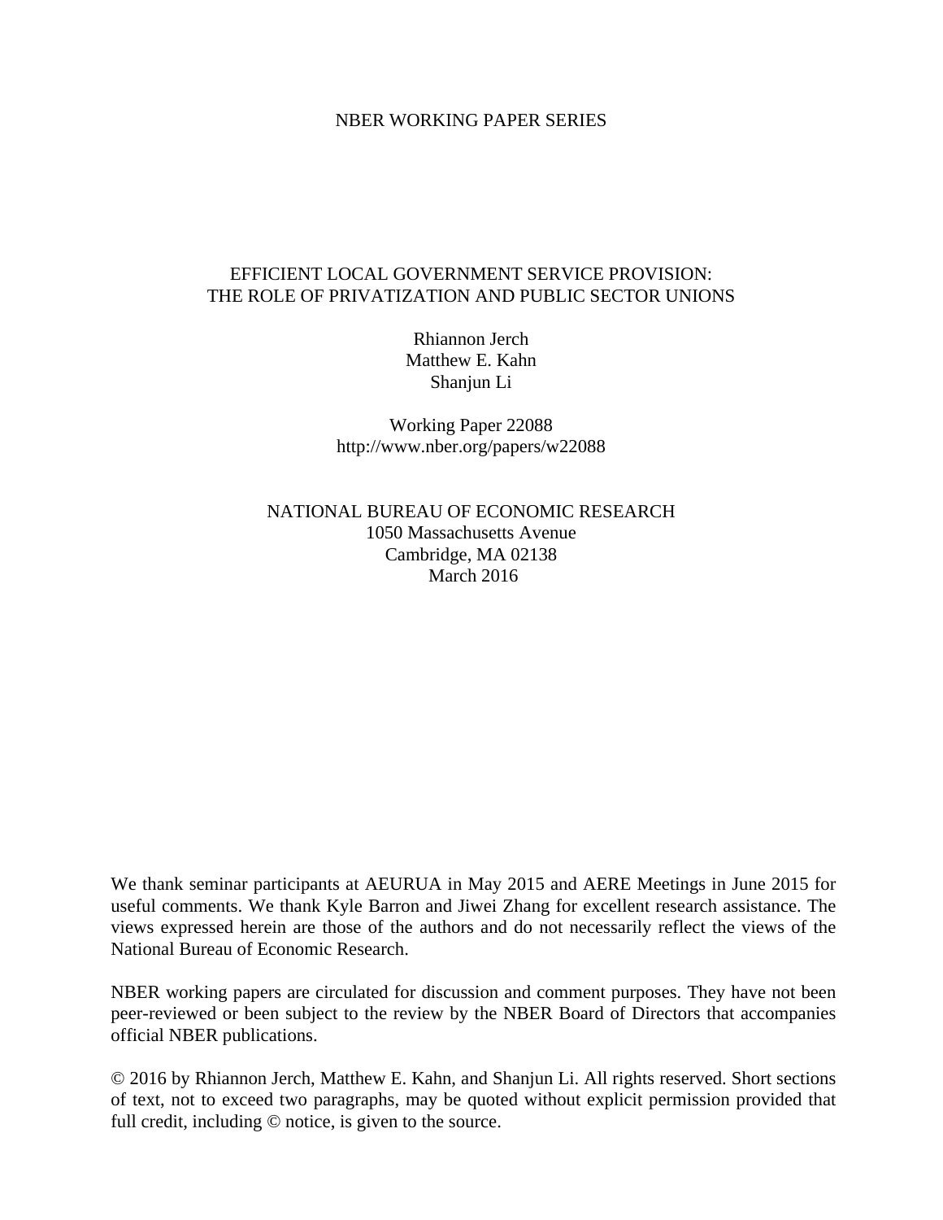NBER WORKING PAPER SERIES

# EFFICIENT LOCAL GOVERNMENT SERVICE PROVISION: THE ROLE OF PRIVATIZATION AND PUBLIC SECTOR UNIONS

Rhiannon Jerch
Matthew E. Kahn
Shanjun Li

Working Paper 22088
http://www.nber.org/papers/w22088

NATIONAL BUREAU OF ECONOMIC RESEARCH
1050 Massachusetts Avenue
Cambridge, MA 02138
March 2016

We thank seminar participants at AEURUA in May 2015 and AERE Meetings in June 2015 for useful comments. We thank Kyle Barron and Jiwei Zhang for excellent research assistance. The views expressed herein are those of the authors and do not necessarily reflect the views of the National Bureau of Economic Research.

NBER working papers are circulated for discussion and comment purposes. They have not been peer-reviewed or been subject to the review by the NBER Board of Directors that accompanies official NBER publications.

© 2016 by Rhiannon Jerch, Matthew E. Kahn, and Shanjun Li. All rights reserved. Short sections of text, not to exceed two paragraphs, may be quoted without explicit permission provided that full credit, including © notice, is given to the source.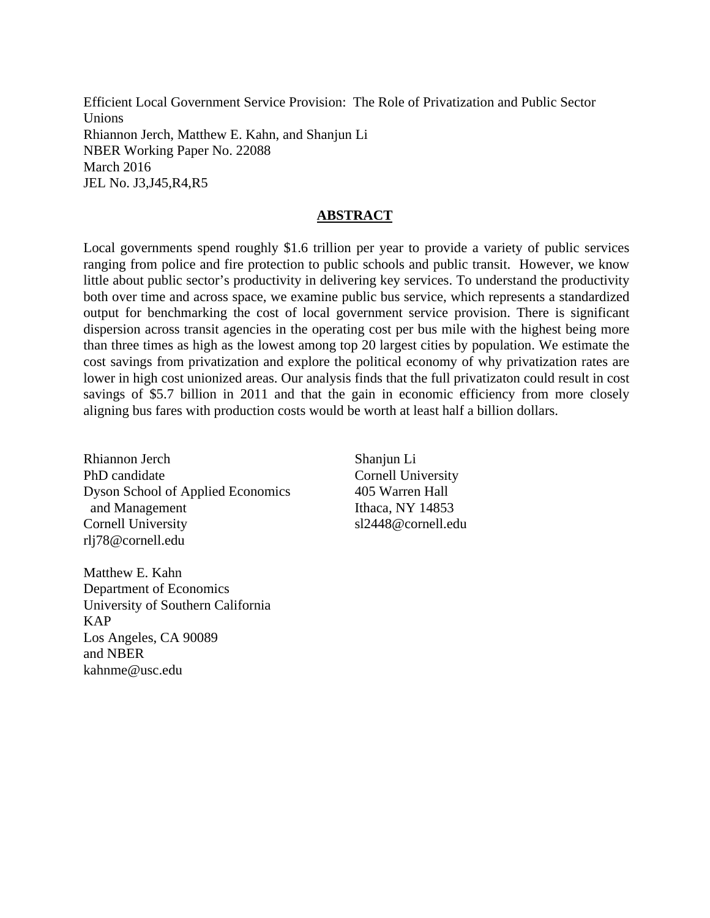Efficient Local Government Service Provision: The Role of Privatization and Public Sector Unions
Rhiannon Jerch, Matthew E. Kahn, and Shanjun Li
NBER Working Paper No. 22088
March 2016
JEL No. J3,J45,R4,R5

## ABSTRACT

Local governments spend roughly $1.6 trillion per year to provide a variety of public services ranging from police and fire protection to public schools and public transit. However, we know little about public sector's productivity in delivering key services. To understand the productivity both over time and across space, we examine public bus service, which represents a standardized output for benchmarking the cost of local government service provision. There is significant dispersion across transit agencies in the operating cost per bus mile with the highest being more than three times as high as the lowest among top 20 largest cities by population. We estimate the cost savings from privatization and explore the political economy of why privatization rates are lower in high cost unionized areas. Our analysis finds that the full privatizaton could result in cost savings of $5.7 billion in 2011 and that the gain in economic efficiency from more closely aligning bus fares with production costs would be worth at least half a billion dollars.

Rhiannon Jerch
PhD candidate
Dyson School of Applied Economics and Management
Cornell University
rlj78@cornell.edu

Matthew E. Kahn
Department of Economics
University of Southern California
KAP
Los Angeles, CA 90089
and NBER
kahnme@usc.edu

Shanjun Li
Cornell University
405 Warren Hall
Ithaca, NY 14853
sl2448@cornell.edu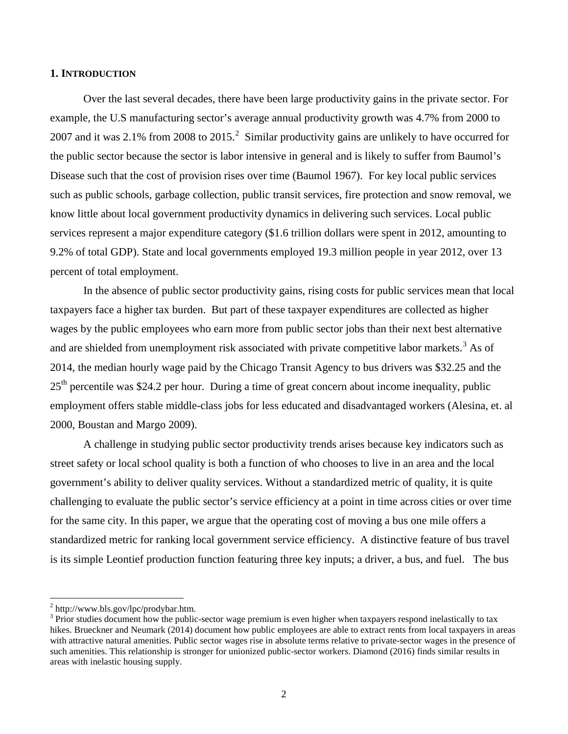## 1. INTRODUCTION

Over the last several decades, there have been large productivity gains in the private sector. For example, the U.S manufacturing sector's average annual productivity growth was 4.7% from 2000 to 2007 and it was 2.1% from 2008 to 2015.[2] Similar productivity gains are unlikely to have occurred for the public sector because the sector is labor intensive in general and is likely to suffer from Baumol's Disease such that the cost of provision rises over time (Baumol 1967). For key local public services such as public schools, garbage collection, public transit services, fire protection and snow removal, we know little about local government productivity dynamics in delivering such services. Local public services represent a major expenditure category ($1.6 trillion dollars were spent in 2012, amounting to 9.2% of total GDP). State and local governments employed 19.3 million people in year 2012, over 13 percent of total employment.

In the absence of public sector productivity gains, rising costs for public services mean that local taxpayers face a higher tax burden. But part of these taxpayer expenditures are collected as higher wages by the public employees who earn more from public sector jobs than their next best alternative and are shielded from unemployment risk associated with private competitive labor markets.[3] As of 2014, the median hourly wage paid by the Chicago Transit Agency to bus drivers was $32.25 and the 25th percentile was $24.2 per hour. During a time of great concern about income inequality, public employment offers stable middle-class jobs for less educated and disadvantaged workers (Alesina, et. al 2000, Boustan and Margo 2009).

A challenge in studying public sector productivity trends arises because key indicators such as street safety or local school quality is both a function of who chooses to live in an area and the local government's ability to deliver quality services. Without a standardized metric of quality, it is quite challenging to evaluate the public sector's service efficiency at a point in time across cities or over time for the same city. In this paper, we argue that the operating cost of moving a bus one mile offers a standardized metric for ranking local government service efficiency. A distinctive feature of bus travel is its simple Leontief production function featuring three key inputs; a driver, a bus, and fuel. The bus

---

[2] http://www.bls.gov/lpc/prodybar.htm.

[3] Prior studies document how the public-sector wage premium is even higher when taxpayers respond inelastically to tax hikes. Brueckner and Neumark (2014) document how public employees are able to extract rents from local taxpayers in areas with attractive natural amenities. Public sector wages rise in absolute terms relative to private-sector wages in the presence of such amenities. This relationship is stronger for unionized public-sector workers. Diamond (2016) finds similar results in areas with inelastic housing supply.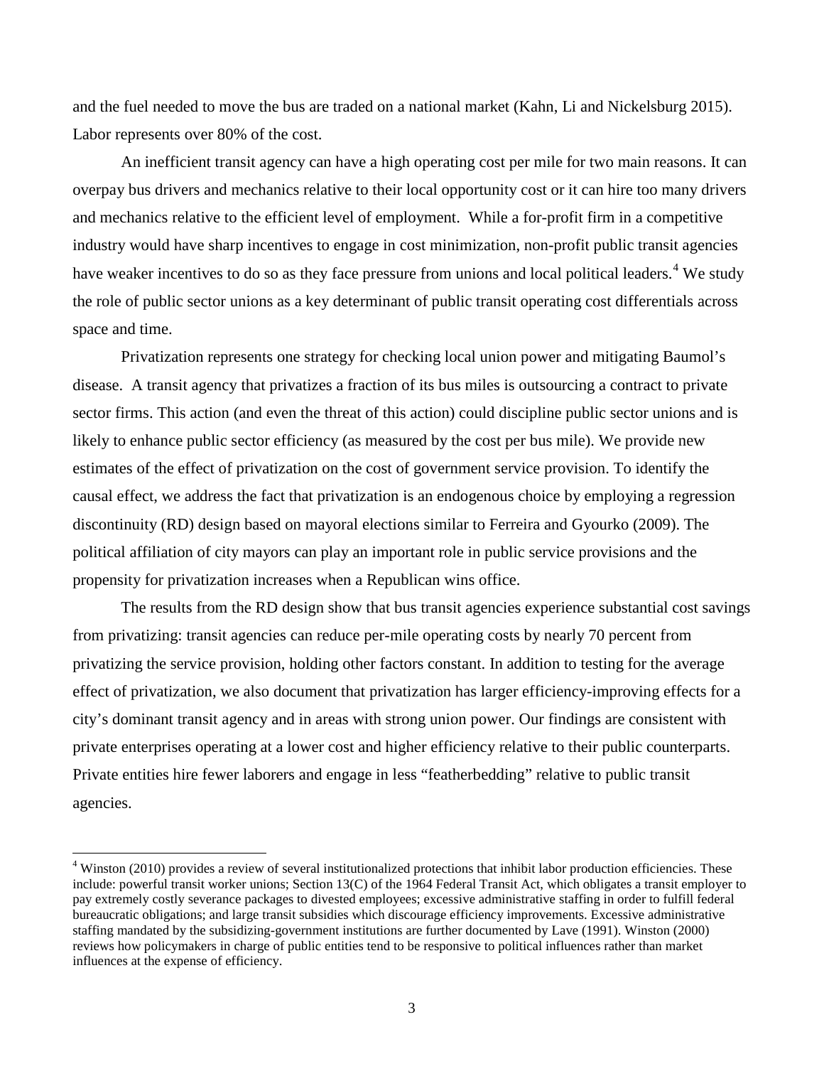and the fuel needed to move the bus are traded on a national market (Kahn, Li and Nickelsburg 2015). Labor represents over 80% of the cost.

An inefficient transit agency can have a high operating cost per mile for two main reasons. It can overpay bus drivers and mechanics relative to their local opportunity cost or it can hire too many drivers and mechanics relative to the efficient level of employment. While a for-profit firm in a competitive industry would have sharp incentives to engage in cost minimization, non-profit public transit agencies have weaker incentives to do so as they face pressure from unions and local political leaders.[4] We study the role of public sector unions as a key determinant of public transit operating cost differentials across space and time.

Privatization represents one strategy for checking local union power and mitigating Baumol's disease. A transit agency that privatizes a fraction of its bus miles is outsourcing a contract to private sector firms. This action (and even the threat of this action) could discipline public sector unions and is likely to enhance public sector efficiency (as measured by the cost per bus mile). We provide new estimates of the effect of privatization on the cost of government service provision. To identify the causal effect, we address the fact that privatization is an endogenous choice by employing a regression discontinuity (RD) design based on mayoral elections similar to Ferreira and Gyourko (2009). The political affiliation of city mayors can play an important role in public service provisions and the propensity for privatization increases when a Republican wins office.

The results from the RD design show that bus transit agencies experience substantial cost savings from privatizing: transit agencies can reduce per-mile operating costs by nearly 70 percent from privatizing the service provision, holding other factors constant. In addition to testing for the average effect of privatization, we also document that privatization has larger efficiency-improving effects for a city's dominant transit agency and in areas with strong union power. Our findings are consistent with private enterprises operating at a lower cost and higher efficiency relative to their public counterparts. Private entities hire fewer laborers and engage in less "featherbedding" relative to public transit agencies.

[4] Winston (2010) provides a review of several institutionalized protections that inhibit labor production efficiencies. These include: powerful transit worker unions; Section 13(C) of the 1964 Federal Transit Act, which obligates a transit employer to pay extremely costly severance packages to divested employees; excessive administrative staffing in order to fulfill federal bureaucratic obligations; and large transit subsidies which discourage efficiency improvements. Excessive administrative staffing mandated by the subsidizing-government institutions are further documented by Lave (1991). Winston (2000) reviews how policymakers in charge of public entities tend to be responsive to political influences rather than market influences at the expense of efficiency.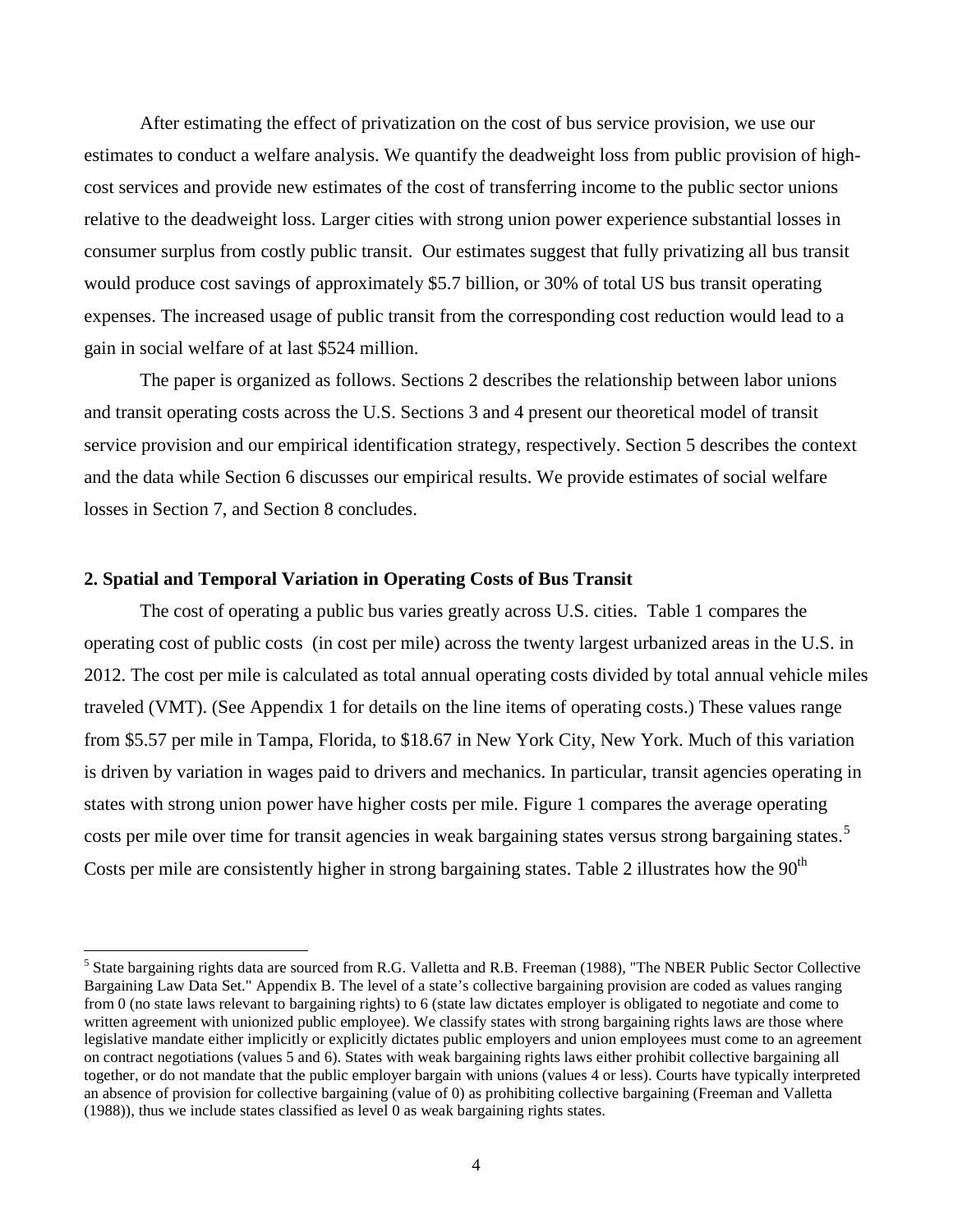After estimating the effect of privatization on the cost of bus service provision, we use our estimates to conduct a welfare analysis. We quantify the deadweight loss from public provision of high-cost services and provide new estimates of the cost of transferring income to the public sector unions relative to the deadweight loss. Larger cities with strong union power experience substantial losses in consumer surplus from costly public transit. Our estimates suggest that fully privatizing all bus transit would produce cost savings of approximately $5.7 billion, or 30% of total US bus transit operating expenses. The increased usage of public transit from the corresponding cost reduction would lead to a gain in social welfare of at last $524 million.

The paper is organized as follows. Sections 2 describes the relationship between labor unions and transit operating costs across the U.S. Sections 3 and 4 present our theoretical model of transit service provision and our empirical identification strategy, respectively. Section 5 describes the context and the data while Section 6 discusses our empirical results. We provide estimates of social welfare losses in Section 7, and Section 8 concludes.

## 2. Spatial and Temporal Variation in Operating Costs of Bus Transit

The cost of operating a public bus varies greatly across U.S. cities. Table 1 compares the operating cost of public costs (in cost per mile) across the twenty largest urbanized areas in the U.S. in 2012. The cost per mile is calculated as total annual operating costs divided by total annual vehicle miles traveled (VMT). (See Appendix 1 for details on the line items of operating costs.) These values range from $5.57 per mile in Tampa, Florida, to $18.67 in New York City, New York. Much of this variation is driven by variation in wages paid to drivers and mechanics. In particular, transit agencies operating in states with strong union power have higher costs per mile. Figure 1 compares the average operating costs per mile over time for transit agencies in weak bargaining states versus strong bargaining states.[5] Costs per mile are consistently higher in strong bargaining states. Table 2 illustrates how the 90$^{th}$

[5] State bargaining rights data are sourced from R.G. Valletta and R.B. Freeman (1988), "The NBER Public Sector Collective Bargaining Law Data Set." Appendix B. The level of a state's collective bargaining provision are coded as values ranging from 0 (no state laws relevant to bargaining rights) to 6 (state law dictates employer is obligated to negotiate and come to written agreement with unionized public employee). We classify states with strong bargaining rights laws are those where legislative mandate either implicitly or explicitly dictates public employers and union employees must come to an agreement on contract negotiations (values 5 and 6). States with weak bargaining rights laws either prohibit collective bargaining all together, or do not mandate that the public employer bargain with unions (values 4 or less). Courts have typically interpreted an absence of provision for collective bargaining (value of 0) as prohibiting collective bargaining (Freeman and Valletta (1988)), thus we include states classified as level 0 as weak bargaining rights states.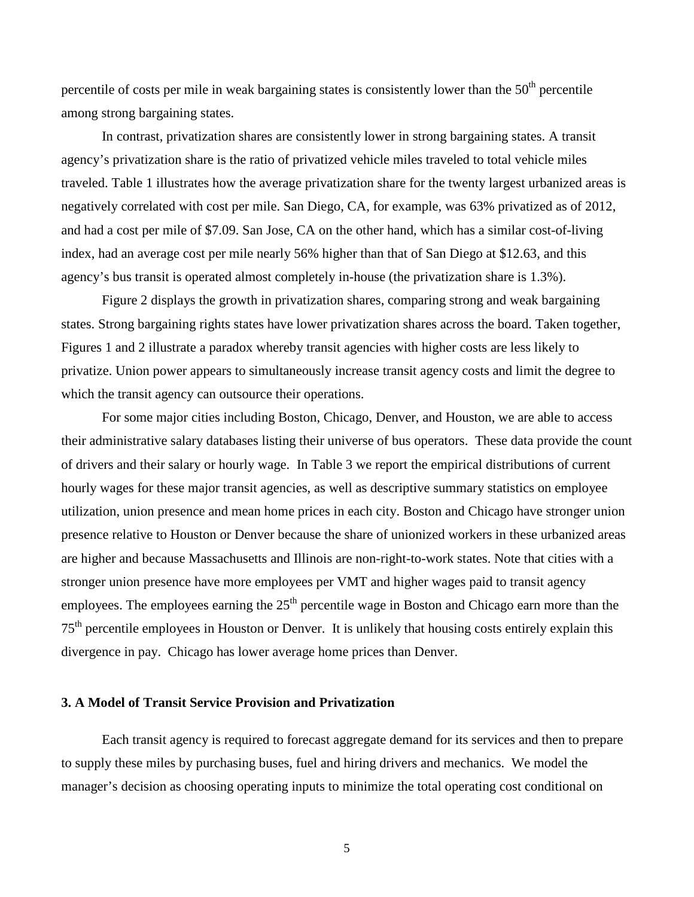percentile of costs per mile in weak bargaining states is consistently lower than the 50th percentile among strong bargaining states.

In contrast, privatization shares are consistently lower in strong bargaining states. A transit agency's privatization share is the ratio of privatized vehicle miles traveled to total vehicle miles traveled. Table 1 illustrates how the average privatization share for the twenty largest urbanized areas is negatively correlated with cost per mile. San Diego, CA, for example, was 63% privatized as of 2012, and had a cost per mile of \$7.09. San Jose, CA on the other hand, which has a similar cost-of-living index, had an average cost per mile nearly 56% higher than that of San Diego at \$12.63, and this agency's bus transit is operated almost completely in-house (the privatization share is 1.3%).

Figure 2 displays the growth in privatization shares, comparing strong and weak bargaining states. Strong bargaining rights states have lower privatization shares across the board. Taken together, Figures 1 and 2 illustrate a paradox whereby transit agencies with higher costs are less likely to privatize. Union power appears to simultaneously increase transit agency costs and limit the degree to which the transit agency can outsource their operations.

For some major cities including Boston, Chicago, Denver, and Houston, we are able to access their administrative salary databases listing their universe of bus operators. These data provide the count of drivers and their salary or hourly wage. In Table 3 we report the empirical distributions of current hourly wages for these major transit agencies, as well as descriptive summary statistics on employee utilization, union presence and mean home prices in each city. Boston and Chicago have stronger union presence relative to Houston or Denver because the share of unionized workers in these urbanized areas are higher and because Massachusetts and Illinois are non-right-to-work states. Note that cities with a stronger union presence have more employees per VMT and higher wages paid to transit agency employees. The employees earning the 25th percentile wage in Boston and Chicago earn more than the 75th percentile employees in Houston or Denver. It is unlikely that housing costs entirely explain this divergence in pay. Chicago has lower average home prices than Denver.

### 3. A Model of Transit Service Provision and Privatization

Each transit agency is required to forecast aggregate demand for its services and then to prepare to supply these miles by purchasing buses, fuel and hiring drivers and mechanics. We model the manager's decision as choosing operating inputs to minimize the total operating cost conditional on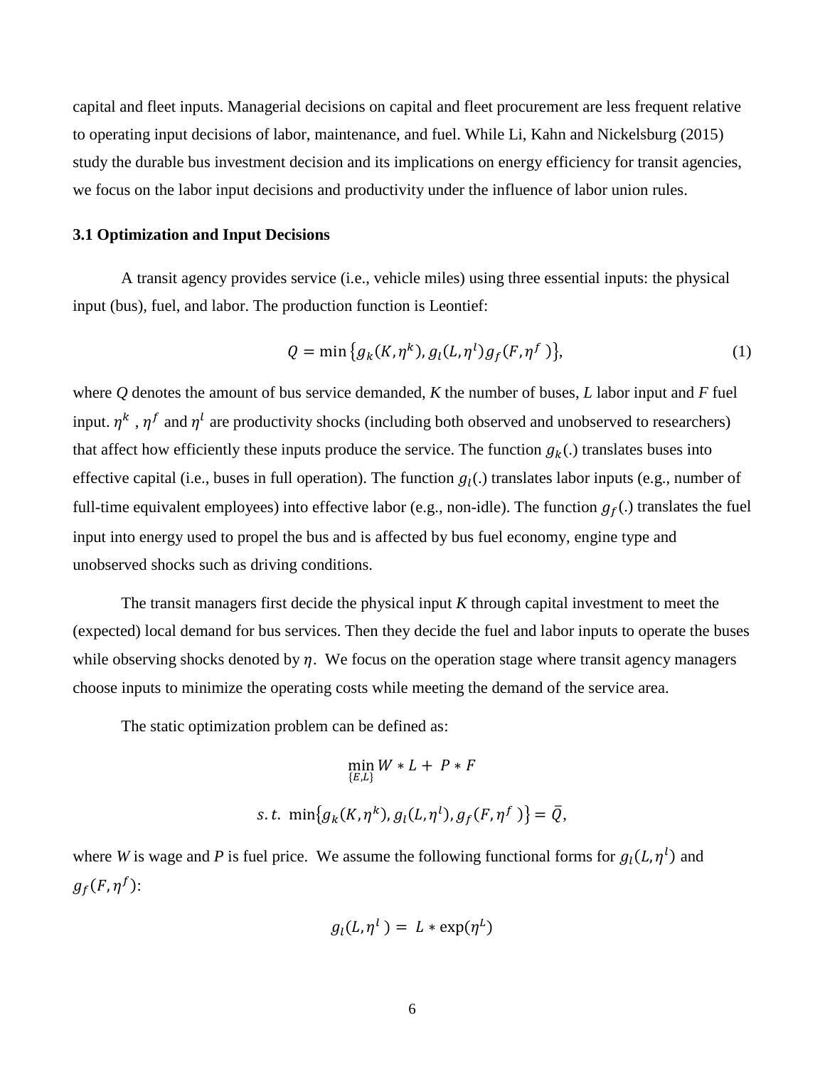capital and fleet inputs. Managerial decisions on capital and fleet procurement are less frequent relative to operating input decisions of labor, maintenance, and fuel. While Li, Kahn and Nickelsburg (2015) study the durable bus investment decision and its implications on energy efficiency for transit agencies, we focus on the labor input decisions and productivity under the influence of labor union rules.

### 3.1 Optimization and Input Decisions

A transit agency provides service (i.e., vehicle miles) using three essential inputs: the physical input (bus), fuel, and labor. The production function is Leontief:

$$Q = \min\left\{g_k(K, \eta^k), g_l(L, \eta^l) g_f(F, \eta^f)\right\}, \tag{1}$$

where *Q* denotes the amount of bus service demanded, *K* the number of buses, *L* labor input and *F* fuel input. $\eta^k$ , $\eta^f$ and $\eta^l$ are productivity shocks (including both observed and unobserved to researchers) that affect how efficiently these inputs produce the service. The function $g_k(.)$ translates buses into effective capital (i.e., buses in full operation). The function $g_l(.)$ translates labor inputs (e.g., number of full-time equivalent employees) into effective labor (e.g., non-idle). The function $g_f(.)$ translates the fuel input into energy used to propel the bus and is affected by bus fuel economy, engine type and unobserved shocks such as driving conditions.

The transit managers first decide the physical input *K* through capital investment to meet the (expected) local demand for bus services. Then they decide the fuel and labor inputs to operate the buses while observing shocks denoted by $\eta$. We focus on the operation stage where transit agency managers choose inputs to minimize the operating costs while meeting the demand of the service area.

The static optimization problem can be defined as:

$$\min_{\{E,L\}} W * L + P * F$$

$$s.t.\ \min\left\{g_k(K, \eta^k), g_l(L, \eta^l), g_f(F, \eta^f)\right\} = \bar{Q},$$

where *W* is wage and *P* is fuel price. We assume the following functional forms for $g_l(L, \eta^l)$ and $g_f(F, \eta^f)$:

$$g_l(L, \eta^l) = L * \exp(\eta^L)$$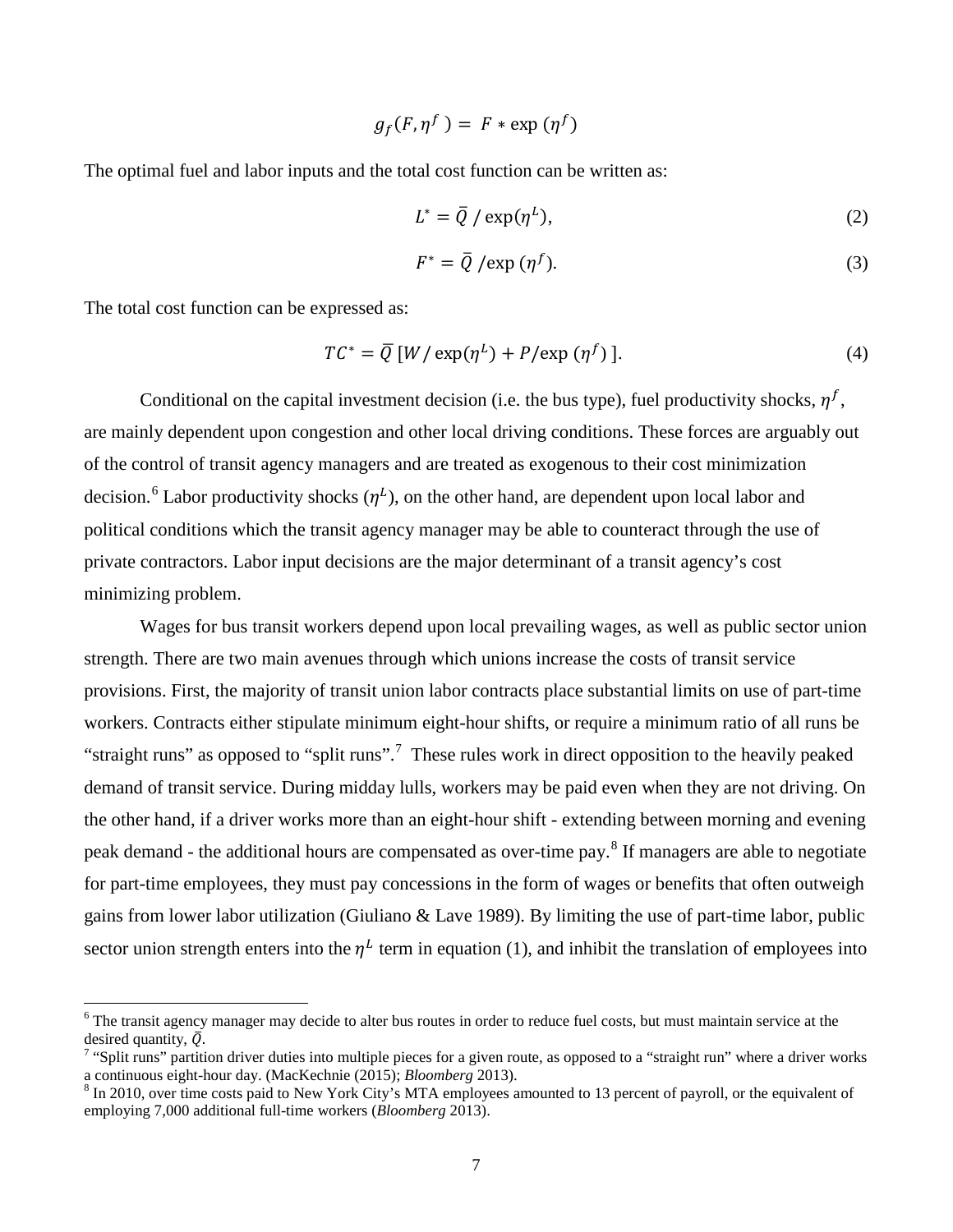$$g_f(F, \eta^f) = F * \exp(\eta^f)$$

The optimal fuel and labor inputs and the total cost function can be written as:

$$L^* = \bar{Q} / \exp(\eta^L), \tag{2}$$

$$F^* = \bar{Q} / \exp(\eta^f). \tag{3}$$

The total cost function can be expressed as:

$$TC^* = \bar{Q} \, [W / \exp(\eta^L) + P / \exp(\eta^f)]. \tag{4}$$

Conditional on the capital investment decision (i.e. the bus type), fuel productivity shocks, $\eta^f$, are mainly dependent upon congestion and other local driving conditions. These forces are arguably out of the control of transit agency managers and are treated as exogenous to their cost minimization decision.[6] Labor productivity shocks ($\eta^L$), on the other hand, are dependent upon local labor and political conditions which the transit agency manager may be able to counteract through the use of private contractors. Labor input decisions are the major determinant of a transit agency's cost minimizing problem.

Wages for bus transit workers depend upon local prevailing wages, as well as public sector union strength. There are two main avenues through which unions increase the costs of transit service provisions. First, the majority of transit union labor contracts place substantial limits on use of part-time workers. Contracts either stipulate minimum eight-hour shifts, or require a minimum ratio of all runs be "straight runs" as opposed to "split runs".[7] These rules work in direct opposition to the heavily peaked demand of transit service. During midday lulls, workers may be paid even when they are not driving. On the other hand, if a driver works more than an eight-hour shift - extending between morning and evening peak demand - the additional hours are compensated as over-time pay.[8] If managers are able to negotiate for part-time employees, they must pay concessions in the form of wages or benefits that often outweigh gains from lower labor utilization (Giuliano & Lave 1989). By limiting the use of part-time labor, public sector union strength enters into the $\eta^L$ term in equation (1), and inhibit the translation of employees into

---

[6] The transit agency manager may decide to alter bus routes in order to reduce fuel costs, but must maintain service at the desired quantity, $\bar{Q}$.

[7] "Split runs" partition driver duties into multiple pieces for a given route, as opposed to a "straight run" where a driver works a continuous eight-hour day. (MacKechnie (2015); *Bloomberg* 2013).

[8] In 2010, over time costs paid to New York City's MTA employees amounted to 13 percent of payroll, or the equivalent of employing 7,000 additional full-time workers (*Bloomberg* 2013).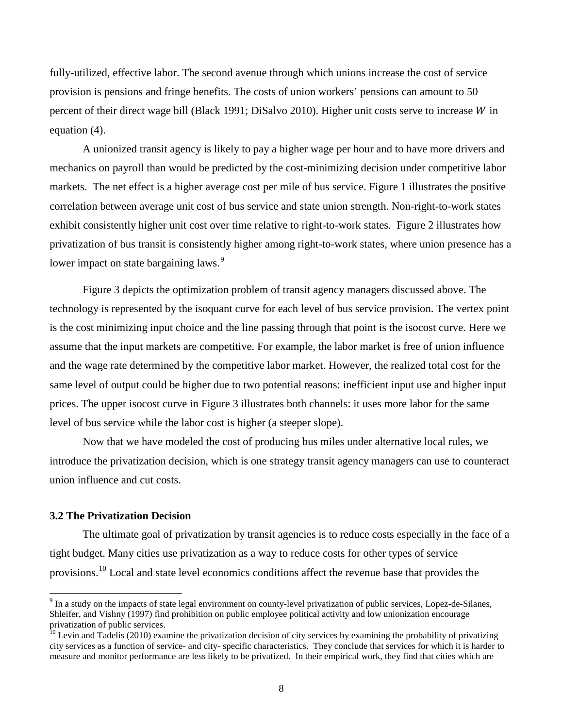fully-utilized, effective labor. The second avenue through which unions increase the cost of service provision is pensions and fringe benefits. The costs of union workers' pensions can amount to 50 percent of their direct wage bill (Black 1991; DiSalvo 2010). Higher unit costs serve to increase $W$ in equation (4).

A unionized transit agency is likely to pay a higher wage per hour and to have more drivers and mechanics on payroll than would be predicted by the cost-minimizing decision under competitive labor markets. The net effect is a higher average cost per mile of bus service. Figure 1 illustrates the positive correlation between average unit cost of bus service and state union strength. Non-right-to-work states exhibit consistently higher unit cost over time relative to right-to-work states. Figure 2 illustrates how privatization of bus transit is consistently higher among right-to-work states, where union presence has a lower impact on state bargaining laws.[9]

Figure 3 depicts the optimization problem of transit agency managers discussed above. The technology is represented by the isoquant curve for each level of bus service provision. The vertex point is the cost minimizing input choice and the line passing through that point is the isocost curve. Here we assume that the input markets are competitive. For example, the labor market is free of union influence and the wage rate determined by the competitive labor market. However, the realized total cost for the same level of output could be higher due to two potential reasons: inefficient input use and higher input prices. The upper isocost curve in Figure 3 illustrates both channels: it uses more labor for the same level of bus service while the labor cost is higher (a steeper slope).

Now that we have modeled the cost of producing bus miles under alternative local rules, we introduce the privatization decision, which is one strategy transit agency managers can use to counteract union influence and cut costs.

### 3.2 The Privatization Decision

The ultimate goal of privatization by transit agencies is to reduce costs especially in the face of a tight budget. Many cities use privatization as a way to reduce costs for other types of service provisions.[10] Local and state level economics conditions affect the revenue base that provides the

[9] In a study on the impacts of state legal environment on county-level privatization of public services, Lopez-de-Silanes, Shleifer, and Vishny (1997) find prohibition on public employee political activity and low unionization encourage privatization of public services.

[10] Levin and Tadelis (2010) examine the privatization decision of city services by examining the probability of privatizing city services as a function of service- and city- specific characteristics. They conclude that services for which it is harder to measure and monitor performance are less likely to be privatized. In their empirical work, they find that cities which are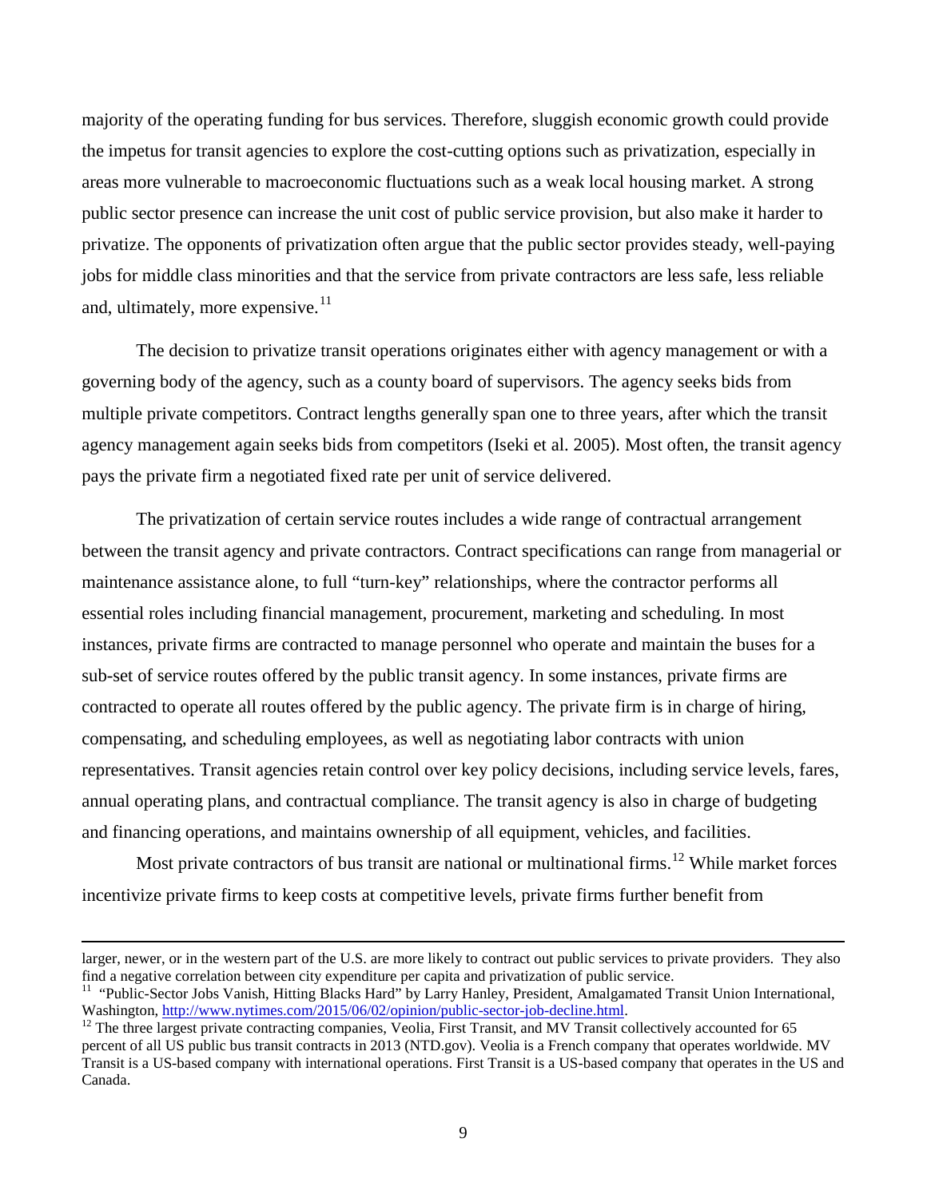majority of the operating funding for bus services. Therefore, sluggish economic growth could provide the impetus for transit agencies to explore the cost-cutting options such as privatization, especially in areas more vulnerable to macroeconomic fluctuations such as a weak local housing market. A strong public sector presence can increase the unit cost of public service provision, but also make it harder to privatize. The opponents of privatization often argue that the public sector provides steady, well-paying jobs for middle class minorities and that the service from private contractors are less safe, less reliable and, ultimately, more expensive.[11]

The decision to privatize transit operations originates either with agency management or with a governing body of the agency, such as a county board of supervisors. The agency seeks bids from multiple private competitors. Contract lengths generally span one to three years, after which the transit agency management again seeks bids from competitors (Iseki et al. 2005). Most often, the transit agency pays the private firm a negotiated fixed rate per unit of service delivered.

The privatization of certain service routes includes a wide range of contractual arrangement between the transit agency and private contractors. Contract specifications can range from managerial or maintenance assistance alone, to full "turn-key" relationships, where the contractor performs all essential roles including financial management, procurement, marketing and scheduling. In most instances, private firms are contracted to manage personnel who operate and maintain the buses for a sub-set of service routes offered by the public transit agency. In some instances, private firms are contracted to operate all routes offered by the public agency. The private firm is in charge of hiring, compensating, and scheduling employees, as well as negotiating labor contracts with union representatives. Transit agencies retain control over key policy decisions, including service levels, fares, annual operating plans, and contractual compliance. The transit agency is also in charge of budgeting and financing operations, and maintains ownership of all equipment, vehicles, and facilities.

Most private contractors of bus transit are national or multinational firms.[12] While market forces incentivize private firms to keep costs at competitive levels, private firms further benefit from

---

larger, newer, or in the western part of the U.S. are more likely to contract out public services to private providers. They also find a negative correlation between city expenditure per capita and privatization of public service.

[11] "Public-Sector Jobs Vanish, Hitting Blacks Hard" by Larry Hanley, President, Amalgamated Transit Union International, Washington, http://www.nytimes.com/2015/06/02/opinion/public-sector-job-decline.html.

[12] The three largest private contracting companies, Veolia, First Transit, and MV Transit collectively accounted for 65 percent of all US public bus transit contracts in 2013 (NTD.gov). Veolia is a French company that operates worldwide. MV Transit is a US-based company with international operations. First Transit is a US-based company that operates in the US and Canada.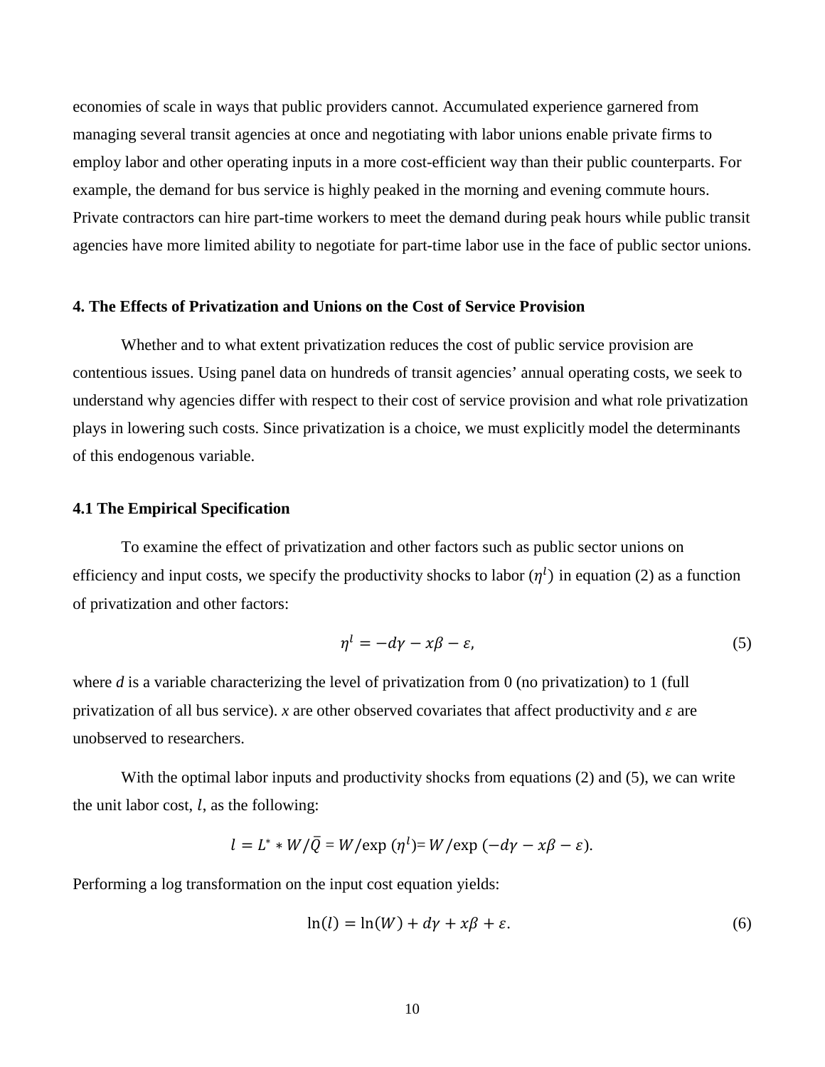economies of scale in ways that public providers cannot. Accumulated experience garnered from managing several transit agencies at once and negotiating with labor unions enable private firms to employ labor and other operating inputs in a more cost-efficient way than their public counterparts. For example, the demand for bus service is highly peaked in the morning and evening commute hours. Private contractors can hire part-time workers to meet the demand during peak hours while public transit agencies have more limited ability to negotiate for part-time labor use in the face of public sector unions.

### 4. The Effects of Privatization and Unions on the Cost of Service Provision

Whether and to what extent privatization reduces the cost of public service provision are contentious issues. Using panel data on hundreds of transit agencies' annual operating costs, we seek to understand why agencies differ with respect to their cost of service provision and what role privatization plays in lowering such costs. Since privatization is a choice, we must explicitly model the determinants of this endogenous variable.

#### 4.1 The Empirical Specification

To examine the effect of privatization and other factors such as public sector unions on efficiency and input costs, we specify the productivity shocks to labor ($\eta^l$) in equation (2) as a function of privatization and other factors:

$$\eta^l = -d\gamma - x\beta - \varepsilon, \tag{5}$$

where *d* is a variable characterizing the level of privatization from 0 (no privatization) to 1 (full privatization of all bus service). *x* are other observed covariates that affect productivity and $\varepsilon$ are unobserved to researchers.

With the optimal labor inputs and productivity shocks from equations (2) and (5), we can write the unit labor cost, $l$, as the following:

$$l = L^* * W/\bar{Q} = W/\exp(\eta^l) = W/\exp(-d\gamma - x\beta - \varepsilon).$$

Performing a log transformation on the input cost equation yields:

$$\ln(l) = \ln(W) + d\gamma + x\beta + \varepsilon. \tag{6}$$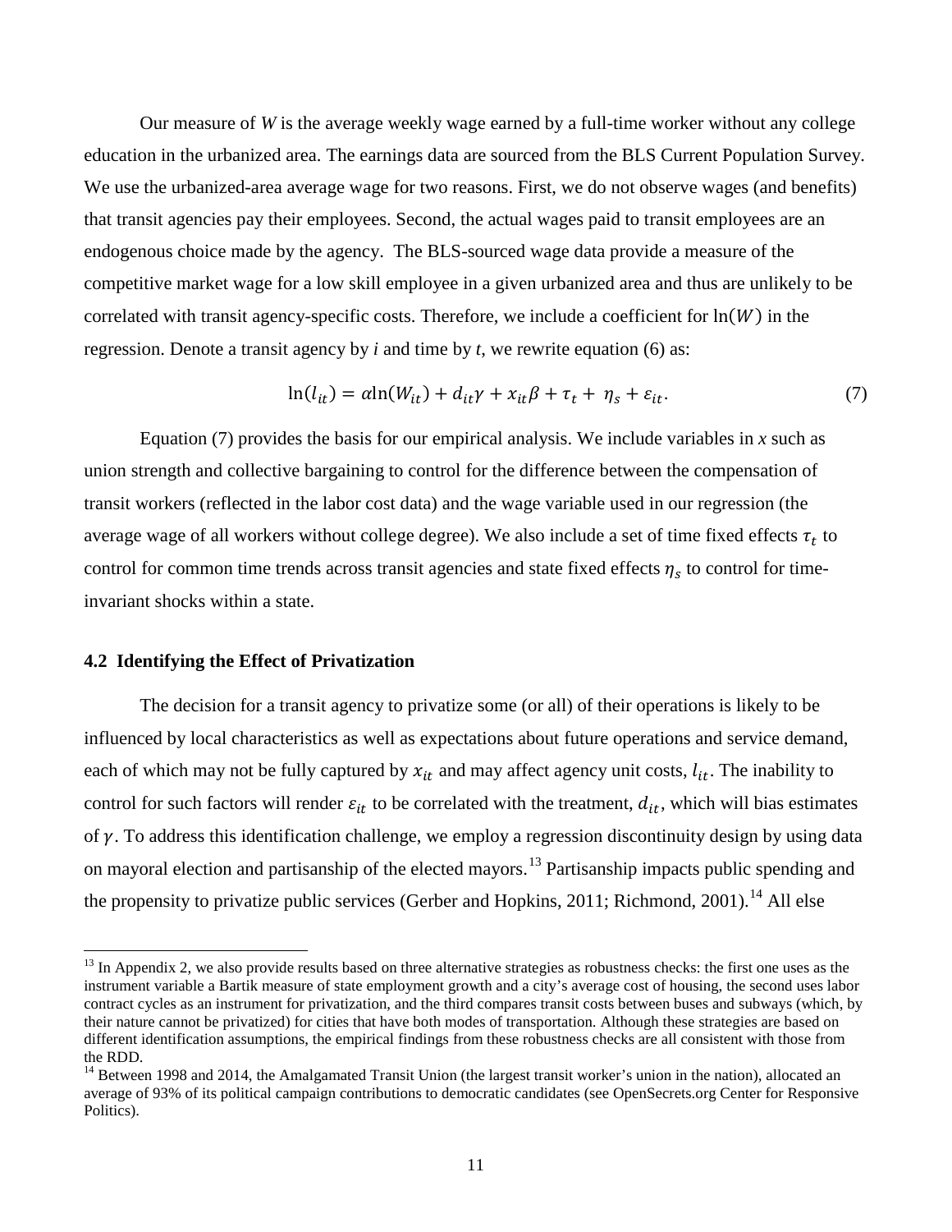Our measure of $W$ is the average weekly wage earned by a full-time worker without any college education in the urbanized area. The earnings data are sourced from the BLS Current Population Survey. We use the urbanized-area average wage for two reasons. First, we do not observe wages (and benefits) that transit agencies pay their employees. Second, the actual wages paid to transit employees are an endogenous choice made by the agency. The BLS-sourced wage data provide a measure of the competitive market wage for a low skill employee in a given urbanized area and thus are unlikely to be correlated with transit agency-specific costs. Therefore, we include a coefficient for $\ln(W)$ in the regression. Denote a transit agency by *i* and time by *t*, we rewrite equation (6) as:

$$\ln(l_{it}) = \alpha \ln(W_{it}) + d_{it}\gamma + x_{it}\beta + \tau_t + \eta_s + \varepsilon_{it}. \tag{7}$$

Equation (7) provides the basis for our empirical analysis. We include variables in $x$ such as union strength and collective bargaining to control for the difference between the compensation of transit workers (reflected in the labor cost data) and the wage variable used in our regression (the average wage of all workers without college degree). We also include a set of time fixed effects $\tau_t$ to control for common time trends across transit agencies and state fixed effects $\eta_s$ to control for time-invariant shocks within a state.

### 4.2 Identifying the Effect of Privatization

The decision for a transit agency to privatize some (or all) of their operations is likely to be influenced by local characteristics as well as expectations about future operations and service demand, each of which may not be fully captured by $x_{it}$ and may affect agency unit costs, $l_{it}$. The inability to control for such factors will render $\varepsilon_{it}$ to be correlated with the treatment, $d_{it}$, which will bias estimates of $\gamma$. To address this identification challenge, we employ a regression discontinuity design by using data on mayoral election and partisanship of the elected mayors.[13] Partisanship impacts public spending and the propensity to privatize public services (Gerber and Hopkins, 2011; Richmond, 2001).[14] All else

[13] In Appendix 2, we also provide results based on three alternative strategies as robustness checks: the first one uses as the instrument variable a Bartik measure of state employment growth and a city's average cost of housing, the second uses labor contract cycles as an instrument for privatization, and the third compares transit costs between buses and subways (which, by their nature cannot be privatized) for cities that have both modes of transportation. Although these strategies are based on different identification assumptions, the empirical findings from these robustness checks are all consistent with those from the RDD.

[14] Between 1998 and 2014, the Amalgamated Transit Union (the largest transit worker's union in the nation), allocated an average of 93% of its political campaign contributions to democratic candidates (see OpenSecrets.org Center for Responsive Politics).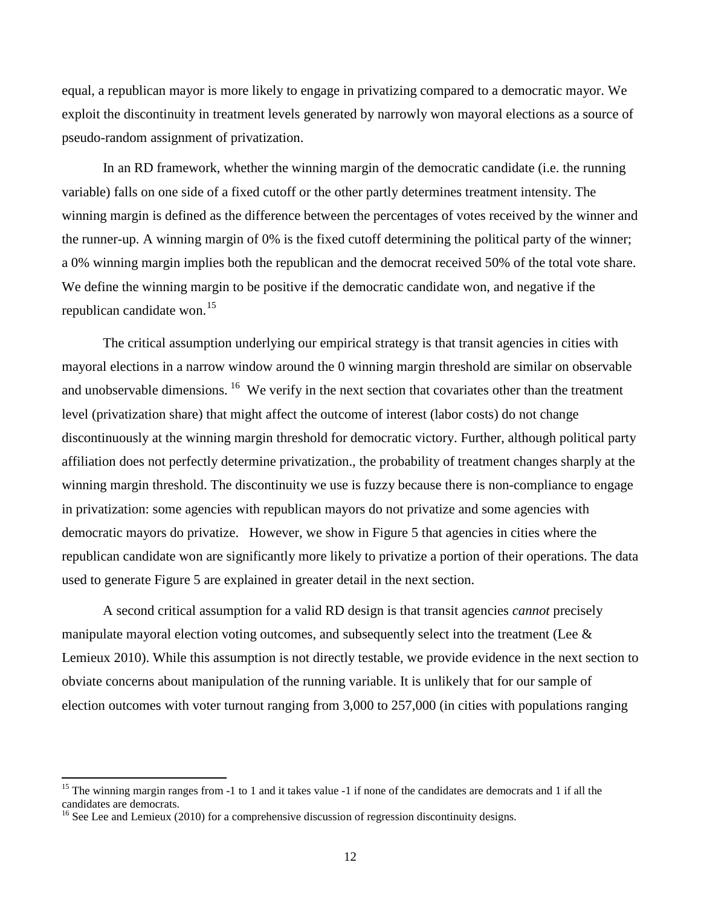equal, a republican mayor is more likely to engage in privatizing compared to a democratic mayor. We exploit the discontinuity in treatment levels generated by narrowly won mayoral elections as a source of pseudo-random assignment of privatization.

In an RD framework, whether the winning margin of the democratic candidate (i.e. the running variable) falls on one side of a fixed cutoff or the other partly determines treatment intensity. The winning margin is defined as the difference between the percentages of votes received by the winner and the runner-up. A winning margin of 0% is the fixed cutoff determining the political party of the winner; a 0% winning margin implies both the republican and the democrat received 50% of the total vote share. We define the winning margin to be positive if the democratic candidate won, and negative if the republican candidate won.[15]

The critical assumption underlying our empirical strategy is that transit agencies in cities with mayoral elections in a narrow window around the 0 winning margin threshold are similar on observable and unobservable dimensions.[16] We verify in the next section that covariates other than the treatment level (privatization share) that might affect the outcome of interest (labor costs) do not change discontinuously at the winning margin threshold for democratic victory. Further, although political party affiliation does not perfectly determine privatization., the probability of treatment changes sharply at the winning margin threshold. The discontinuity we use is fuzzy because there is non-compliance to engage in privatization: some agencies with republican mayors do not privatize and some agencies with democratic mayors do privatize. However, we show in Figure 5 that agencies in cities where the republican candidate won are significantly more likely to privatize a portion of their operations. The data used to generate Figure 5 are explained in greater detail in the next section.

A second critical assumption for a valid RD design is that transit agencies *cannot* precisely manipulate mayoral election voting outcomes, and subsequently select into the treatment (Lee & Lemieux 2010). While this assumption is not directly testable, we provide evidence in the next section to obviate concerns about manipulation of the running variable. It is unlikely that for our sample of election outcomes with voter turnout ranging from 3,000 to 257,000 (in cities with populations ranging

[15] The winning margin ranges from -1 to 1 and it takes value -1 if none of the candidates are democrats and 1 if all the candidates are democrats.

[16] See Lee and Lemieux (2010) for a comprehensive discussion of regression discontinuity designs.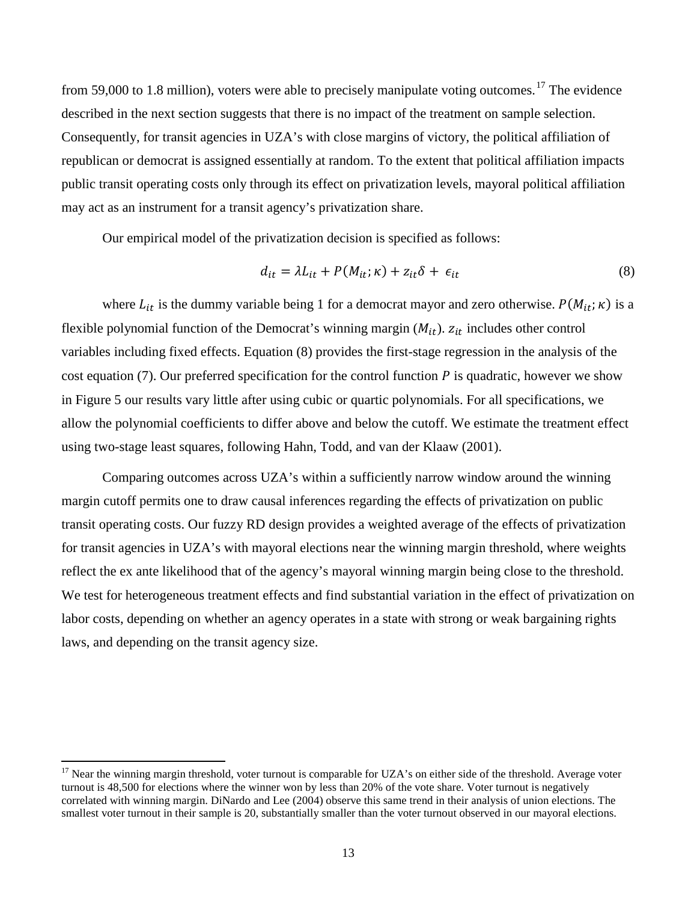from 59,000 to 1.8 million), voters were able to precisely manipulate voting outcomes.[17] The evidence described in the next section suggests that there is no impact of the treatment on sample selection. Consequently, for transit agencies in UZA's with close margins of victory, the political affiliation of republican or democrat is assigned essentially at random. To the extent that political affiliation impacts public transit operating costs only through its effect on privatization levels, mayoral political affiliation may act as an instrument for a transit agency's privatization share.

Our empirical model of the privatization decision is specified as follows:

$$d_{it} = \lambda L_{it} + P(M_{it}; \kappa) + z_{it}\delta + \epsilon_{it} \tag{8}$$

where $L_{it}$ is the dummy variable being 1 for a democrat mayor and zero otherwise. $P(M_{it}; \kappa)$ is a flexible polynomial function of the Democrat's winning margin ($M_{it}$). $z_{it}$ includes other control variables including fixed effects. Equation (8) provides the first-stage regression in the analysis of the cost equation (7). Our preferred specification for the control function $P$ is quadratic, however we show in Figure 5 our results vary little after using cubic or quartic polynomials. For all specifications, we allow the polynomial coefficients to differ above and below the cutoff. We estimate the treatment effect using two-stage least squares, following Hahn, Todd, and van der Klaaw (2001).

Comparing outcomes across UZA's within a sufficiently narrow window around the winning margin cutoff permits one to draw causal inferences regarding the effects of privatization on public transit operating costs. Our fuzzy RD design provides a weighted average of the effects of privatization for transit agencies in UZA's with mayoral elections near the winning margin threshold, where weights reflect the ex ante likelihood that of the agency's mayoral winning margin being close to the threshold. We test for heterogeneous treatment effects and find substantial variation in the effect of privatization on labor costs, depending on whether an agency operates in a state with strong or weak bargaining rights laws, and depending on the transit agency size.

---

[17] Near the winning margin threshold, voter turnout is comparable for UZA's on either side of the threshold. Average voter turnout is 48,500 for elections where the winner won by less than 20% of the vote share. Voter turnout is negatively correlated with winning margin. DiNardo and Lee (2004) observe this same trend in their analysis of union elections. The smallest voter turnout in their sample is 20, substantially smaller than the voter turnout observed in our mayoral elections.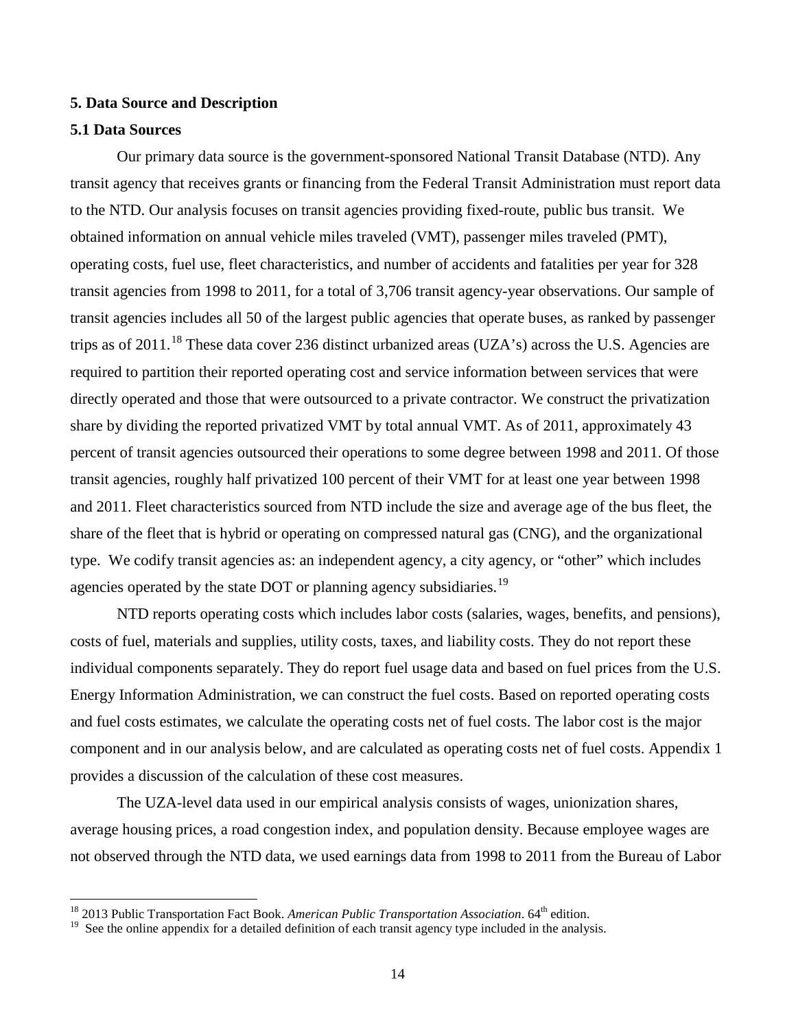## 5. Data Source and Description

### 5.1 Data Sources

Our primary data source is the government-sponsored National Transit Database (NTD). Any transit agency that receives grants or financing from the Federal Transit Administration must report data to the NTD. Our analysis focuses on transit agencies providing fixed-route, public bus transit. We obtained information on annual vehicle miles traveled (VMT), passenger miles traveled (PMT), operating costs, fuel use, fleet characteristics, and number of accidents and fatalities per year for 328 transit agencies from 1998 to 2011, for a total of 3,706 transit agency-year observations. Our sample of transit agencies includes all 50 of the largest public agencies that operate buses, as ranked by passenger trips as of 2011.[18] These data cover 236 distinct urbanized areas (UZA's) across the U.S. Agencies are required to partition their reported operating cost and service information between services that were directly operated and those that were outsourced to a private contractor. We construct the privatization share by dividing the reported privatized VMT by total annual VMT. As of 2011, approximately 43 percent of transit agencies outsourced their operations to some degree between 1998 and 2011. Of those transit agencies, roughly half privatized 100 percent of their VMT for at least one year between 1998 and 2011. Fleet characteristics sourced from NTD include the size and average age of the bus fleet, the share of the fleet that is hybrid or operating on compressed natural gas (CNG), and the organizational type. We codify transit agencies as: an independent agency, a city agency, or "other" which includes agencies operated by the state DOT or planning agency subsidiaries.[19]

NTD reports operating costs which includes labor costs (salaries, wages, benefits, and pensions), costs of fuel, materials and supplies, utility costs, taxes, and liability costs. They do not report these individual components separately. They do report fuel usage data and based on fuel prices from the U.S. Energy Information Administration, we can construct the fuel costs. Based on reported operating costs and fuel costs estimates, we calculate the operating costs net of fuel costs. The labor cost is the major component and in our analysis below, and are calculated as operating costs net of fuel costs. Appendix 1 provides a discussion of the calculation of these cost measures.

The UZA-level data used in our empirical analysis consists of wages, unionization shares, average housing prices, a road congestion index, and population density. Because employee wages are not observed through the NTD data, we used earnings data from 1998 to 2011 from the Bureau of Labor

[18] 2013 Public Transportation Fact Book. *American Public Transportation Association*. 64th edition.

[19] See the online appendix for a detailed definition of each transit agency type included in the analysis.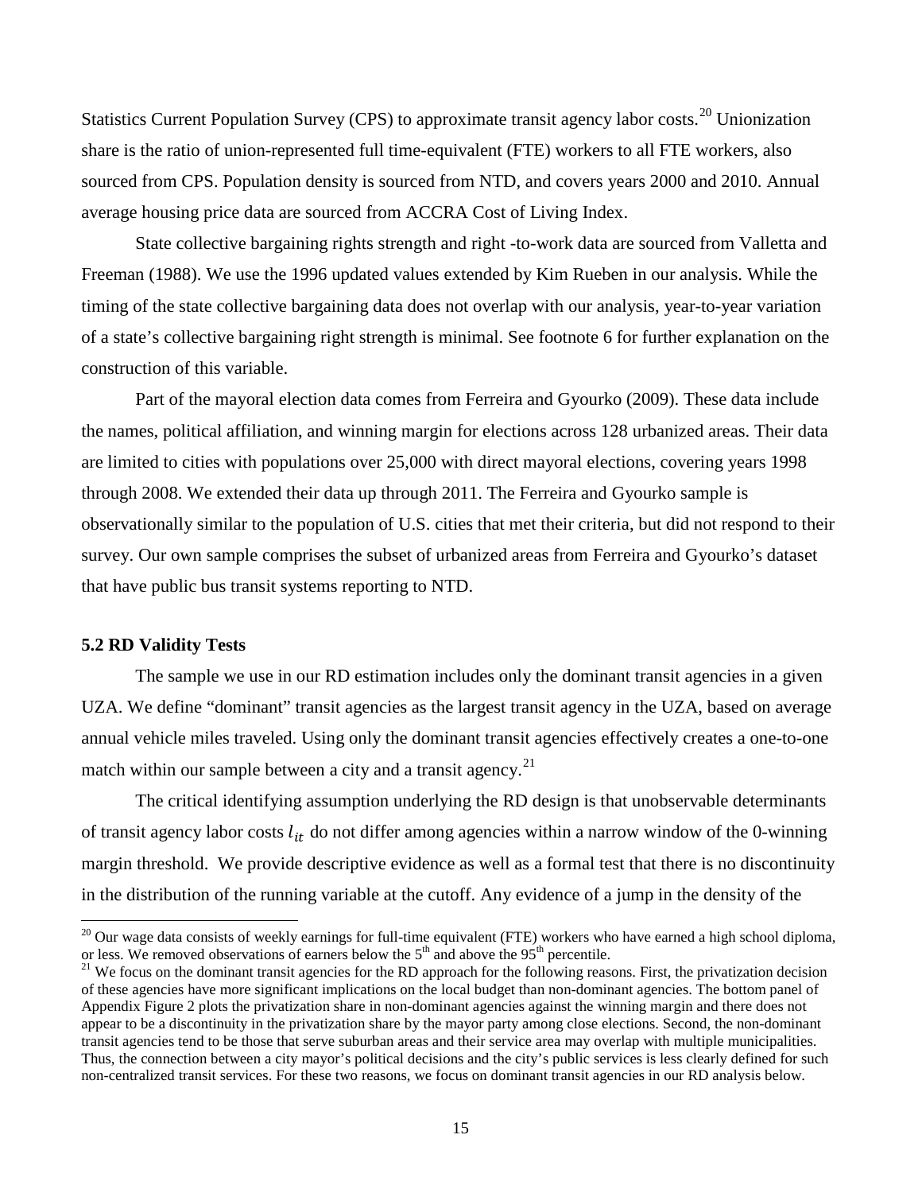Statistics Current Population Survey (CPS) to approximate transit agency labor costs.[20] Unionization share is the ratio of union-represented full time-equivalent (FTE) workers to all FTE workers, also sourced from CPS. Population density is sourced from NTD, and covers years 2000 and 2010. Annual average housing price data are sourced from ACCRA Cost of Living Index.

State collective bargaining rights strength and right -to-work data are sourced from Valletta and Freeman (1988). We use the 1996 updated values extended by Kim Rueben in our analysis. While the timing of the state collective bargaining data does not overlap with our analysis, year-to-year variation of a state's collective bargaining right strength is minimal. See footnote 6 for further explanation on the construction of this variable.

Part of the mayoral election data comes from Ferreira and Gyourko (2009). These data include the names, political affiliation, and winning margin for elections across 128 urbanized areas. Their data are limited to cities with populations over 25,000 with direct mayoral elections, covering years 1998 through 2008. We extended their data up through 2011. The Ferreira and Gyourko sample is observationally similar to the population of U.S. cities that met their criteria, but did not respond to their survey. Our own sample comprises the subset of urbanized areas from Ferreira and Gyourko's dataset that have public bus transit systems reporting to NTD.

### 5.2 RD Validity Tests

The sample we use in our RD estimation includes only the dominant transit agencies in a given UZA. We define "dominant" transit agencies as the largest transit agency in the UZA, based on average annual vehicle miles traveled. Using only the dominant transit agencies effectively creates a one-to-one match within our sample between a city and a transit agency.[21]

The critical identifying assumption underlying the RD design is that unobservable determinants of transit agency labor costs $l_{it}$ do not differ among agencies within a narrow window of the 0-winning margin threshold. We provide descriptive evidence as well as a formal test that there is no discontinuity in the distribution of the running variable at the cutoff. Any evidence of a jump in the density of the

---

[20] Our wage data consists of weekly earnings for full-time equivalent (FTE) workers who have earned a high school diploma, or less. We removed observations of earners below the 5th and above the 95th percentile.

[21] We focus on the dominant transit agencies for the RD approach for the following reasons. First, the privatization decision of these agencies have more significant implications on the local budget than non-dominant agencies. The bottom panel of Appendix Figure 2 plots the privatization share in non-dominant agencies against the winning margin and there does not appear to be a discontinuity in the privatization share by the mayor party among close elections. Second, the non-dominant transit agencies tend to be those that serve suburban areas and their service area may overlap with multiple municipalities. Thus, the connection between a city mayor's political decisions and the city's public services is less clearly defined for such non-centralized transit services. For these two reasons, we focus on dominant transit agencies in our RD analysis below.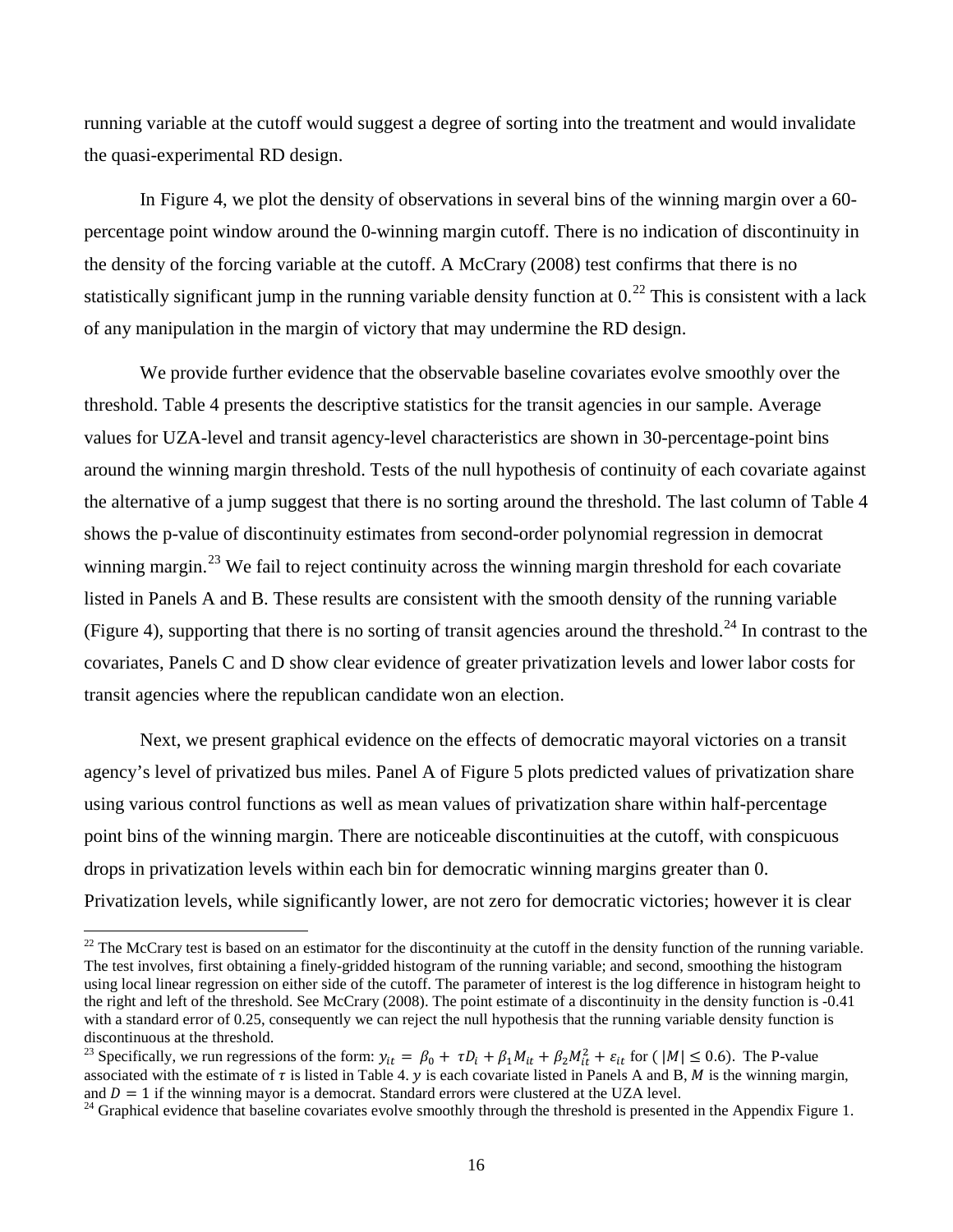running variable at the cutoff would suggest a degree of sorting into the treatment and would invalidate the quasi-experimental RD design.

In Figure 4, we plot the density of observations in several bins of the winning margin over a 60-percentage point window around the 0-winning margin cutoff. There is no indication of discontinuity in the density of the forcing variable at the cutoff. A McCrary (2008) test confirms that there is no statistically significant jump in the running variable density function at 0.[22] This is consistent with a lack of any manipulation in the margin of victory that may undermine the RD design.

We provide further evidence that the observable baseline covariates evolve smoothly over the threshold. Table 4 presents the descriptive statistics for the transit agencies in our sample. Average values for UZA-level and transit agency-level characteristics are shown in 30-percentage-point bins around the winning margin threshold. Tests of the null hypothesis of continuity of each covariate against the alternative of a jump suggest that there is no sorting around the threshold. The last column of Table 4 shows the p-value of discontinuity estimates from second-order polynomial regression in democrat winning margin.[23] We fail to reject continuity across the winning margin threshold for each covariate listed in Panels A and B. These results are consistent with the smooth density of the running variable (Figure 4), supporting that there is no sorting of transit agencies around the threshold.[24] In contrast to the covariates, Panels C and D show clear evidence of greater privatization levels and lower labor costs for transit agencies where the republican candidate won an election.

Next, we present graphical evidence on the effects of democratic mayoral victories on a transit agency's level of privatized bus miles. Panel A of Figure 5 plots predicted values of privatization share using various control functions as well as mean values of privatization share within half-percentage point bins of the winning margin. There are noticeable discontinuities at the cutoff, with conspicuous drops in privatization levels within each bin for democratic winning margins greater than 0. Privatization levels, while significantly lower, are not zero for democratic victories; however it is clear

[22] The McCrary test is based on an estimator for the discontinuity at the cutoff in the density function of the running variable. The test involves, first obtaining a finely-gridded histogram of the running variable; and second, smoothing the histogram using local linear regression on either side of the cutoff. The parameter of interest is the log difference in histogram height to the right and left of the threshold. See McCrary (2008). The point estimate of a discontinuity in the density function is -0.41 with a standard error of 0.25, consequently we can reject the null hypothesis that the running variable density function is discontinuous at the threshold.

[23] Specifically, we run regressions of the form: $y_{it} = \beta_0 + \tau D_i + \beta_1 M_{it} + \beta_2 M_{it}^2 + \varepsilon_{it}$ for ( $|M| \leq 0.6$). The P-value associated with the estimate of $\tau$ is listed in Table 4. $y$ is each covariate listed in Panels A and B, $M$ is the winning margin, and $D = 1$ if the winning mayor is a democrat. Standard errors were clustered at the UZA level.

[24] Graphical evidence that baseline covariates evolve smoothly through the threshold is presented in the Appendix Figure 1.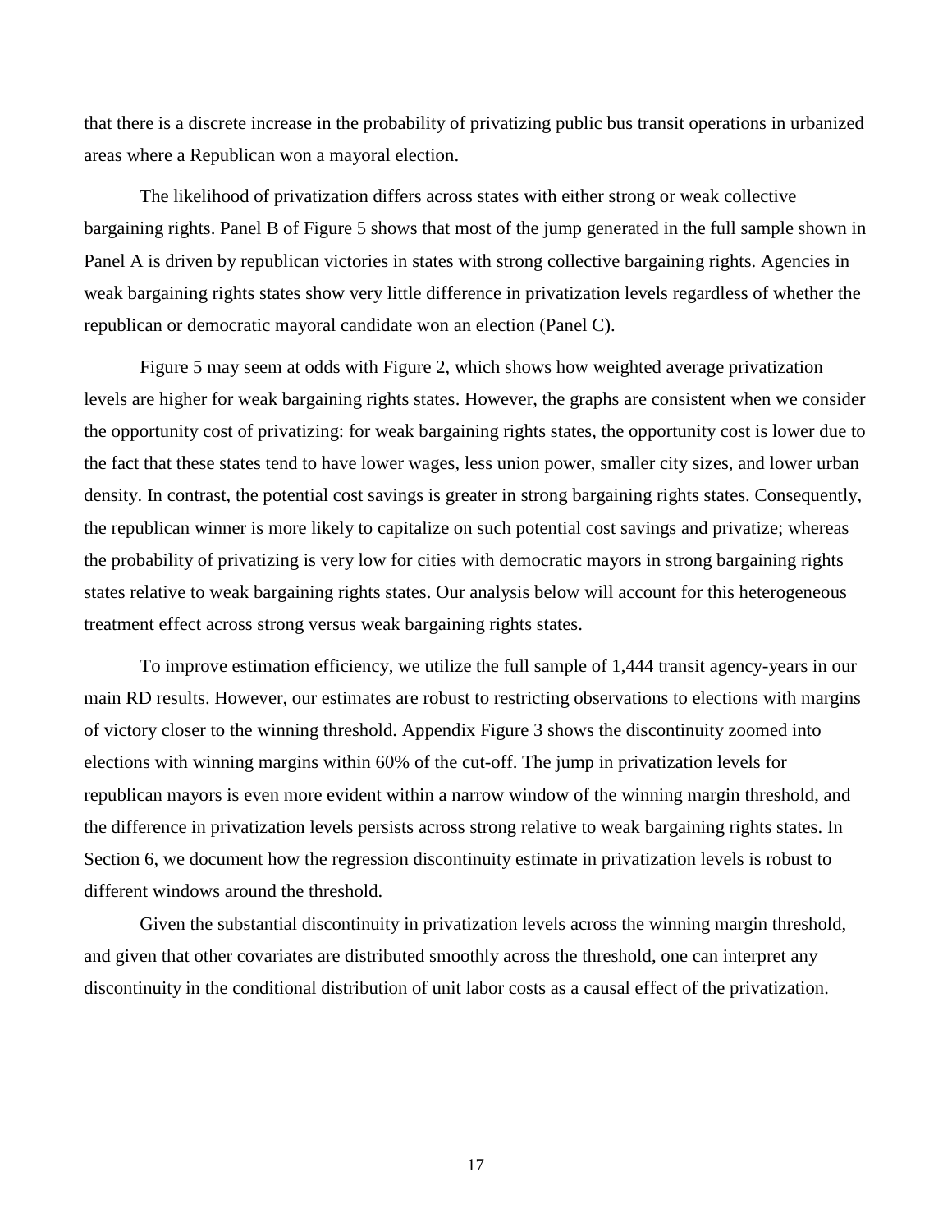that there is a discrete increase in the probability of privatizing public bus transit operations in urbanized areas where a Republican won a mayoral election.

The likelihood of privatization differs across states with either strong or weak collective bargaining rights. Panel B of Figure 5 shows that most of the jump generated in the full sample shown in Panel A is driven by republican victories in states with strong collective bargaining rights. Agencies in weak bargaining rights states show very little difference in privatization levels regardless of whether the republican or democratic mayoral candidate won an election (Panel C).

Figure 5 may seem at odds with Figure 2, which shows how weighted average privatization levels are higher for weak bargaining rights states. However, the graphs are consistent when we consider the opportunity cost of privatizing: for weak bargaining rights states, the opportunity cost is lower due to the fact that these states tend to have lower wages, less union power, smaller city sizes, and lower urban density. In contrast, the potential cost savings is greater in strong bargaining rights states. Consequently, the republican winner is more likely to capitalize on such potential cost savings and privatize; whereas the probability of privatizing is very low for cities with democratic mayors in strong bargaining rights states relative to weak bargaining rights states. Our analysis below will account for this heterogeneous treatment effect across strong versus weak bargaining rights states.

To improve estimation efficiency, we utilize the full sample of 1,444 transit agency-years in our main RD results. However, our estimates are robust to restricting observations to elections with margins of victory closer to the winning threshold. Appendix Figure 3 shows the discontinuity zoomed into elections with winning margins within 60% of the cut-off. The jump in privatization levels for republican mayors is even more evident within a narrow window of the winning margin threshold, and the difference in privatization levels persists across strong relative to weak bargaining rights states. In Section 6, we document how the regression discontinuity estimate in privatization levels is robust to different windows around the threshold.

Given the substantial discontinuity in privatization levels across the winning margin threshold, and given that other covariates are distributed smoothly across the threshold, one can interpret any discontinuity in the conditional distribution of unit labor costs as a causal effect of the privatization.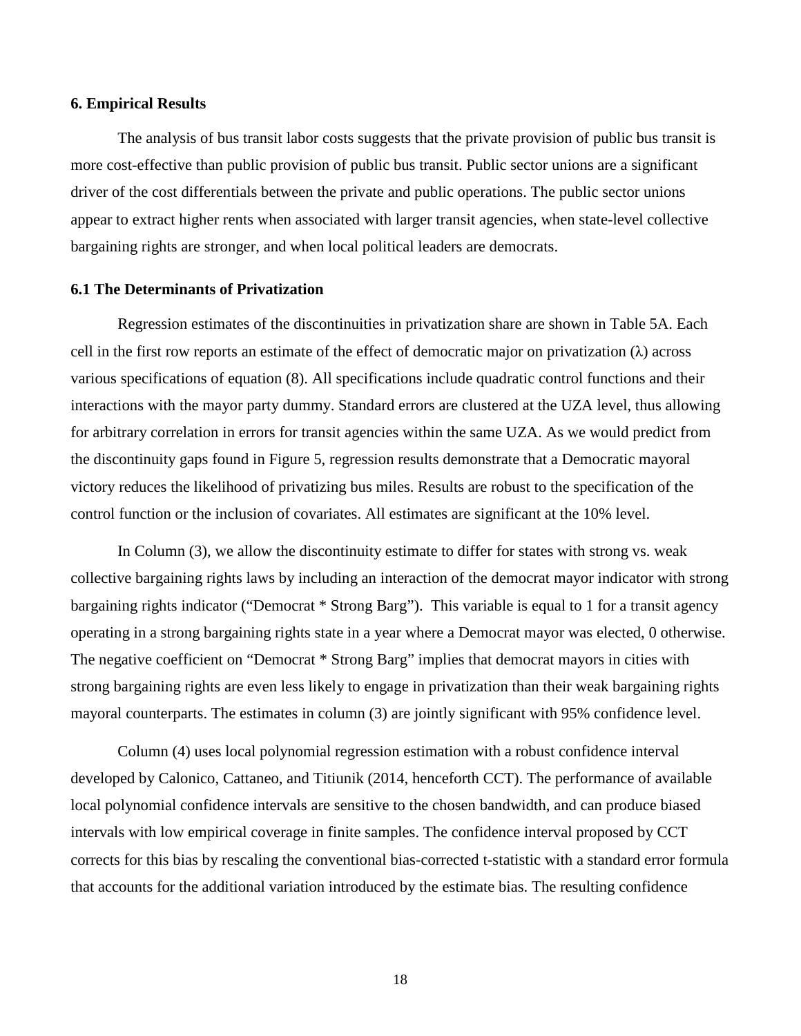### 6. Empirical Results

The analysis of bus transit labor costs suggests that the private provision of public bus transit is more cost-effective than public provision of public bus transit. Public sector unions are a significant driver of the cost differentials between the private and public operations. The public sector unions appear to extract higher rents when associated with larger transit agencies, when state-level collective bargaining rights are stronger, and when local political leaders are democrats.

### 6.1 The Determinants of Privatization

Regression estimates of the discontinuities in privatization share are shown in Table 5A. Each cell in the first row reports an estimate of the effect of democratic major on privatization ($\lambda$) across various specifications of equation (8). All specifications include quadratic control functions and their interactions with the mayor party dummy. Standard errors are clustered at the UZA level, thus allowing for arbitrary correlation in errors for transit agencies within the same UZA. As we would predict from the discontinuity gaps found in Figure 5, regression results demonstrate that a Democratic mayoral victory reduces the likelihood of privatizing bus miles. Results are robust to the specification of the control function or the inclusion of covariates. All estimates are significant at the 10% level.

In Column (3), we allow the discontinuity estimate to differ for states with strong vs. weak collective bargaining rights laws by including an interaction of the democrat mayor indicator with strong bargaining rights indicator ("Democrat * Strong Barg"). This variable is equal to 1 for a transit agency operating in a strong bargaining rights state in a year where a Democrat mayor was elected, 0 otherwise. The negative coefficient on "Democrat * Strong Barg" implies that democrat mayors in cities with strong bargaining rights are even less likely to engage in privatization than their weak bargaining rights mayoral counterparts. The estimates in column (3) are jointly significant with 95% confidence level.

Column (4) uses local polynomial regression estimation with a robust confidence interval developed by Calonico, Cattaneo, and Titiunik (2014, henceforth CCT). The performance of available local polynomial confidence intervals are sensitive to the chosen bandwidth, and can produce biased intervals with low empirical coverage in finite samples. The confidence interval proposed by CCT corrects for this bias by rescaling the conventional bias-corrected t-statistic with a standard error formula that accounts for the additional variation introduced by the estimate bias. The resulting confidence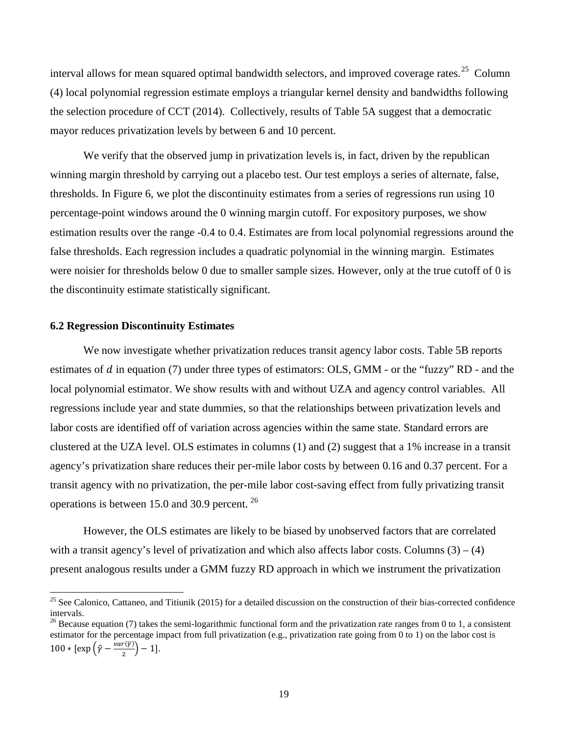interval allows for mean squared optimal bandwidth selectors, and improved coverage rates.[25] Column (4) local polynomial regression estimate employs a triangular kernel density and bandwidths following the selection procedure of CCT (2014). Collectively, results of Table 5A suggest that a democratic mayor reduces privatization levels by between 6 and 10 percent.

We verify that the observed jump in privatization levels is, in fact, driven by the republican winning margin threshold by carrying out a placebo test. Our test employs a series of alternate, false, thresholds. In Figure 6, we plot the discontinuity estimates from a series of regressions run using 10 percentage-point windows around the 0 winning margin cutoff. For expository purposes, we show estimation results over the range -0.4 to 0.4. Estimates are from local polynomial regressions around the false thresholds. Each regression includes a quadratic polynomial in the winning margin. Estimates were noisier for thresholds below 0 due to smaller sample sizes. However, only at the true cutoff of 0 is the discontinuity estimate statistically significant.

### 6.2 Regression Discontinuity Estimates

We now investigate whether privatization reduces transit agency labor costs. Table 5B reports estimates of $d$ in equation (7) under three types of estimators: OLS, GMM - or the "fuzzy" RD - and the local polynomial estimator. We show results with and without UZA and agency control variables. All regressions include year and state dummies, so that the relationships between privatization levels and labor costs are identified off of variation across agencies within the same state. Standard errors are clustered at the UZA level. OLS estimates in columns (1) and (2) suggest that a 1% increase in a transit agency's privatization share reduces their per-mile labor costs by between 0.16 and 0.37 percent. For a transit agency with no privatization, the per-mile labor cost-saving effect from fully privatizing transit operations is between 15.0 and 30.9 percent.[26]

However, the OLS estimates are likely to be biased by unobserved factors that are correlated with a transit agency's level of privatization and which also affects labor costs. Columns (3) – (4) present analogous results under a GMM fuzzy RD approach in which we instrument the privatization

---

[25] See Calonico, Cattaneo, and Titiunik (2015) for a detailed discussion on the construction of their bias-corrected confidence intervals.

[26] Because equation (7) takes the semi-logarithmic functional form and the privatization rate ranges from 0 to 1, a consistent estimator for the percentage impact from full privatization (e.g., privatization rate going from 0 to 1) on the labor cost is $100 * [\exp\left(\hat{\gamma} - \frac{var(\hat{\gamma})}{2}\right) - 1]$.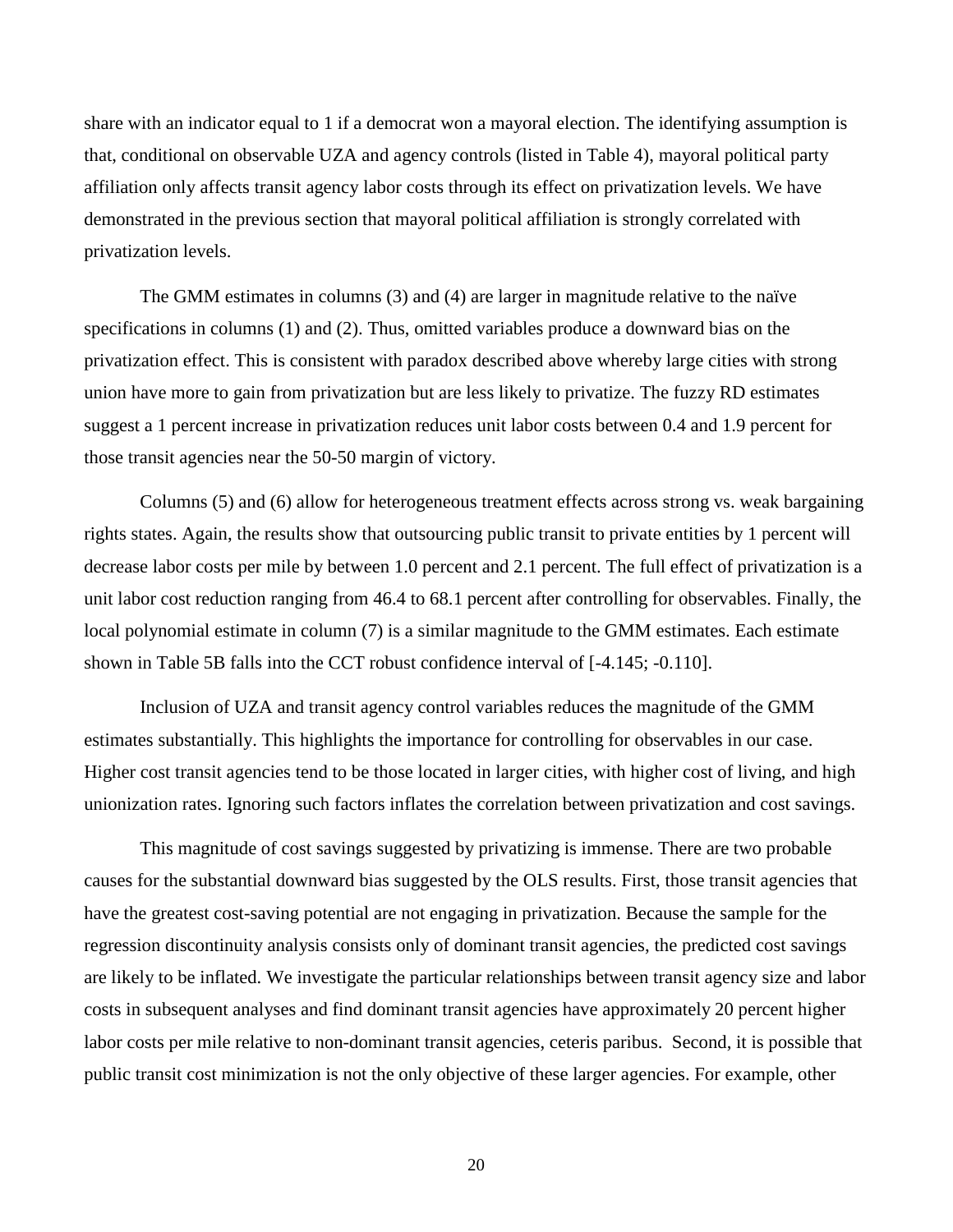share with an indicator equal to 1 if a democrat won a mayoral election. The identifying assumption is that, conditional on observable UZA and agency controls (listed in Table 4), mayoral political party affiliation only affects transit agency labor costs through its effect on privatization levels. We have demonstrated in the previous section that mayoral political affiliation is strongly correlated with privatization levels.

The GMM estimates in columns (3) and (4) are larger in magnitude relative to the naïve specifications in columns (1) and (2). Thus, omitted variables produce a downward bias on the privatization effect. This is consistent with paradox described above whereby large cities with strong union have more to gain from privatization but are less likely to privatize. The fuzzy RD estimates suggest a 1 percent increase in privatization reduces unit labor costs between 0.4 and 1.9 percent for those transit agencies near the 50-50 margin of victory.

Columns (5) and (6) allow for heterogeneous treatment effects across strong vs. weak bargaining rights states. Again, the results show that outsourcing public transit to private entities by 1 percent will decrease labor costs per mile by between 1.0 percent and 2.1 percent. The full effect of privatization is a unit labor cost reduction ranging from 46.4 to 68.1 percent after controlling for observables. Finally, the local polynomial estimate in column (7) is a similar magnitude to the GMM estimates. Each estimate shown in Table 5B falls into the CCT robust confidence interval of [-4.145; -0.110].

Inclusion of UZA and transit agency control variables reduces the magnitude of the GMM estimates substantially. This highlights the importance for controlling for observables in our case. Higher cost transit agencies tend to be those located in larger cities, with higher cost of living, and high unionization rates. Ignoring such factors inflates the correlation between privatization and cost savings.

This magnitude of cost savings suggested by privatizing is immense. There are two probable causes for the substantial downward bias suggested by the OLS results. First, those transit agencies that have the greatest cost-saving potential are not engaging in privatization. Because the sample for the regression discontinuity analysis consists only of dominant transit agencies, the predicted cost savings are likely to be inflated. We investigate the particular relationships between transit agency size and labor costs in subsequent analyses and find dominant transit agencies have approximately 20 percent higher labor costs per mile relative to non-dominant transit agencies, ceteris paribus. Second, it is possible that public transit cost minimization is not the only objective of these larger agencies. For example, other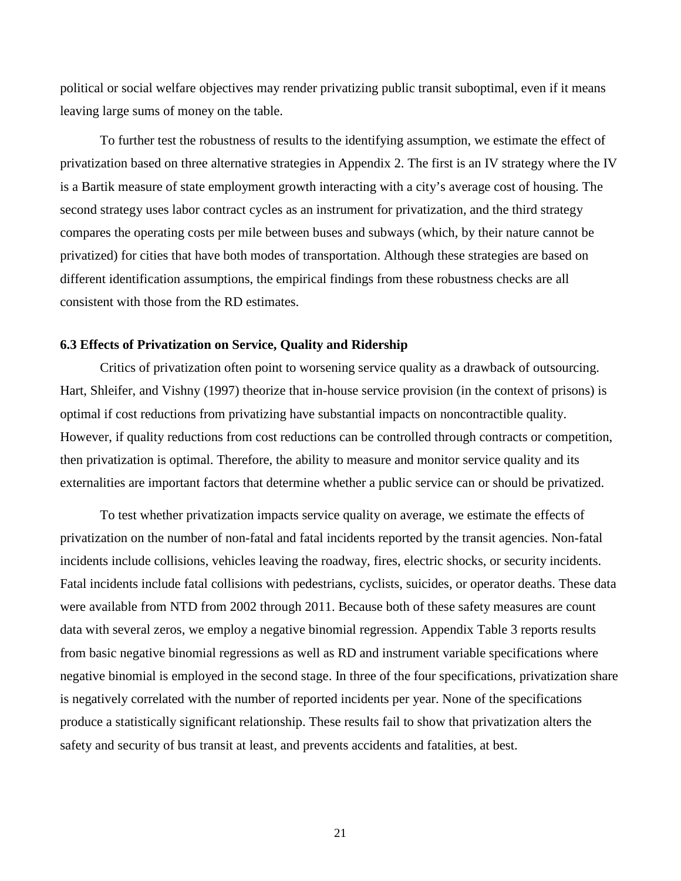political or social welfare objectives may render privatizing public transit suboptimal, even if it means leaving large sums of money on the table.

To further test the robustness of results to the identifying assumption, we estimate the effect of privatization based on three alternative strategies in Appendix 2. The first is an IV strategy where the IV is a Bartik measure of state employment growth interacting with a city's average cost of housing. The second strategy uses labor contract cycles as an instrument for privatization, and the third strategy compares the operating costs per mile between buses and subways (which, by their nature cannot be privatized) for cities that have both modes of transportation. Although these strategies are based on different identification assumptions, the empirical findings from these robustness checks are all consistent with those from the RD estimates.

### 6.3 Effects of Privatization on Service, Quality and Ridership

Critics of privatization often point to worsening service quality as a drawback of outsourcing. Hart, Shleifer, and Vishny (1997) theorize that in-house service provision (in the context of prisons) is optimal if cost reductions from privatizing have substantial impacts on noncontractible quality. However, if quality reductions from cost reductions can be controlled through contracts or competition, then privatization is optimal. Therefore, the ability to measure and monitor service quality and its externalities are important factors that determine whether a public service can or should be privatized.

To test whether privatization impacts service quality on average, we estimate the effects of privatization on the number of non-fatal and fatal incidents reported by the transit agencies. Non-fatal incidents include collisions, vehicles leaving the roadway, fires, electric shocks, or security incidents. Fatal incidents include fatal collisions with pedestrians, cyclists, suicides, or operator deaths. These data were available from NTD from 2002 through 2011. Because both of these safety measures are count data with several zeros, we employ a negative binomial regression. Appendix Table 3 reports results from basic negative binomial regressions as well as RD and instrument variable specifications where negative binomial is employed in the second stage. In three of the four specifications, privatization share is negatively correlated with the number of reported incidents per year. None of the specifications produce a statistically significant relationship. These results fail to show that privatization alters the safety and security of bus transit at least, and prevents accidents and fatalities, at best.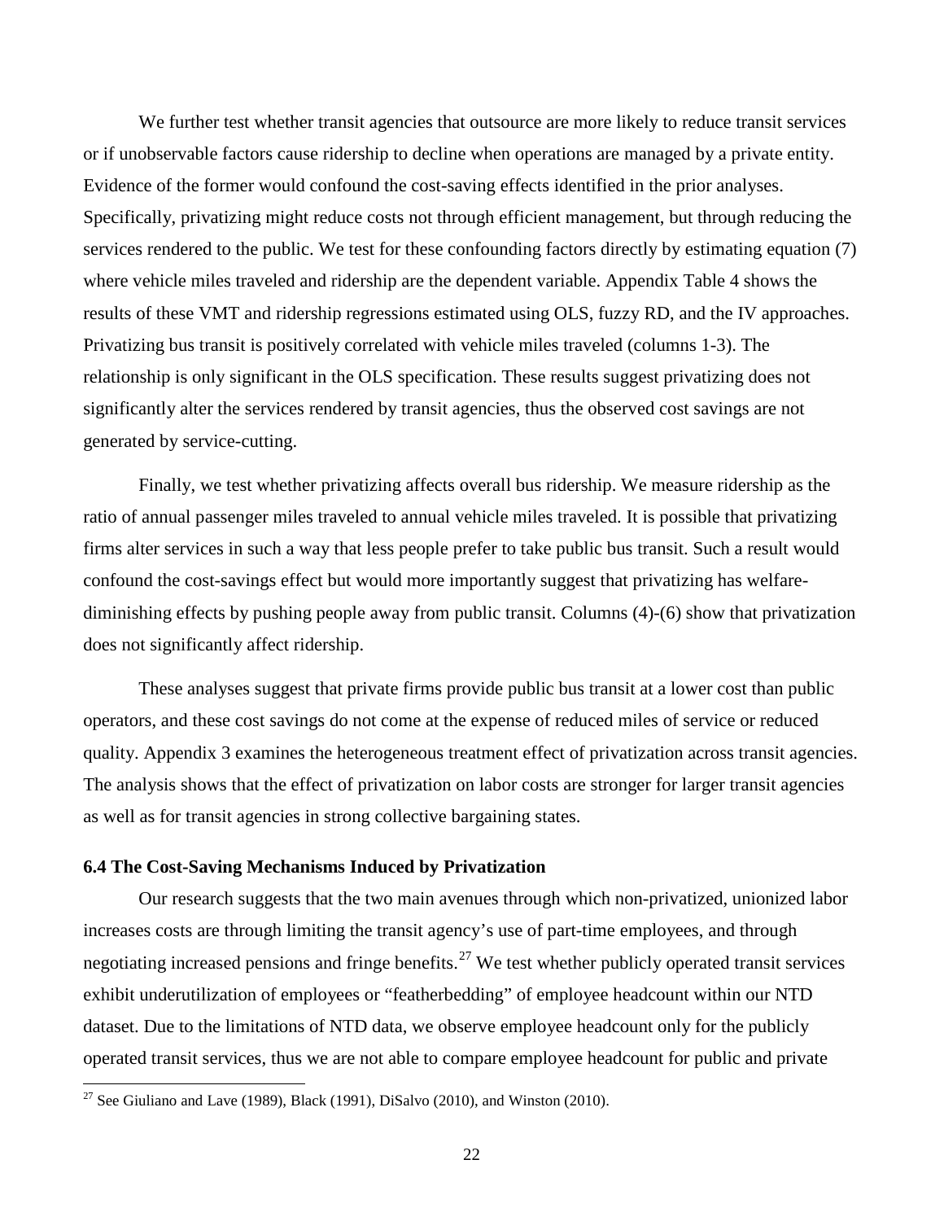We further test whether transit agencies that outsource are more likely to reduce transit services or if unobservable factors cause ridership to decline when operations are managed by a private entity. Evidence of the former would confound the cost-saving effects identified in the prior analyses. Specifically, privatizing might reduce costs not through efficient management, but through reducing the services rendered to the public. We test for these confounding factors directly by estimating equation (7) where vehicle miles traveled and ridership are the dependent variable. Appendix Table 4 shows the results of these VMT and ridership regressions estimated using OLS, fuzzy RD, and the IV approaches. Privatizing bus transit is positively correlated with vehicle miles traveled (columns 1-3). The relationship is only significant in the OLS specification. These results suggest privatizing does not significantly alter the services rendered by transit agencies, thus the observed cost savings are not generated by service-cutting.

Finally, we test whether privatizing affects overall bus ridership. We measure ridership as the ratio of annual passenger miles traveled to annual vehicle miles traveled. It is possible that privatizing firms alter services in such a way that less people prefer to take public bus transit. Such a result would confound the cost-savings effect but would more importantly suggest that privatizing has welfare-diminishing effects by pushing people away from public transit. Columns (4)-(6) show that privatization does not significantly affect ridership.

These analyses suggest that private firms provide public bus transit at a lower cost than public operators, and these cost savings do not come at the expense of reduced miles of service or reduced quality. Appendix 3 examines the heterogeneous treatment effect of privatization across transit agencies. The analysis shows that the effect of privatization on labor costs are stronger for larger transit agencies as well as for transit agencies in strong collective bargaining states.

### 6.4 The Cost-Saving Mechanisms Induced by Privatization

Our research suggests that the two main avenues through which non-privatized, unionized labor increases costs are through limiting the transit agency's use of part-time employees, and through negotiating increased pensions and fringe benefits.[27] We test whether publicly operated transit services exhibit underutilization of employees or "featherbedding" of employee headcount within our NTD dataset. Due to the limitations of NTD data, we observe employee headcount only for the publicly operated transit services, thus we are not able to compare employee headcount for public and private

[27] See Giuliano and Lave (1989), Black (1991), DiSalvo (2010), and Winston (2010).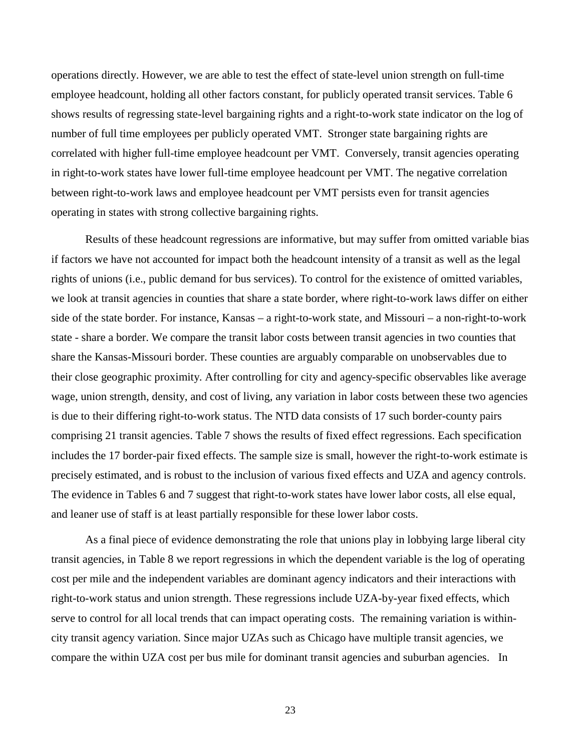operations directly. However, we are able to test the effect of state-level union strength on full-time employee headcount, holding all other factors constant, for publicly operated transit services. Table 6 shows results of regressing state-level bargaining rights and a right-to-work state indicator on the log of number of full time employees per publicly operated VMT. Stronger state bargaining rights are correlated with higher full-time employee headcount per VMT. Conversely, transit agencies operating in right-to-work states have lower full-time employee headcount per VMT. The negative correlation between right-to-work laws and employee headcount per VMT persists even for transit agencies operating in states with strong collective bargaining rights.

Results of these headcount regressions are informative, but may suffer from omitted variable bias if factors we have not accounted for impact both the headcount intensity of a transit as well as the legal rights of unions (i.e., public demand for bus services). To control for the existence of omitted variables, we look at transit agencies in counties that share a state border, where right-to-work laws differ on either side of the state border. For instance, Kansas – a right-to-work state, and Missouri – a non-right-to-work state - share a border. We compare the transit labor costs between transit agencies in two counties that share the Kansas-Missouri border. These counties are arguably comparable on unobservables due to their close geographic proximity. After controlling for city and agency-specific observables like average wage, union strength, density, and cost of living, any variation in labor costs between these two agencies is due to their differing right-to-work status. The NTD data consists of 17 such border-county pairs comprising 21 transit agencies. Table 7 shows the results of fixed effect regressions. Each specification includes the 17 border-pair fixed effects. The sample size is small, however the right-to-work estimate is precisely estimated, and is robust to the inclusion of various fixed effects and UZA and agency controls. The evidence in Tables 6 and 7 suggest that right-to-work states have lower labor costs, all else equal, and leaner use of staff is at least partially responsible for these lower labor costs.

As a final piece of evidence demonstrating the role that unions play in lobbying large liberal city transit agencies, in Table 8 we report regressions in which the dependent variable is the log of operating cost per mile and the independent variables are dominant agency indicators and their interactions with right-to-work status and union strength. These regressions include UZA-by-year fixed effects, which serve to control for all local trends that can impact operating costs. The remaining variation is within-city transit agency variation. Since major UZAs such as Chicago have multiple transit agencies, we compare the within UZA cost per bus mile for dominant transit agencies and suburban agencies. In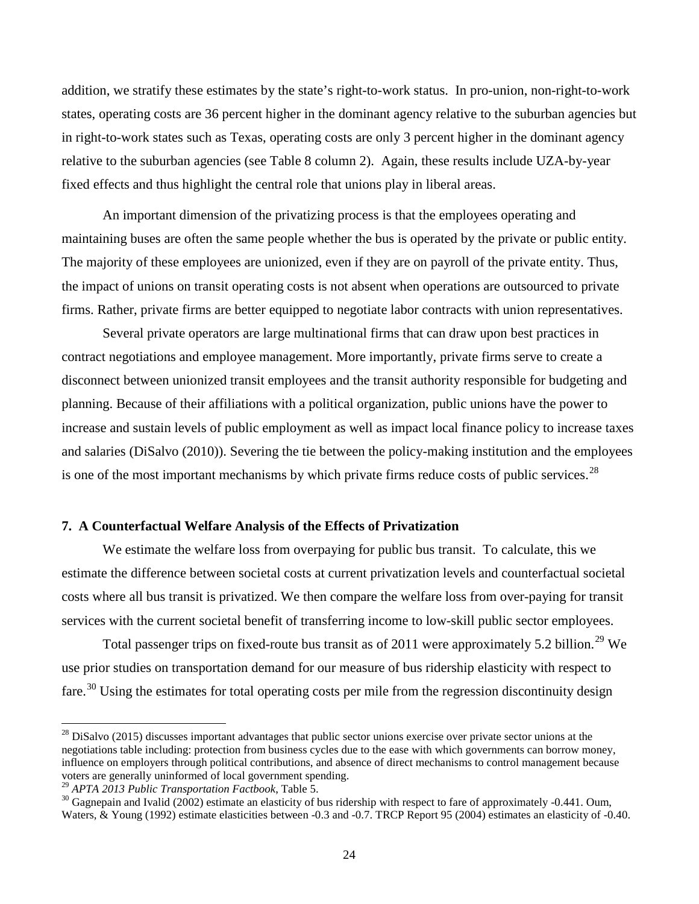addition, we stratify these estimates by the state's right-to-work status. In pro-union, non-right-to-work states, operating costs are 36 percent higher in the dominant agency relative to the suburban agencies but in right-to-work states such as Texas, operating costs are only 3 percent higher in the dominant agency relative to the suburban agencies (see Table 8 column 2). Again, these results include UZA-by-year fixed effects and thus highlight the central role that unions play in liberal areas.

An important dimension of the privatizing process is that the employees operating and maintaining buses are often the same people whether the bus is operated by the private or public entity. The majority of these employees are unionized, even if they are on payroll of the private entity. Thus, the impact of unions on transit operating costs is not absent when operations are outsourced to private firms. Rather, private firms are better equipped to negotiate labor contracts with union representatives.

Several private operators are large multinational firms that can draw upon best practices in contract negotiations and employee management. More importantly, private firms serve to create a disconnect between unionized transit employees and the transit authority responsible for budgeting and planning. Because of their affiliations with a political organization, public unions have the power to increase and sustain levels of public employment as well as impact local finance policy to increase taxes and salaries (DiSalvo (2010)). Severing the tie between the policy-making institution and the employees is one of the most important mechanisms by which private firms reduce costs of public services.[28]

## 7. A Counterfactual Welfare Analysis of the Effects of Privatization

We estimate the welfare loss from overpaying for public bus transit. To calculate, this we estimate the difference between societal costs at current privatization levels and counterfactual societal costs where all bus transit is privatized. We then compare the welfare loss from over-paying for transit services with the current societal benefit of transferring income to low-skill public sector employees.

Total passenger trips on fixed-route bus transit as of 2011 were approximately 5.2 billion.[29] We use prior studies on transportation demand for our measure of bus ridership elasticity with respect to fare.[30] Using the estimates for total operating costs per mile from the regression discontinuity design

---

[28] DiSalvo (2015) discusses important advantages that public sector unions exercise over private sector unions at the negotiations table including: protection from business cycles due to the ease with which governments can borrow money, influence on employers through political contributions, and absence of direct mechanisms to control management because voters are generally uninformed of local government spending.

[29] *APTA 2013 Public Transportation Factbook*, Table 5.

[30] Gagnepain and Ivalid (2002) estimate an elasticity of bus ridership with respect to fare of approximately -0.441. Oum, Waters, & Young (1992) estimate elasticities between -0.3 and -0.7. TRCP Report 95 (2004) estimates an elasticity of -0.40.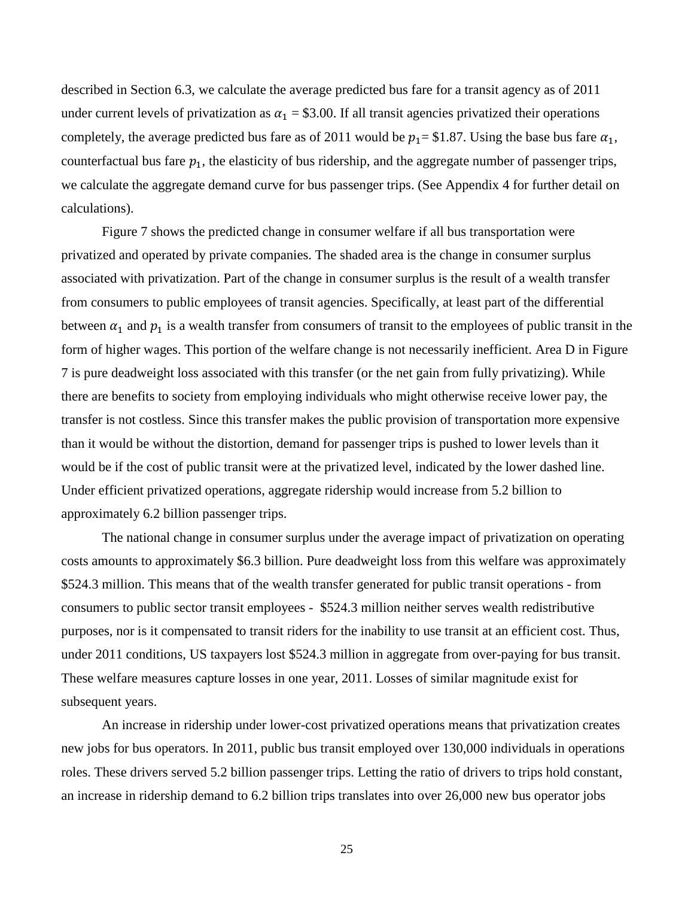described in Section 6.3, we calculate the average predicted bus fare for a transit agency as of 2011 under current levels of privatization as $\alpha_1$ = \$3.00. If all transit agencies privatized their operations completely, the average predicted bus fare as of 2011 would be $p_1$= \$1.87. Using the base bus fare $\alpha_1$, counterfactual bus fare $p_1$, the elasticity of bus ridership, and the aggregate number of passenger trips, we calculate the aggregate demand curve for bus passenger trips. (See Appendix 4 for further detail on calculations).

Figure 7 shows the predicted change in consumer welfare if all bus transportation were privatized and operated by private companies. The shaded area is the change in consumer surplus associated with privatization. Part of the change in consumer surplus is the result of a wealth transfer from consumers to public employees of transit agencies. Specifically, at least part of the differential between $\alpha_1$ and $p_1$ is a wealth transfer from consumers of transit to the employees of public transit in the form of higher wages. This portion of the welfare change is not necessarily inefficient. Area D in Figure 7 is pure deadweight loss associated with this transfer (or the net gain from fully privatizing). While there are benefits to society from employing individuals who might otherwise receive lower pay, the transfer is not costless. Since this transfer makes the public provision of transportation more expensive than it would be without the distortion, demand for passenger trips is pushed to lower levels than it would be if the cost of public transit were at the privatized level, indicated by the lower dashed line. Under efficient privatized operations, aggregate ridership would increase from 5.2 billion to approximately 6.2 billion passenger trips.

The national change in consumer surplus under the average impact of privatization on operating costs amounts to approximately \$6.3 billion. Pure deadweight loss from this welfare was approximately \$524.3 million. This means that of the wealth transfer generated for public transit operations - from consumers to public sector transit employees - \$524.3 million neither serves wealth redistributive purposes, nor is it compensated to transit riders for the inability to use transit at an efficient cost. Thus, under 2011 conditions, US taxpayers lost \$524.3 million in aggregate from over-paying for bus transit. These welfare measures capture losses in one year, 2011. Losses of similar magnitude exist for subsequent years.

An increase in ridership under lower-cost privatized operations means that privatization creates new jobs for bus operators. In 2011, public bus transit employed over 130,000 individuals in operations roles. These drivers served 5.2 billion passenger trips. Letting the ratio of drivers to trips hold constant, an increase in ridership demand to 6.2 billion trips translates into over 26,000 new bus operator jobs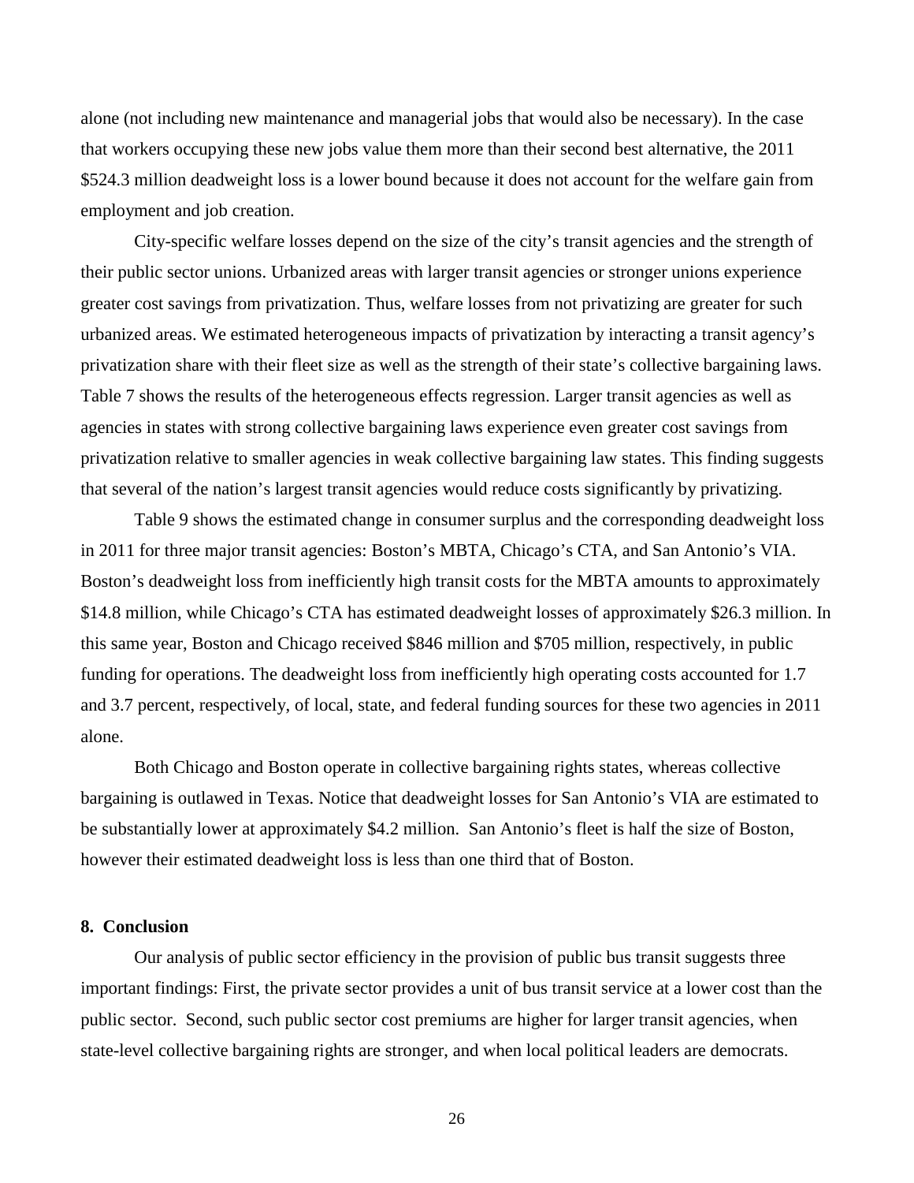alone (not including new maintenance and managerial jobs that would also be necessary). In the case that workers occupying these new jobs value them more than their second best alternative, the 2011 $524.3 million deadweight loss is a lower bound because it does not account for the welfare gain from employment and job creation.

City-specific welfare losses depend on the size of the city's transit agencies and the strength of their public sector unions. Urbanized areas with larger transit agencies or stronger unions experience greater cost savings from privatization. Thus, welfare losses from not privatizing are greater for such urbanized areas. We estimated heterogeneous impacts of privatization by interacting a transit agency's privatization share with their fleet size as well as the strength of their state's collective bargaining laws. Table 7 shows the results of the heterogeneous effects regression. Larger transit agencies as well as agencies in states with strong collective bargaining laws experience even greater cost savings from privatization relative to smaller agencies in weak collective bargaining law states. This finding suggests that several of the nation's largest transit agencies would reduce costs significantly by privatizing.

Table 9 shows the estimated change in consumer surplus and the corresponding deadweight loss in 2011 for three major transit agencies: Boston's MBTA, Chicago's CTA, and San Antonio's VIA. Boston's deadweight loss from inefficiently high transit costs for the MBTA amounts to approximately $14.8 million, while Chicago's CTA has estimated deadweight losses of approximately $26.3 million. In this same year, Boston and Chicago received $846 million and $705 million, respectively, in public funding for operations. The deadweight loss from inefficiently high operating costs accounted for 1.7 and 3.7 percent, respectively, of local, state, and federal funding sources for these two agencies in 2011 alone.

Both Chicago and Boston operate in collective bargaining rights states, whereas collective bargaining is outlawed in Texas. Notice that deadweight losses for San Antonio's VIA are estimated to be substantially lower at approximately $4.2 million. San Antonio's fleet is half the size of Boston, however their estimated deadweight loss is less than one third that of Boston.

## 8. Conclusion

Our analysis of public sector efficiency in the provision of public bus transit suggests three important findings: First, the private sector provides a unit of bus transit service at a lower cost than the public sector. Second, such public sector cost premiums are higher for larger transit agencies, when state-level collective bargaining rights are stronger, and when local political leaders are democrats.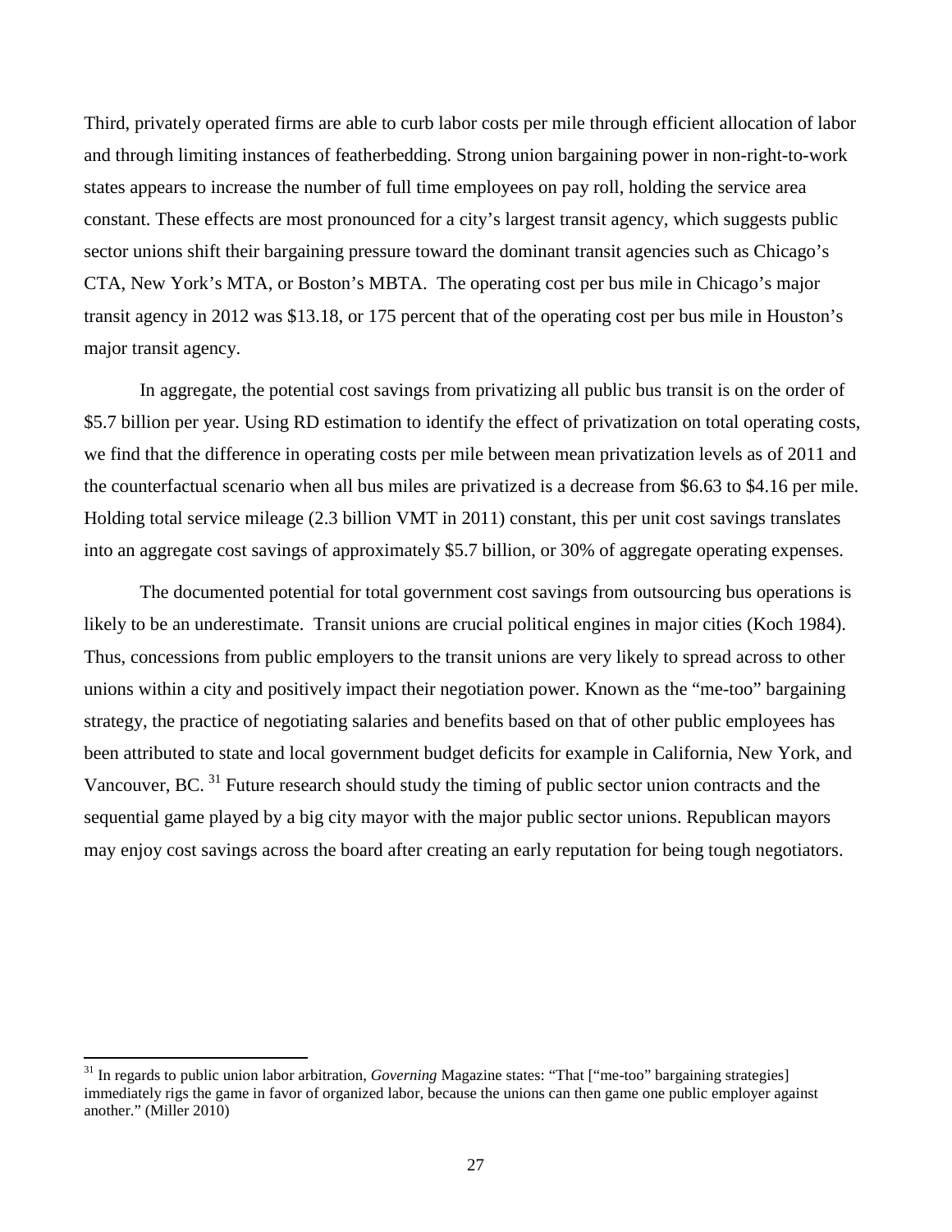Third, privately operated firms are able to curb labor costs per mile through efficient allocation of labor and through limiting instances of featherbedding. Strong union bargaining power in non-right-to-work states appears to increase the number of full time employees on pay roll, holding the service area constant. These effects are most pronounced for a city's largest transit agency, which suggests public sector unions shift their bargaining pressure toward the dominant transit agencies such as Chicago's CTA, New York's MTA, or Boston's MBTA. The operating cost per bus mile in Chicago's major transit agency in 2012 was $13.18, or 175 percent that of the operating cost per bus mile in Houston's major transit agency.

In aggregate, the potential cost savings from privatizing all public bus transit is on the order of $5.7 billion per year. Using RD estimation to identify the effect of privatization on total operating costs, we find that the difference in operating costs per mile between mean privatization levels as of 2011 and the counterfactual scenario when all bus miles are privatized is a decrease from $6.63 to $4.16 per mile. Holding total service mileage (2.3 billion VMT in 2011) constant, this per unit cost savings translates into an aggregate cost savings of approximately $5.7 billion, or 30% of aggregate operating expenses.

The documented potential for total government cost savings from outsourcing bus operations is likely to be an underestimate. Transit unions are crucial political engines in major cities (Koch 1984). Thus, concessions from public employers to the transit unions are very likely to spread across to other unions within a city and positively impact their negotiation power. Known as the "me-too" bargaining strategy, the practice of negotiating salaries and benefits based on that of other public employees has been attributed to state and local government budget deficits for example in California, New York, and Vancouver, BC. [31] Future research should study the timing of public sector union contracts and the sequential game played by a big city mayor with the major public sector unions. Republican mayors may enjoy cost savings across the board after creating an early reputation for being tough negotiators.

[31] In regards to public union labor arbitration, *Governing* Magazine states: "That ["me-too" bargaining strategies] immediately rigs the game in favor of organized labor, because the unions can then game one public employer against another." (Miller 2010)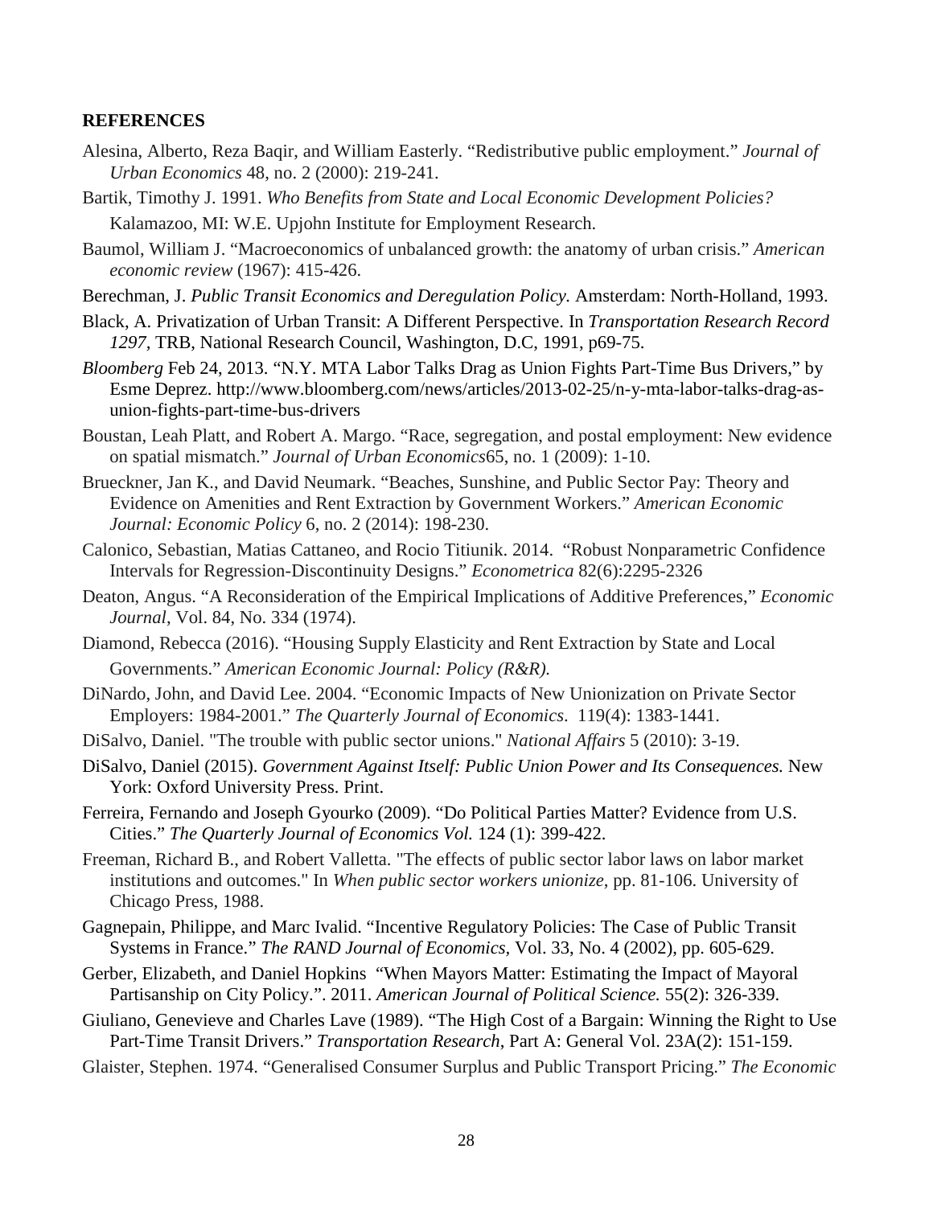**REFERENCES**

Alesina, Alberto, Reza Baqir, and William Easterly. “Redistributive public employment.” *Journal of Urban Economics* 48, no. 2 (2000): 219-241.

Bartik, Timothy J. 1991. *Who Benefits from State and Local Economic Development Policies?* Kalamazoo, MI: W.E. Upjohn Institute for Employment Research.

Baumol, William J. “Macroeconomics of unbalanced growth: the anatomy of urban crisis.” *American economic review* (1967): 415-426.

Berechman, J. *Public Transit Economics and Deregulation Policy.* Amsterdam: North-Holland, 1993.

Black, A. Privatization of Urban Transit: A Different Perspective. In *Transportation Research Record 1297*, TRB, National Research Council, Washington, D.C, 1991, p69-75.

*Bloomberg* Feb 24, 2013. “N.Y. MTA Labor Talks Drag as Union Fights Part-Time Bus Drivers,” by Esme Deprez. http://www.bloomberg.com/news/articles/2013-02-25/n-y-mta-labor-talks-drag-as-union-fights-part-time-bus-drivers

Boustan, Leah Platt, and Robert A. Margo. “Race, segregation, and postal employment: New evidence on spatial mismatch.” *Journal of Urban Economics*65, no. 1 (2009): 1-10.

Brueckner, Jan K., and David Neumark. “Beaches, Sunshine, and Public Sector Pay: Theory and Evidence on Amenities and Rent Extraction by Government Workers.” *American Economic Journal: Economic Policy* 6, no. 2 (2014): 198-230.

Calonico, Sebastian, Matias Cattaneo, and Rocio Titiunik. 2014. “Robust Nonparametric Confidence Intervals for Regression-Discontinuity Designs.” *Econometrica* 82(6):2295-2326

Deaton, Angus. “A Reconsideration of the Empirical Implications of Additive Preferences,” *Economic Journal*, Vol. 84, No. 334 (1974).

Diamond, Rebecca (2016). “Housing Supply Elasticity and Rent Extraction by State and Local Governments.” *American Economic Journal: Policy (R&R).*

DiNardo, John, and David Lee. 2004. “Economic Impacts of New Unionization on Private Sector Employers: 1984-2001.” *The Quarterly Journal of Economics*. 119(4): 1383-1441.

DiSalvo, Daniel. "The trouble with public sector unions." *National Affairs* 5 (2010): 3-19.

DiSalvo, Daniel (2015). *Government Against Itself: Public Union Power and Its Consequences.* New York: Oxford University Press. Print.

Ferreira, Fernando and Joseph Gyourko (2009). “Do Political Parties Matter? Evidence from U.S. Cities.” *The Quarterly Journal of Economics Vol.* 124 (1): 399-422.

Freeman, Richard B., and Robert Valletta. "The effects of public sector labor laws on labor market institutions and outcomes." In *When public sector workers unionize*, pp. 81-106. University of Chicago Press, 1988.

Gagnepain, Philippe, and Marc Ivalid. “Incentive Regulatory Policies: The Case of Public Transit Systems in France.” *The RAND Journal of Economics*, Vol. 33, No. 4 (2002), pp. 605-629.

Gerber, Elizabeth, and Daniel Hopkins “When Mayors Matter: Estimating the Impact of Mayoral Partisanship on City Policy.”. 2011. *American Journal of Political Science.* 55(2): 326-339.

Giuliano, Genevieve and Charles Lave (1989). “The High Cost of a Bargain: Winning the Right to Use Part-Time Transit Drivers.” *Transportation Research*, Part A: General Vol. 23A(2): 151-159.

Glaister, Stephen. 1974. “Generalised Consumer Surplus and Public Transport Pricing.” *The Economic*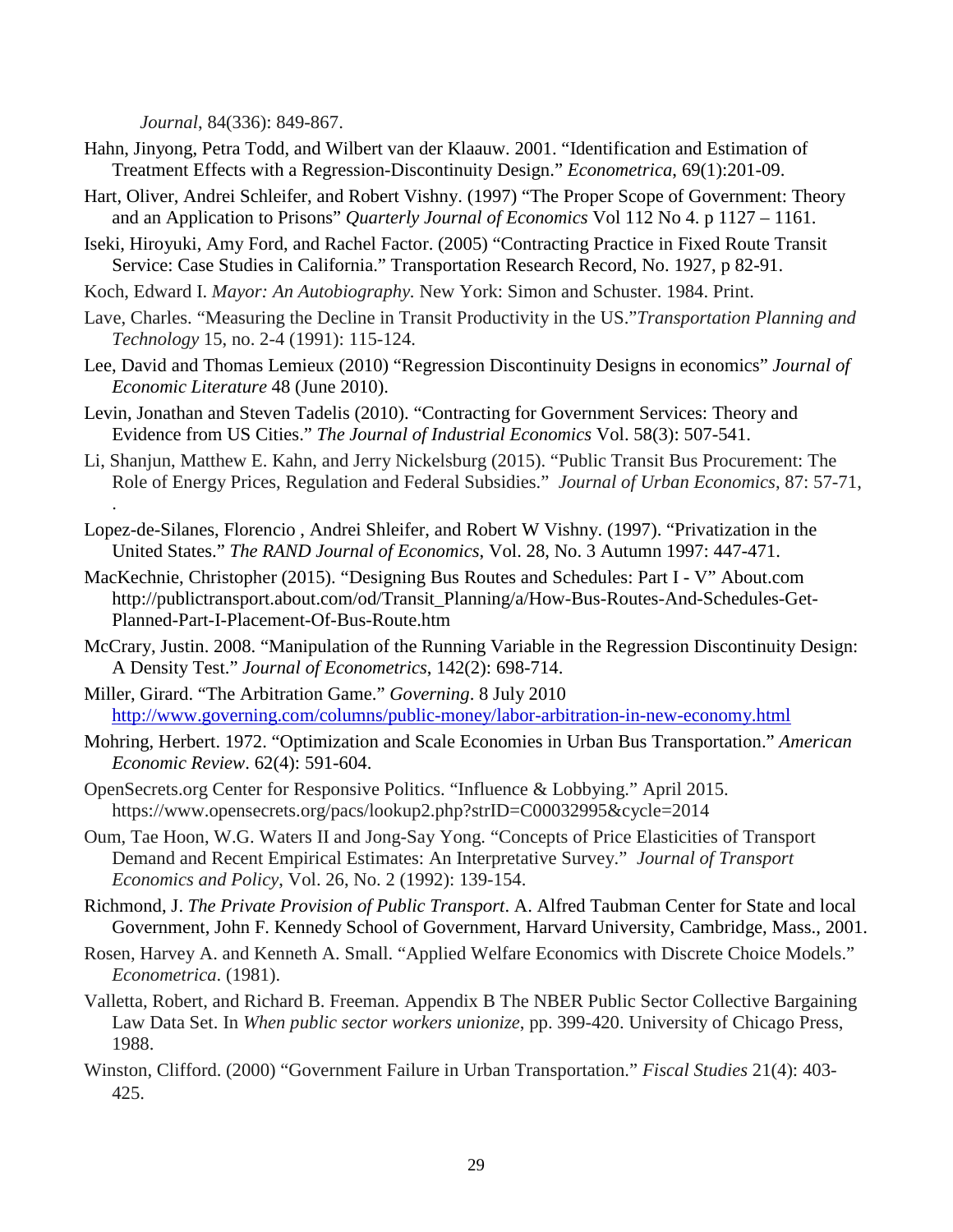*Journal*, 84(336): 849-867.

Hahn, Jinyong, Petra Todd, and Wilbert van der Klaauw. 2001. "Identification and Estimation of Treatment Effects with a Regression-Discontinuity Design." *Econometrica*, 69(1):201-09.

Hart, Oliver, Andrei Schleifer, and Robert Vishny. (1997) "The Proper Scope of Government: Theory and an Application to Prisons" *Quarterly Journal of Economics* Vol 112 No 4. p 1127 – 1161.

Iseki, Hiroyuki, Amy Ford, and Rachel Factor. (2005) "Contracting Practice in Fixed Route Transit Service: Case Studies in California." Transportation Research Record, No. 1927, p 82-91.

Koch, Edward I. *Mayor: An Autobiography*. New York: Simon and Schuster. 1984. Print.

Lave, Charles. "Measuring the Decline in Transit Productivity in the US."*Transportation Planning and Technology* 15, no. 2-4 (1991): 115-124.

Lee, David and Thomas Lemieux (2010) "Regression Discontinuity Designs in economics" *Journal of Economic Literature* 48 (June 2010).

Levin, Jonathan and Steven Tadelis (2010). "Contracting for Government Services: Theory and Evidence from US Cities." *The Journal of Industrial Economics* Vol. 58(3): 507-541.

Li, Shanjun, Matthew E. Kahn, and Jerry Nickelsburg (2015). "Public Transit Bus Procurement: The Role of Energy Prices, Regulation and Federal Subsidies." *Journal of Urban Economics*, 87: 57-71, .

Lopez-de-Silanes, Florencio , Andrei Shleifer, and Robert W Vishny. (1997). "Privatization in the United States." *The RAND Journal of Economics*, Vol. 28, No. 3 Autumn 1997: 447-471.

MacKechnie, Christopher (2015). "Designing Bus Routes and Schedules: Part I - V" About.com http://publictransport.about.com/od/Transit_Planning/a/How-Bus-Routes-And-Schedules-Get-Planned-Part-I-Placement-Of-Bus-Route.htm

McCrary, Justin. 2008. "Manipulation of the Running Variable in the Regression Discontinuity Design: A Density Test." *Journal of Econometrics*, 142(2): 698-714.

Miller, Girard. "The Arbitration Game." *Governing*. 8 July 2010 http://www.governing.com/columns/public-money/labor-arbitration-in-new-economy.html

Mohring, Herbert. 1972. "Optimization and Scale Economies in Urban Bus Transportation." *American Economic Review*. 62(4): 591-604.

OpenSecrets.org Center for Responsive Politics. "Influence & Lobbying." April 2015. https://www.opensecrets.org/pacs/lookup2.php?strID=C00032995&cycle=2014

Oum, Tae Hoon, W.G. Waters II and Jong-Say Yong. "Concepts of Price Elasticities of Transport Demand and Recent Empirical Estimates: An Interpretative Survey." *Journal of Transport Economics and Policy*, Vol. 26, No. 2 (1992): 139-154.

Richmond, J. *The Private Provision of Public Transport*. A. Alfred Taubman Center for State and local Government, John F. Kennedy School of Government, Harvard University, Cambridge, Mass., 2001.

Rosen, Harvey A. and Kenneth A. Small. "Applied Welfare Economics with Discrete Choice Models." *Econometrica*. (1981).

Valletta, Robert, and Richard B. Freeman. Appendix B The NBER Public Sector Collective Bargaining Law Data Set. In *When public sector workers unionize*, pp. 399-420. University of Chicago Press, 1988.

Winston, Clifford. (2000) "Government Failure in Urban Transportation." *Fiscal Studies* 21(4): 403-425.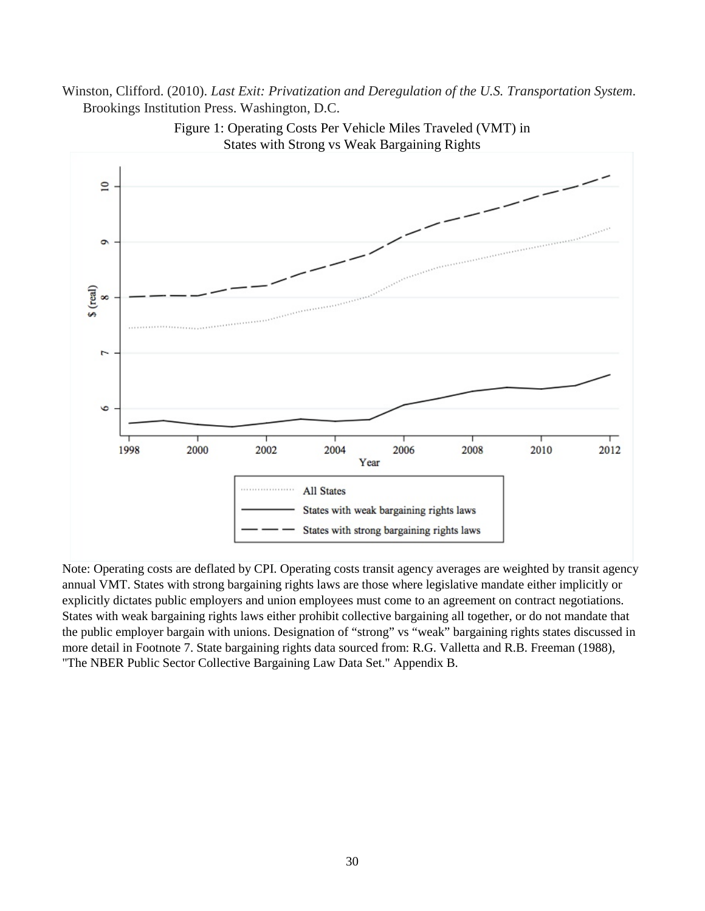Winston, Clifford. (2010). *Last Exit: Privatization and Deregulation of the U.S. Transportation System*. Brookings Institution Press. Washington, D.C.

Figure 1: Operating Costs Per Vehicle Miles Traveled (VMT) in States with Strong vs Weak Bargaining Rights

Note: Operating costs are deflated by CPI. Operating costs transit agency averages are weighted by transit agency annual VMT. States with strong bargaining rights laws are those where legislative mandate either implicitly or explicitly dictates public employers and union employees must come to an agreement on contract negotiations. States with weak bargaining rights laws either prohibit collective bargaining all together, or do not mandate that the public employer bargain with unions. Designation of "strong" vs "weak" bargaining rights states discussed in more detail in Footnote 7. State bargaining rights data sourced from: R.G. Valletta and R.B. Freeman (1988), "The NBER Public Sector Collective Bargaining Law Data Set." Appendix B.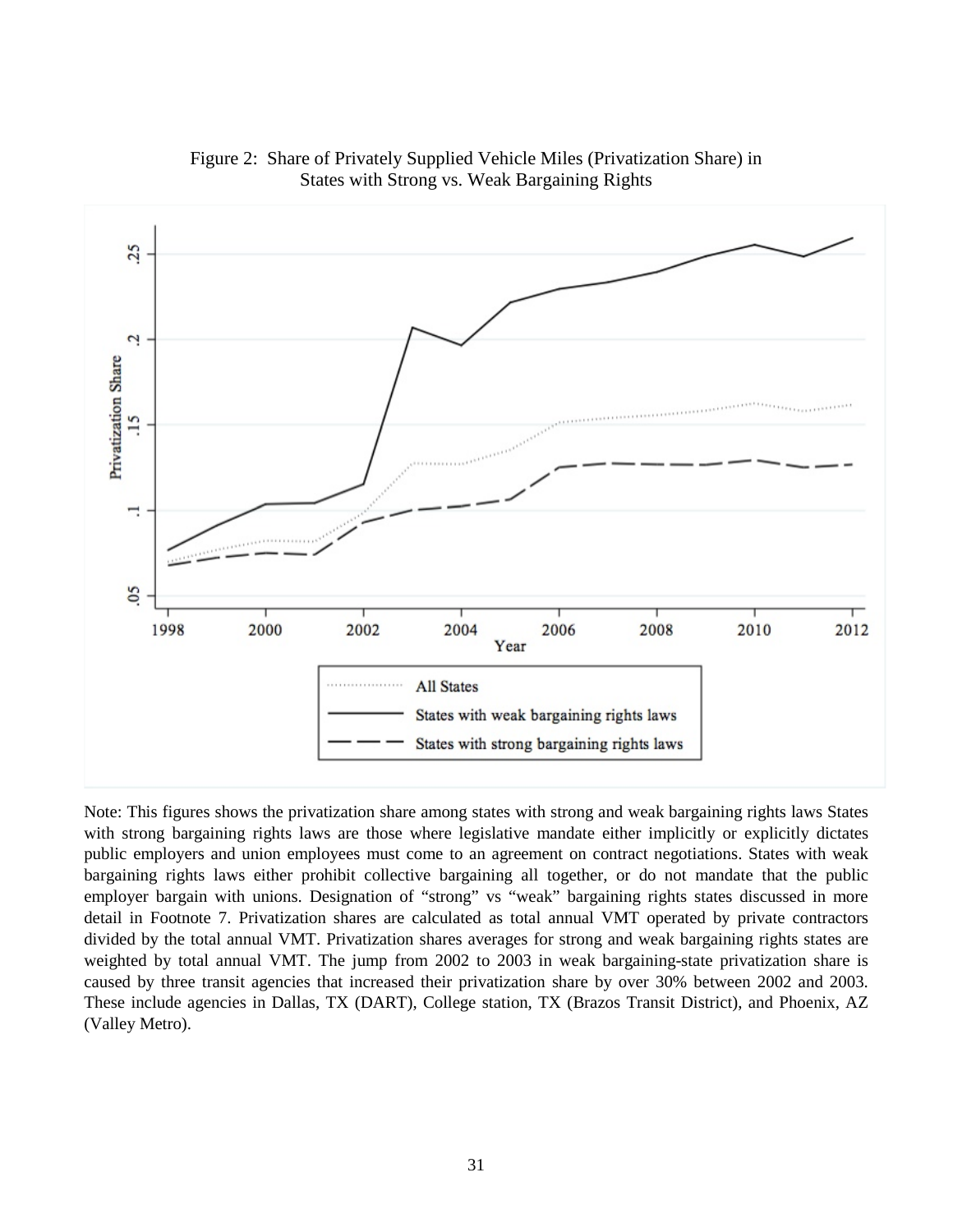Figure 2: Share of Privately Supplied Vehicle Miles (Privatization Share) in States with Strong vs. Weak Bargaining Rights

Note: This figures shows the privatization share among states with strong and weak bargaining rights laws States with strong bargaining rights laws are those where legislative mandate either implicitly or explicitly dictates public employers and union employees must come to an agreement on contract negotiations. States with weak bargaining rights laws either prohibit collective bargaining all together, or do not mandate that the public employer bargain with unions. Designation of "strong" vs "weak" bargaining rights states discussed in more detail in Footnote 7. Privatization shares are calculated as total annual VMT operated by private contractors divided by the total annual VMT. Privatization shares averages for strong and weak bargaining rights states are weighted by total annual VMT. The jump from 2002 to 2003 in weak bargaining-state privatization share is caused by three transit agencies that increased their privatization share by over 30% between 2002 and 2003. These include agencies in Dallas, TX (DART), College station, TX (Brazos Transit District), and Phoenix, AZ (Valley Metro).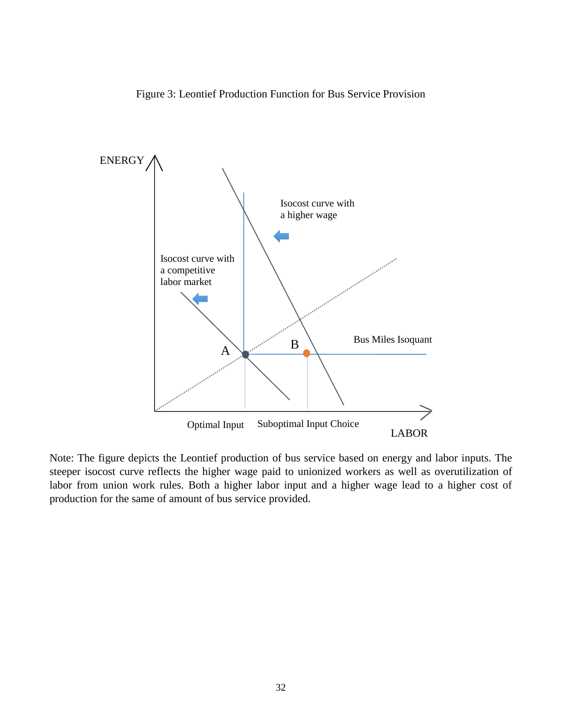Figure 3: Leontief Production Function for Bus Service Provision

Note: The figure depicts the Leontief production of bus service based on energy and labor inputs. The steeper isocost curve reflects the higher wage paid to unionized workers as well as overutilization of labor from union work rules. Both a higher labor input and a higher wage lead to a higher cost of production for the same of amount of bus service provided.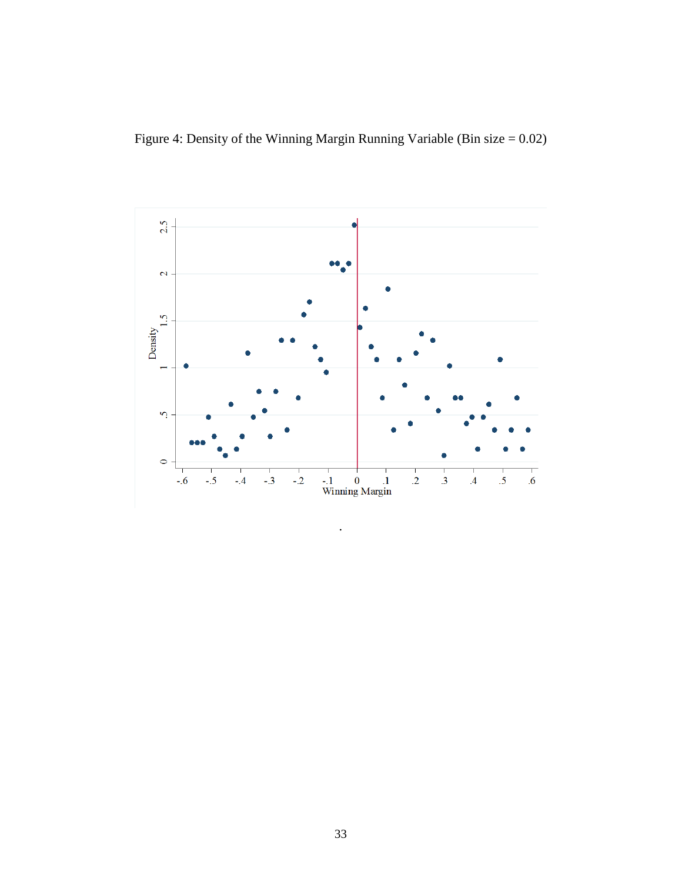Figure 4: Density of the Winning Margin Running Variable (Bin size = 0.02)

.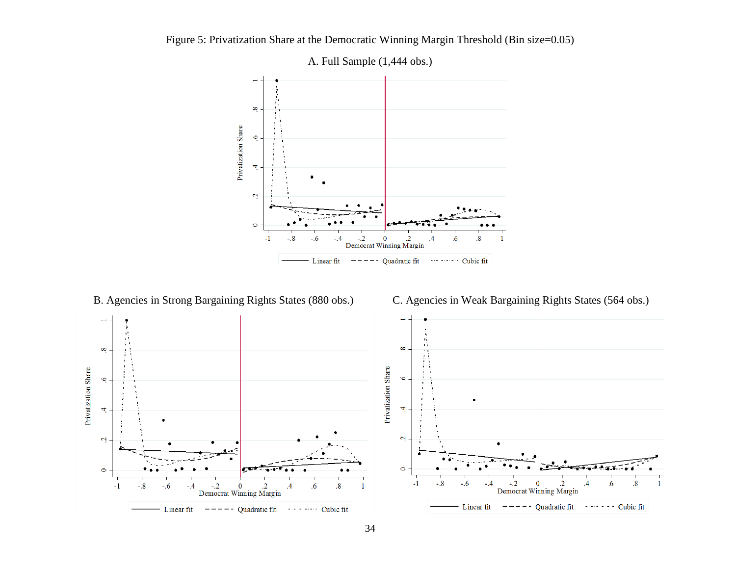Figure 5: Privatization Share at the Democratic Winning Margin Threshold (Bin size=0.05)

A. Full Sample (1,444 obs.)

B. Agencies in Strong Bargaining Rights States (880 obs.)

C. Agencies in Weak Bargaining Rights States (564 obs.)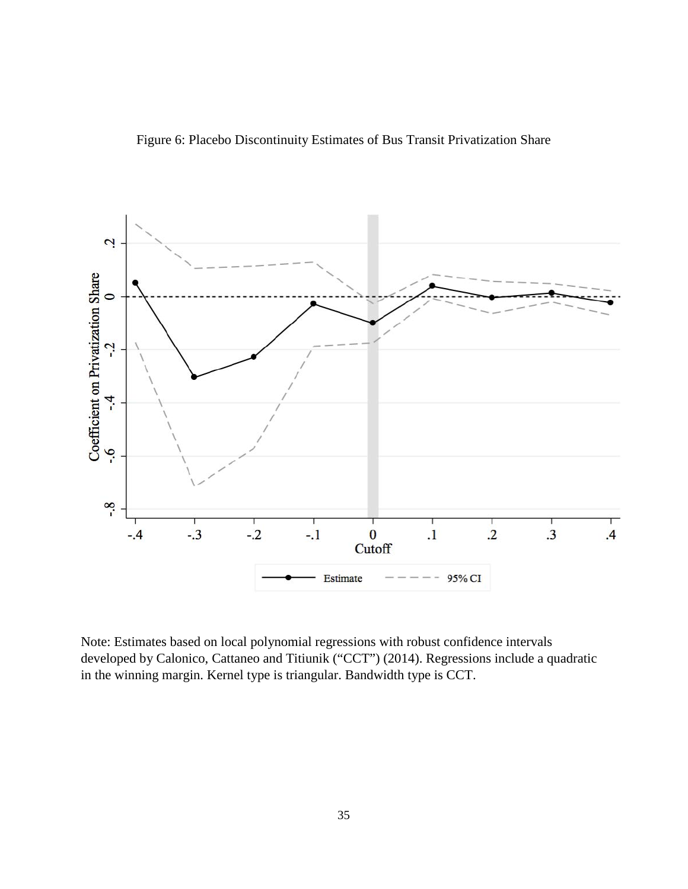Figure 6: Placebo Discontinuity Estimates of Bus Transit Privatization Share

Note: Estimates based on local polynomial regressions with robust confidence intervals developed by Calonico, Cattaneo and Titiunik ("CCT") (2014). Regressions include a quadratic in the winning margin. Kernel type is triangular. Bandwidth type is CCT.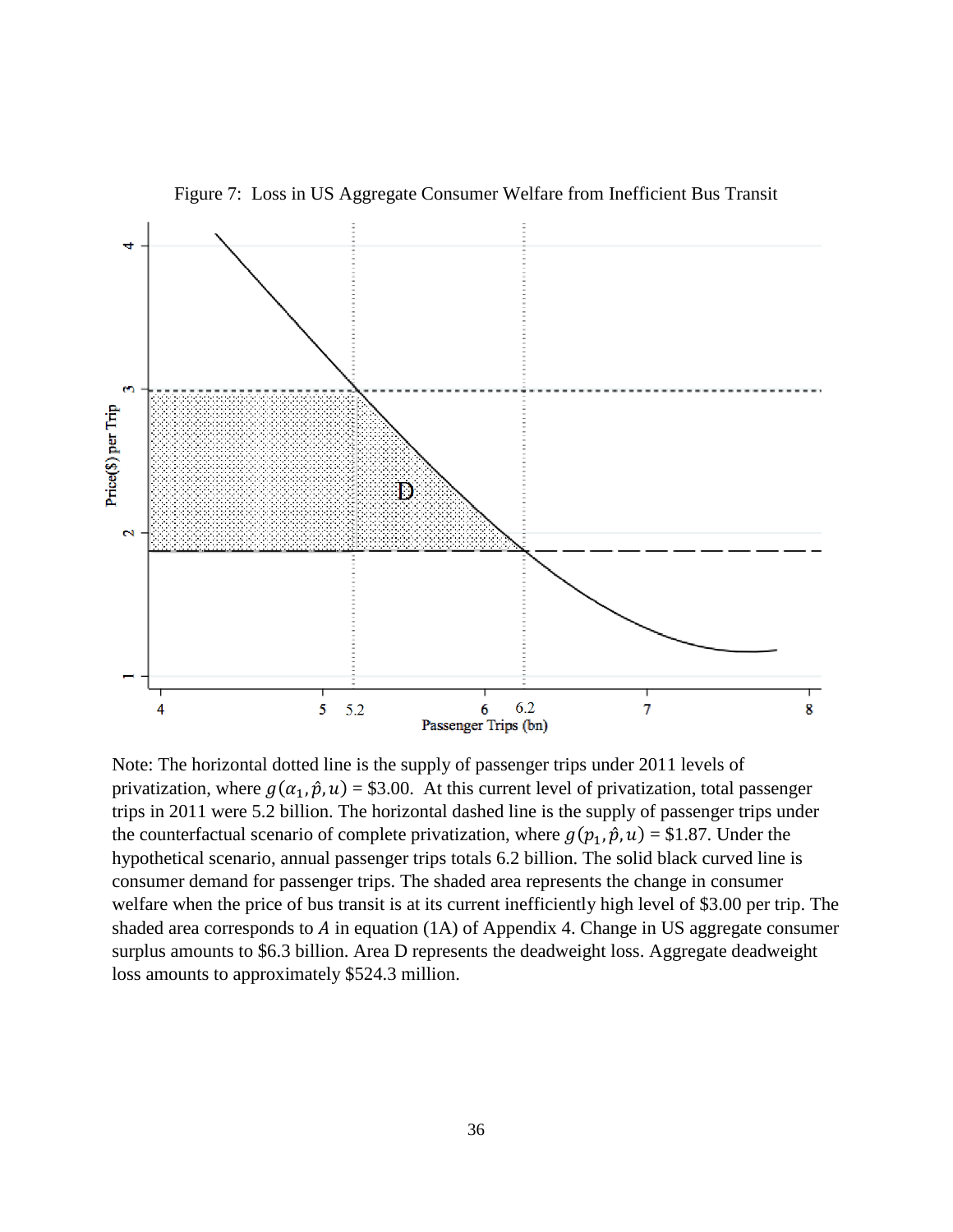Figure 7: Loss in US Aggregate Consumer Welfare from Inefficient Bus Transit

Note: The horizontal dotted line is the supply of passenger trips under 2011 levels of privatization, where $g(\alpha_1, \hat{p}, u)$ = \$3.00. At this current level of privatization, total passenger trips in 2011 were 5.2 billion. The horizontal dashed line is the supply of passenger trips under the counterfactual scenario of complete privatization, where $g(p_1, \hat{p}, u)$ = \$1.87. Under the hypothetical scenario, annual passenger trips totals 6.2 billion. The solid black curved line is consumer demand for passenger trips. The shaded area represents the change in consumer welfare when the price of bus transit is at its current inefficiently high level of \$3.00 per trip. The shaded area corresponds to $A$ in equation (1A) of Appendix 4. Change in US aggregate consumer surplus amounts to \$6.3 billion. Area D represents the deadweight loss. Aggregate deadweight loss amounts to approximately \$524.3 million.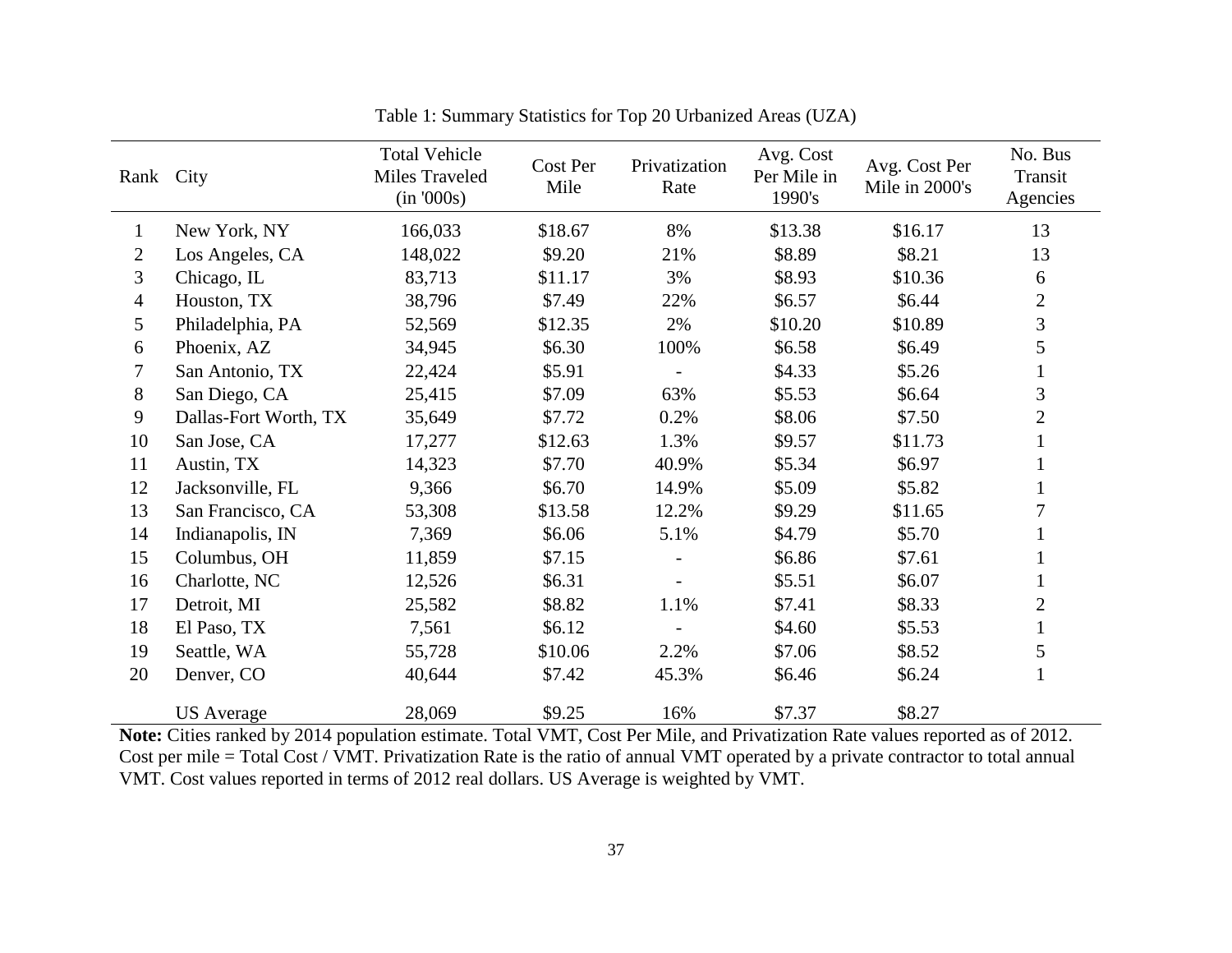Table 1: Summary Statistics for Top 20 Urbanized Areas (UZA)

| Rank | City | Total Vehicle Miles Traveled (in '000s) | Cost Per Mile | Privatization Rate | Avg. Cost Per Mile in 1990's | Avg. Cost Per Mile in 2000's | No. Bus Transit Agencies |
|---|---|---|---|---|---|---|---|
| 1 | New York, NY | 166,033 | $18.67 | 8% | $13.38 | $16.17 | 13 |
| 2 | Los Angeles, CA | 148,022 | $9.20 | 21% | $8.89 | $8.21 | 13 |
| 3 | Chicago, IL | 83,713 | $11.17 | 3% | $8.93 | $10.36 | 6 |
| 4 | Houston, TX | 38,796 | $7.49 | 22% | $6.57 | $6.44 | 2 |
| 5 | Philadelphia, PA | 52,569 | $12.35 | 2% | $10.20 | $10.89 | 3 |
| 6 | Phoenix, AZ | 34,945 | $6.30 | 100% | $6.58 | $6.49 | 5 |
| 7 | San Antonio, TX | 22,424 | $5.91 | - | $4.33 | $5.26 | 1 |
| 8 | San Diego, CA | 25,415 | $7.09 | 63% | $5.53 | $6.64 | 3 |
| 9 | Dallas-Fort Worth, TX | 35,649 | $7.72 | 0.2% | $8.06 | $7.50 | 2 |
| 10 | San Jose, CA | 17,277 | $12.63 | 1.3% | $9.57 | $11.73 | 1 |
| 11 | Austin, TX | 14,323 | $7.70 | 40.9% | $5.34 | $6.97 | 1 |
| 12 | Jacksonville, FL | 9,366 | $6.70 | 14.9% | $5.09 | $5.82 | 1 |
| 13 | San Francisco, CA | 53,308 | $13.58 | 12.2% | $9.29 | $11.65 | 7 |
| 14 | Indianapolis, IN | 7,369 | $6.06 | 5.1% | $4.79 | $5.70 | 1 |
| 15 | Columbus, OH | 11,859 | $7.15 | - | $6.86 | $7.61 | 1 |
| 16 | Charlotte, NC | 12,526 | $6.31 | - | $5.51 | $6.07 | 1 |
| 17 | Detroit, MI | 25,582 | $8.82 | 1.1% | $7.41 | $8.33 | 2 |
| 18 | El Paso, TX | 7,561 | $6.12 | - | $4.60 | $5.53 | 1 |
| 19 | Seattle, WA | 55,728 | $10.06 | 2.2% | $7.06 | $8.52 | 5 |
| 20 | Denver, CO | 40,644 | $7.42 | 45.3% | $6.46 | $6.24 | 1 |
| | US Average | 28,069 | $9.25 | 16% | $7.37 | $8.27 | |

**Note:** Cities ranked by 2014 population estimate. Total VMT, Cost Per Mile, and Privatization Rate values reported as of 2012. Cost per mile = Total Cost / VMT. Privatization Rate is the ratio of annual VMT operated by a private contractor to total annual VMT. Cost values reported in terms of 2012 real dollars. US Average is weighted by VMT.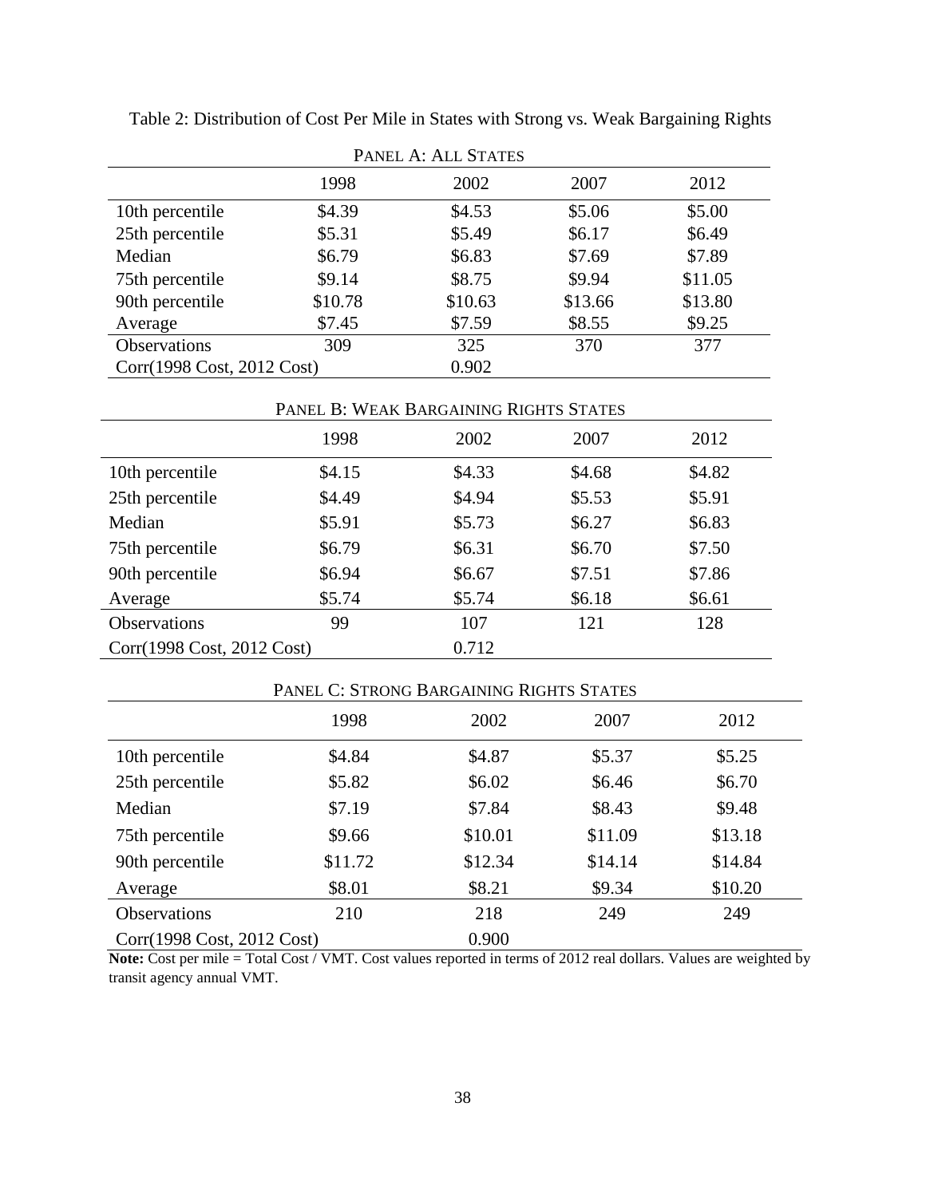Table 2: Distribution of Cost Per Mile in States with Strong vs. Weak Bargaining Rights

PANEL A: ALL STATES

| | 1998 | 2002 | 2007 | 2012 |
|---|---|---|---|---|
| 10th percentile | $4.39 | $4.53 | $5.06 | $5.00 |
| 25th percentile | $5.31 | $5.49 | $6.17 | $6.49 |
| Median | $6.79 | $6.83 | $7.69 | $7.89 |
| 75th percentile | $9.14 | $8.75 | $9.94 | $11.05 |
| 90th percentile | $10.78 | $10.63 | $13.66 | $13.80 |
| Average | $7.45 | $7.59 | $8.55 | $9.25 |
| Observations | 309 | 325 | 370 | 377 |
| Corr(1998 Cost, 2012 Cost) | | 0.902 | | |

PANEL B: WEAK BARGAINING RIGHTS STATES

| | 1998 | 2002 | 2007 | 2012 |
|---|---|---|---|---|
| 10th percentile | $4.15 | $4.33 | $4.68 | $4.82 |
| 25th percentile | $4.49 | $4.94 | $5.53 | $5.91 |
| Median | $5.91 | $5.73 | $6.27 | $6.83 |
| 75th percentile | $6.79 | $6.31 | $6.70 | $7.50 |
| 90th percentile | $6.94 | $6.67 | $7.51 | $7.86 |
| Average | $5.74 | $5.74 | $6.18 | $6.61 |
| Observations | 99 | 107 | 121 | 128 |
| Corr(1998 Cost, 2012 Cost) | | 0.712 | | |

PANEL C: STRONG BARGAINING RIGHTS STATES

| | 1998 | 2002 | 2007 | 2012 |
|---|---|---|---|---|
| 10th percentile | $4.84 | $4.87 | $5.37 | $5.25 |
| 25th percentile | $5.82 | $6.02 | $6.46 | $6.70 |
| Median | $7.19 | $7.84 | $8.43 | $9.48 |
| 75th percentile | $9.66 | $10.01 | $11.09 | $13.18 |
| 90th percentile | $11.72 | $12.34 | $14.14 | $14.84 |
| Average | $8.01 | $8.21 | $9.34 | $10.20 |
| Observations | 210 | 218 | 249 | 249 |
| Corr(1998 Cost, 2012 Cost) | | 0.900 | | |

**Note:** Cost per mile = Total Cost / VMT. Cost values reported in terms of 2012 real dollars. Values are weighted by transit agency annual VMT.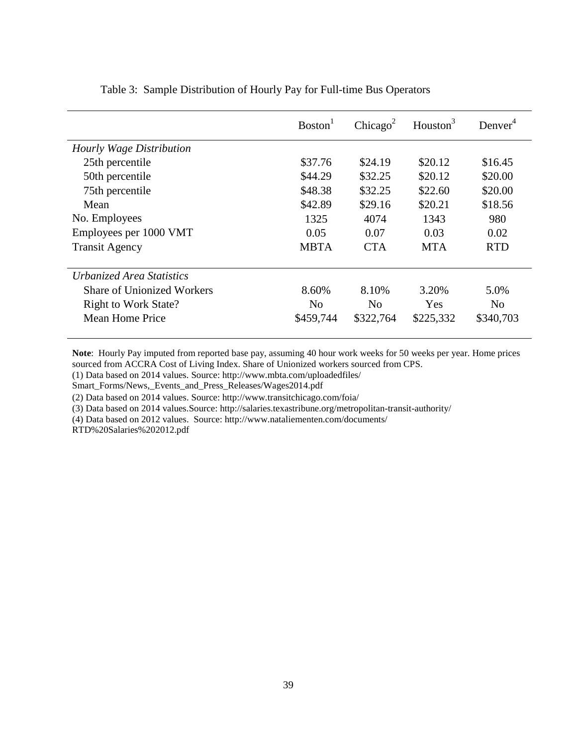Table 3: Sample Distribution of Hourly Pay for Full-time Bus Operators

| | Boston[1] | Chicago[2] | Houston[3] | Denver[4] |
|---|---|---|---|---|
| *Hourly Wage Distribution* | | | | |
| 25th percentile | \$37.76 | \$24.19 | \$20.12 | \$16.45 |
| 50th percentile | \$44.29 | \$32.25 | \$20.12 | \$20.00 |
| 75th percentile | \$48.38 | \$32.25 | \$22.60 | \$20.00 |
| Mean | \$42.89 | \$29.16 | \$20.21 | \$18.56 |
| No. Employees | 1325 | 4074 | 1343 | 980 |
| Employees per 1000 VMT | 0.05 | 0.07 | 0.03 | 0.02 |
| Transit Agency | MBTA | CTA | MTA | RTD |
| *Urbanized Area Statistics* | | | | |
| Share of Unionized Workers | 8.60% | 8.10% | 3.20% | 5.0% |
| Right to Work State? | No | No | Yes | No |
| Mean Home Price | \$459,744 | \$322,764 | \$225,332 | \$340,703 |

**Note**: Hourly Pay imputed from reported base pay, assuming 40 hour work weeks for 50 weeks per year. Home prices sourced from ACCRA Cost of Living Index. Share of Unionized workers sourced from CPS.

(1) Data based on 2014 values. Source: http://www.mbta.com/uploadedfiles/Smart_Forms/News,_Events_and_Press_Releases/Wages2014.pdf

(2) Data based on 2014 values. Source: http://www.transitchicago.com/foia/

(3) Data based on 2014 values.Source: http://salaries.texastribune.org/metropolitan-transit-authority/

(4) Data based on 2012 values. Source: http://www.nataliementen.com/documents/RTD%20Salaries%202012.pdf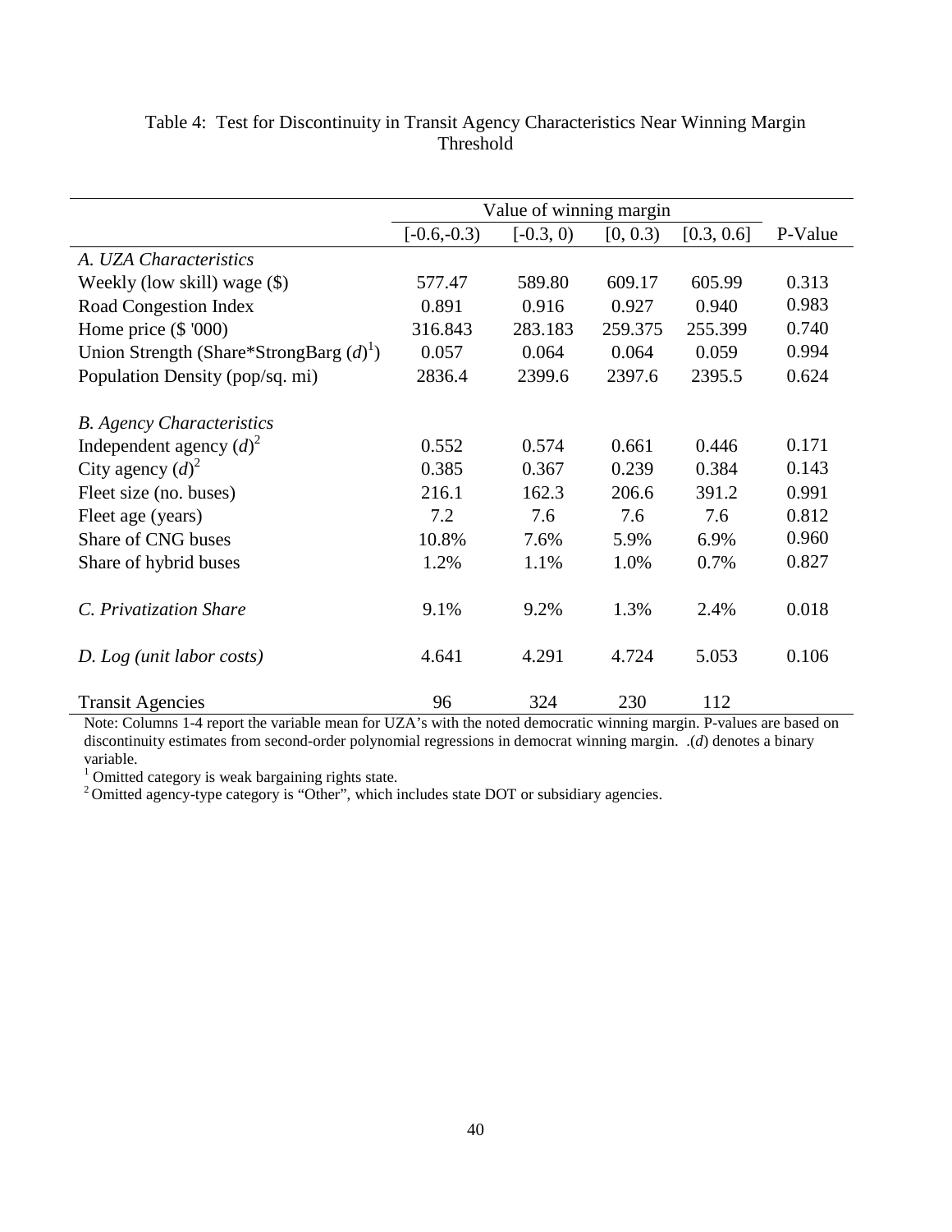Table 4: Test for Discontinuity in Transit Agency Characteristics Near Winning Margin Threshold

| | Value of winning margin | | | | |
|---|---|---|---|---|---|
| | [-0.6,-0.3) | [-0.3, 0) | [0, 0.3) | [0.3, 0.6] | P-Value |
| *A. UZA Characteristics* | | | | | |
| Weekly (low skill) wage ($) | 577.47 | 589.80 | 609.17 | 605.99 | 0.313 |
| Road Congestion Index | 0.891 | 0.916 | 0.927 | 0.940 | 0.983 |
| Home price ($ '000) | 316.843 | 283.183 | 259.375 | 255.399 | 0.740 |
| Union Strength (Share*StrongBarg $(d)^1$) | 0.057 | 0.064 | 0.064 | 0.059 | 0.994 |
| Population Density (pop/sq. mi) | 2836.4 | 2399.6 | 2397.6 | 2395.5 | 0.624 |
| *B. Agency Characteristics* | | | | | |
| Independent agency $(d)^2$ | 0.552 | 0.574 | 0.661 | 0.446 | 0.171 |
| City agency $(d)^2$ | 0.385 | 0.367 | 0.239 | 0.384 | 0.143 |
| Fleet size (no. buses) | 216.1 | 162.3 | 206.6 | 391.2 | 0.991 |
| Fleet age (years) | 7.2 | 7.6 | 7.6 | 7.6 | 0.812 |
| Share of CNG buses | 10.8% | 7.6% | 5.9% | 6.9% | 0.960 |
| Share of hybrid buses | 1.2% | 1.1% | 1.0% | 0.7% | 0.827 |
| *C. Privatization Share* | 9.1% | 9.2% | 1.3% | 2.4% | 0.018 |
| *D. Log (unit labor costs)* | 4.641 | 4.291 | 4.724 | 5.053 | 0.106 |
| Transit Agencies | 96 | 324 | 230 | 112 | |

Note: Columns 1-4 report the variable mean for UZA's with the noted democratic winning margin. P-values are based on discontinuity estimates from second-order polynomial regressions in democrat winning margin. .(*d*) denotes a binary variable.

[1] Omitted category is weak bargaining rights state.

[2] Omitted agency-type category is "Other", which includes state DOT or subsidiary agencies.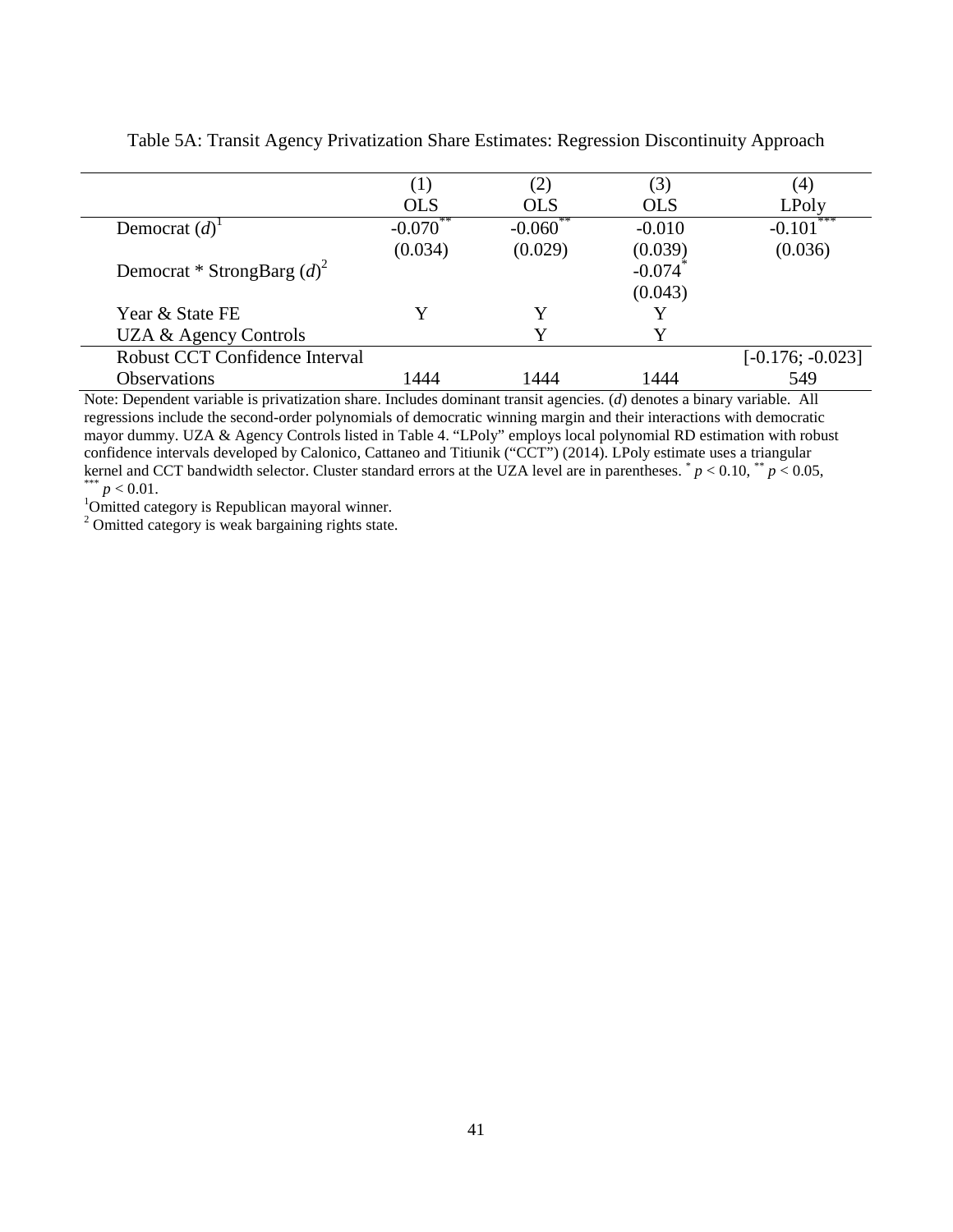Table 5A: Transit Agency Privatization Share Estimates: Regression Discontinuity Approach

| | (1) | (2) | (3) | (4) |
|---|---|---|---|---|
| | OLS | OLS | OLS | LPoly |
| Democrat (*d*)[1] | -0.070** | -0.060** | -0.010 | -0.101*** |
| | (0.034) | (0.029) | (0.039) | (0.036) |
| Democrat * StrongBarg (*d*)[2] | | | -0.074* | |
| | | | (0.043) | |
| Year & State FE | Y | Y | Y | |
| UZA & Agency Controls | | Y | Y | |
| Robust CCT Confidence Interval | | | | [-0.176; -0.023] |
| Observations | 1444 | 1444 | 1444 | 549 |

Note: Dependent variable is privatization share. Includes dominant transit agencies. (*d*) denotes a binary variable. All regressions include the second-order polynomials of democratic winning margin and their interactions with democratic mayor dummy. UZA & Agency Controls listed in Table 4. "LPoly" employs local polynomial RD estimation with robust confidence intervals developed by Calonico, Cattaneo and Titiunik ("CCT") (2014). LPoly estimate uses a triangular kernel and CCT bandwidth selector. Cluster standard errors at the UZA level are in parentheses. * $p < 0.10$, ** $p < 0.05$, *** $p < 0.01$.

[1]Omitted category is Republican mayoral winner.

[2] Omitted category is weak bargaining rights state.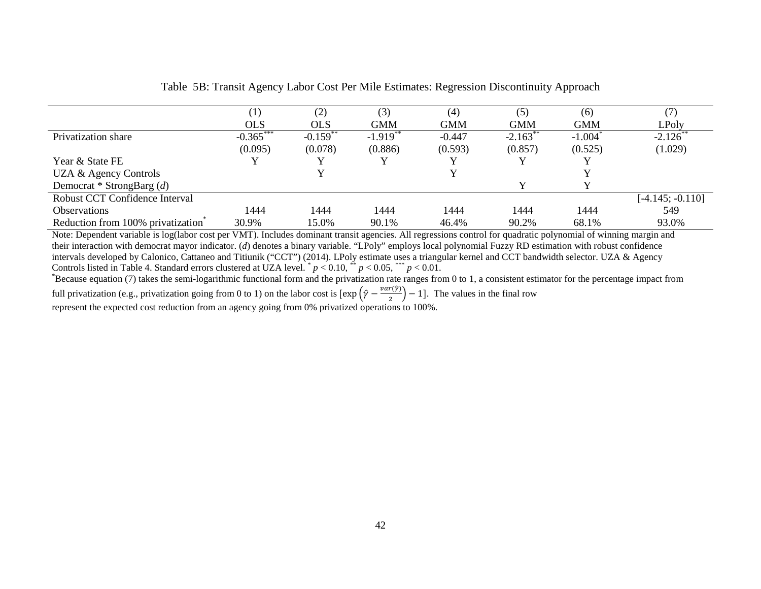Table 5B: Transit Agency Labor Cost Per Mile Estimates: Regression Discontinuity Approach

| | (1) OLS | (2) OLS | (3) GMM | (4) GMM | (5) GMM | (6) GMM | (7) LPoly |
|---|---|---|---|---|---|---|---|
| Privatization share | -0.365*** | -0.159** | -1.919** | -0.447 | -2.163** | -1.004* | -2.126** |
| | (0.095) | (0.078) | (0.886) | (0.593) | (0.857) | (0.525) | (1.029) |
| Year & State FE | Y | Y | Y | Y | Y | Y | |
| UZA & Agency Controls | | Y | | Y | | Y | |
| Democrat * StrongBarg (*d*) | | | | | Y | Y | |
| Robust CCT Confidence Interval | | | | | | | [-4.145; -0.110] |
| Observations | 1444 | 1444 | 1444 | 1444 | 1444 | 1444 | 549 |
| Reduction from 100% privatization* | 30.9% | 15.0% | 90.1% | 46.4% | 90.2% | 68.1% | 93.0% |

Note: Dependent variable is log(labor cost per VMT). Includes dominant transit agencies. All regressions control for quadratic polynomial of winning margin and their interaction with democrat mayor indicator. (*d*) denotes a binary variable. "LPoly" employs local polynomial Fuzzy RD estimation with robust confidence intervals developed by Calonico, Cattaneo and Titiunik ("CCT") (2014). LPoly estimate uses a triangular kernel and CCT bandwidth selector. UZA & Agency Controls listed in Table 4. Standard errors clustered at UZA level. * $p < 0.10$, ** $p < 0.05$, *** $p < 0.01$.

*Because equation (7) takes the semi-logarithmic functional form and the privatization rate ranges from 0 to 1, a consistent estimator for the percentage impact from full privatization (e.g., privatization going from 0 to 1) on the labor cost is [$\exp\left(\hat{\gamma} - \frac{var(\hat{\gamma})}{2}\right) - 1$]. The values in the final row represent the expected cost reduction from an agency going from 0% privatized operations to 100%.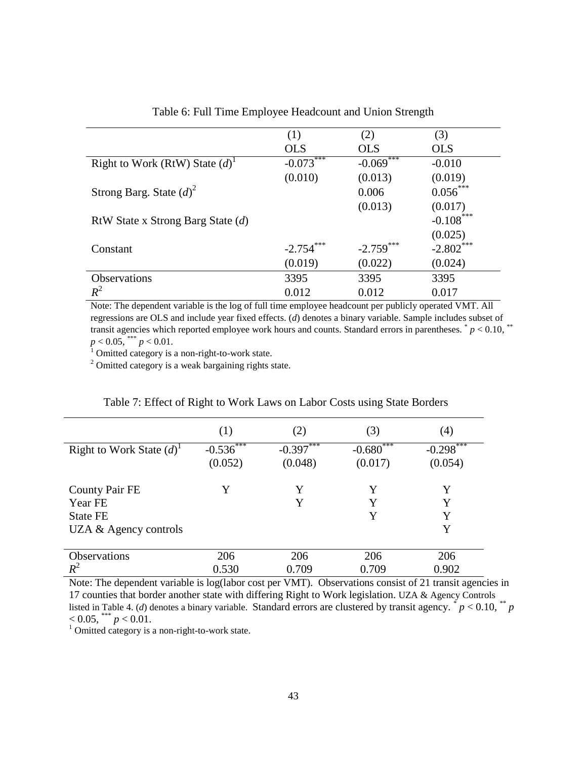Table 6: Full Time Employee Headcount and Union Strength

| | (1) | (2) | (3) |
|---|---|---|---|
| | OLS | OLS | OLS |
| Right to Work (RtW) State (*d*)[1] | -0.073*** | -0.069*** | -0.010 |
| | (0.010) | (0.013) | (0.019) |
| Strong Barg. State (*d*)[2] | | 0.006 | 0.056*** |
| | | (0.013) | (0.017) |
| RtW State x Strong Barg State (*d*) | | | -0.108*** |
| | | | (0.025) |
| Constant | -2.754*** | -2.759*** | -2.802*** |
| | (0.019) | (0.022) | (0.024) |
| Observations | 3395 | 3395 | 3395 |
| $R^2$ | 0.012 | 0.012 | 0.017 |

Note: The dependent variable is the log of full time employee headcount per publicly operated VMT. All regressions are OLS and include year fixed effects. (*d*) denotes a binary variable. Sample includes subset of transit agencies which reported employee work hours and counts. Standard errors in parentheses. * $p < 0.10$, ** $p < 0.05$, *** $p < 0.01$.

[1] Omitted category is a non-right-to-work state.

[2] Omitted category is a weak bargaining rights state.

Table 7: Effect of Right to Work Laws on Labor Costs using State Borders

| | (1) | (2) | (3) | (4) |
|---|---|---|---|---|
| Right to Work State (*d*)[1] | -0.536*** | -0.397*** | -0.680*** | -0.298*** |
| | (0.052) | (0.048) | (0.017) | (0.054) |
| County Pair FE | Y | Y | Y | Y |
| Year FE | | Y | Y | Y |
| State FE | | | Y | Y |
| UZA & Agency controls | | | | Y |
| Observations | 206 | 206 | 206 | 206 |
| $R^2$ | 0.530 | 0.709 | 0.709 | 0.902 |

Note: The dependent variable is log(labor cost per VMT). Observations consist of 21 transit agencies in 17 counties that border another state with differing Right to Work legislation. UZA & Agency Controls listed in Table 4. (*d*) denotes a binary variable. Standard errors are clustered by transit agency. * $p < 0.10$, ** $p < 0.05$, *** $p < 0.01$.

[1] Omitted category is a non-right-to-work state.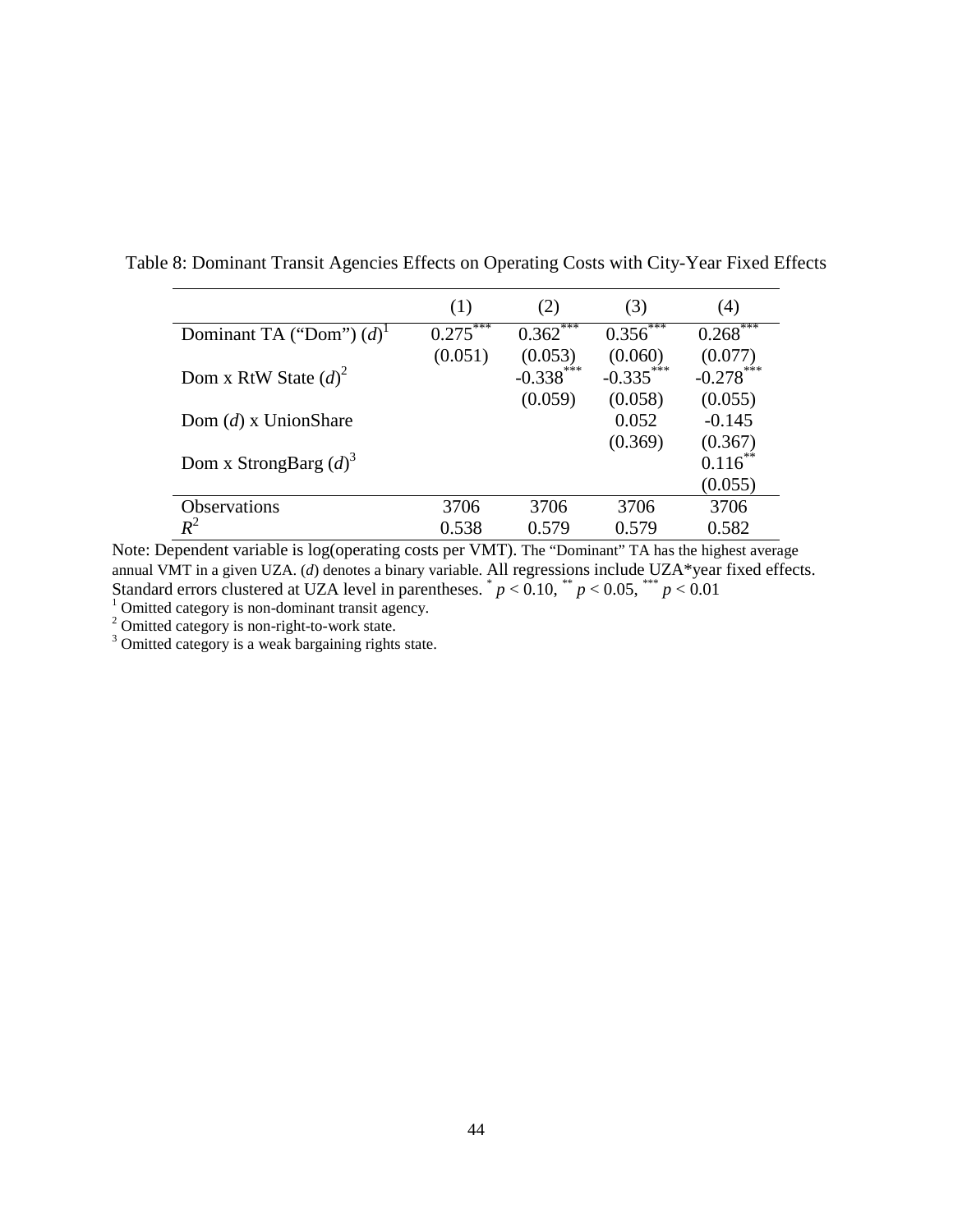Table 8: Dominant Transit Agencies Effects on Operating Costs with City-Year Fixed Effects

| | (1) | (2) | (3) | (4) |
|---|---|---|---|---|
| Dominant TA ("Dom") (*d*)[1] | 0.275*** | 0.362*** | 0.356*** | 0.268*** |
| | (0.051) | (0.053) | (0.060) | (0.077) |
| Dom x RtW State (*d*)[2] | | -0.338*** | -0.335*** | -0.278*** |
| | | (0.059) | (0.058) | (0.055) |
| Dom (*d*) x UnionShare | | | 0.052 | -0.145 |
| | | | (0.369) | (0.367) |
| Dom x StrongBarg (*d*)[3] | | | | 0.116** |
| | | | | (0.055) |
| Observations | 3706 | 3706 | 3706 | 3706 |
| $R^2$ | 0.538 | 0.579 | 0.579 | 0.582 |

Note: Dependent variable is log(operating costs per VMT). The "Dominant" TA has the highest average annual VMT in a given UZA. (*d*) denotes a binary variable. All regressions include UZA*year fixed effects. Standard errors clustered at UZA level in parentheses. * $p < 0.10$, ** $p < 0.05$, *** $p < 0.01$

[1] Omitted category is non-dominant transit agency.

[2] Omitted category is non-right-to-work state.

[3] Omitted category is a weak bargaining rights state.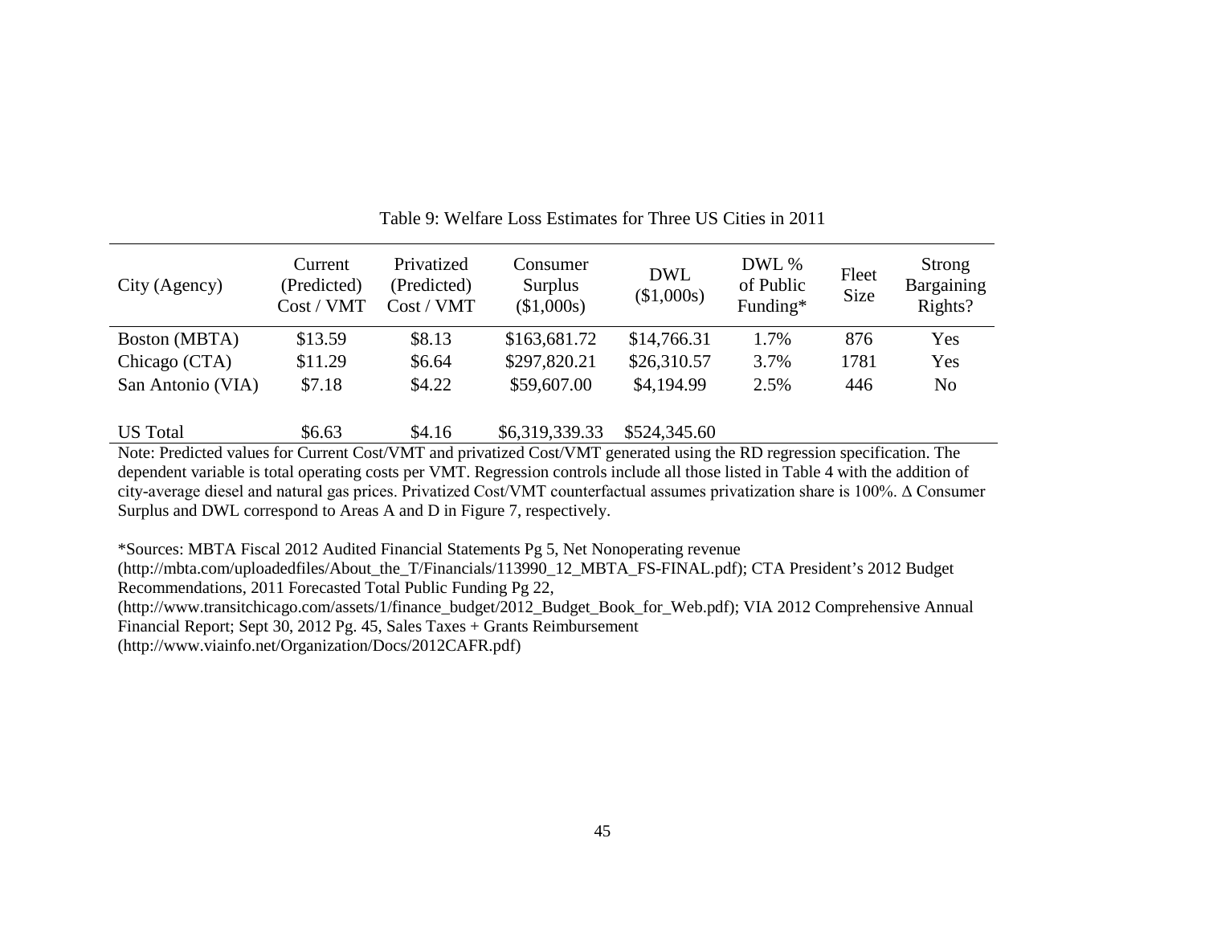Table 9: Welfare Loss Estimates for Three US Cities in 2011

| City (Agency) | Current (Predicted) Cost / VMT | Privatized (Predicted) Cost / VMT | Consumer Surplus ($1,000s) | DWL ($1,000s) | DWL % of Public Funding* | Fleet Size | Strong Bargaining Rights? |
|---|---|---|---|---|---|---|---|
| Boston (MBTA) | $13.59 | $8.13 | $163,681.72 | $14,766.31 | 1.7% | 876 | Yes |
| Chicago (CTA) | $11.29 | $6.64 | $297,820.21 | $26,310.57 | 3.7% | 1781 | Yes |
| San Antonio (VIA) | $7.18 | $4.22 | $59,607.00 | $4,194.99 | 2.5% | 446 | No |
| US Total | $6.63 | $4.16 | $6,319,339.33 | $524,345.60 | | | |

Note: Predicted values for Current Cost/VMT and privatized Cost/VMT generated using the RD regression specification. The dependent variable is total operating costs per VMT. Regression controls include all those listed in Table 4 with the addition of city-average diesel and natural gas prices. Privatized Cost/VMT counterfactual assumes privatization share is 100%. Δ Consumer Surplus and DWL correspond to Areas A and D in Figure 7, respectively.

*Sources: MBTA Fiscal 2012 Audited Financial Statements Pg 5, Net Nonoperating revenue (http://mbta.com/uploadedfiles/About_the_T/Financials/113990_12_MBTA_FS-FINAL.pdf); CTA President's 2012 Budget Recommendations, 2011 Forecasted Total Public Funding Pg 22, (http://www.transitchicago.com/assets/1/finance_budget/2012_Budget_Book_for_Web.pdf); VIA 2012 Comprehensive Annual Financial Report; Sept 30, 2012 Pg. 45, Sales Taxes + Grants Reimbursement (http://www.viainfo.net/Organization/Docs/2012CAFR.pdf)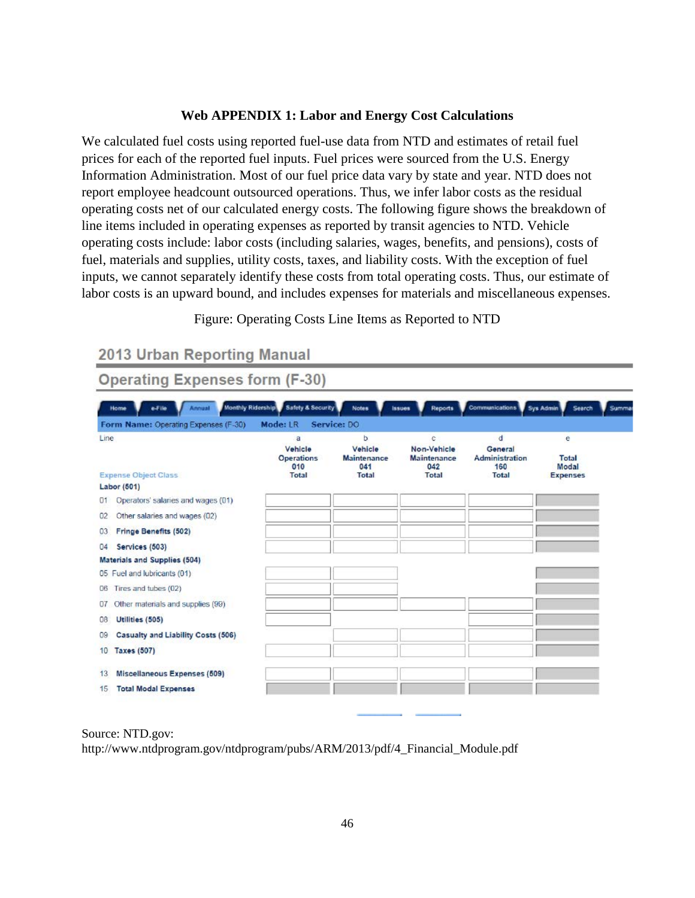**Web APPENDIX 1: Labor and Energy Cost Calculations**

We calculated fuel costs using reported fuel-use data from NTD and estimates of retail fuel prices for each of the reported fuel inputs. Fuel prices were sourced from the U.S. Energy Information Administration. Most of our fuel price data vary by state and year. NTD does not report employee headcount outsourced operations. Thus, we infer labor costs as the residual operating costs net of our calculated energy costs. The following figure shows the breakdown of line items included in operating expenses as reported by transit agencies to NTD. Vehicle operating costs include: labor costs (including salaries, wages, benefits, and pensions), costs of fuel, materials and supplies, utility costs, taxes, and liability costs. With the exception of fuel inputs, we cannot separately identify these costs from total operating costs. Thus, our estimate of labor costs is an upward bound, and includes expenses for materials and miscellaneous expenses.

Figure: Operating Costs Line Items as Reported to NTD

**2013 Urban Reporting Manual**

**Operating Expenses form (F-30)**

Form Name: Operating Expenses (F-30) Mode: LR Service: DO

| Line | a<br>Vehicle Operations<br>010<br>Total | b<br>Vehicle Maintenance<br>041<br>Total | c<br>Non-Vehicle Maintenance<br>042<br>Total | d<br>General Administration<br>160<br>Total | e<br>Total Modal Expenses |
|---|---|---|---|---|---|
| Expense Object Class | | | | | |
| **Labor (501)** | | | | | |
| 01 Operators' salaries and wages (01) | | | | | |
| 02 Other salaries and wages (02) | | | | | |
| 03 **Fringe Benefits (502)** | | | | | |
| 04 **Services (503)** | | | | | |
| **Materials and Supplies (504)** | | | | | |
| 05 Fuel and lubricants (01) | | | | | |
| 06 Tires and tubes (02) | | | | | |
| 07 Other materials and supplies (99) | | | | | |
| 08 **Utilities (505)** | | | | | |
| 09 **Casualty and Liability Costs (506)** | | | | | |
| 10 **Taxes (507)** | | | | | |
| 13 **Miscellaneous Expenses (509)** | | | | | |
| 15 **Total Modal Expenses** | | | | | |

Source: NTD.gov: http://www.ntdprogram.gov/ntdprogram/pubs/ARM/2013/pdf/4_Financial_Module.pdf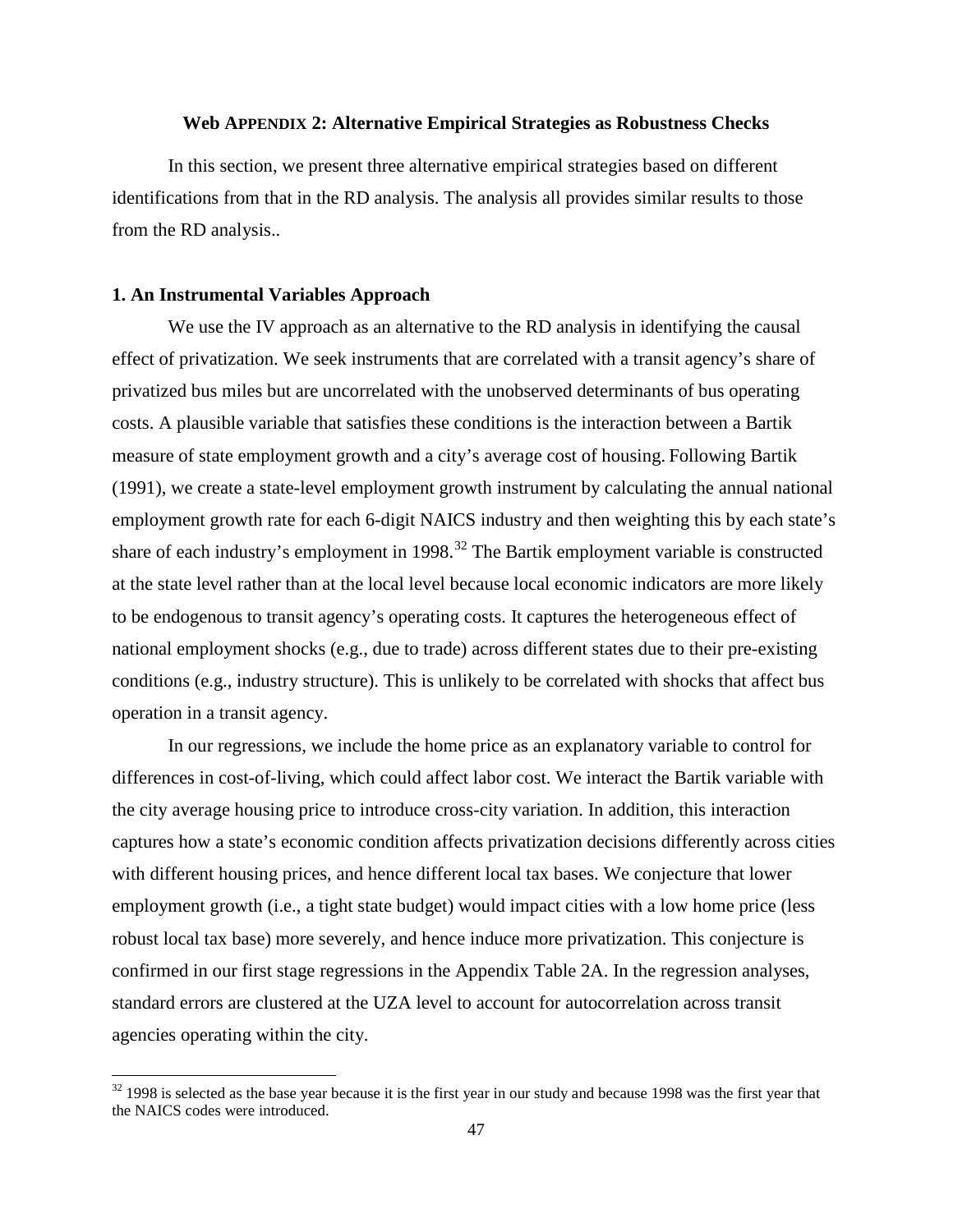## Web APPENDIX 2: Alternative Empirical Strategies as Robustness Checks

In this section, we present three alternative empirical strategies based on different identifications from that in the RD analysis. The analysis all provides similar results to those from the RD analysis..

### 1. An Instrumental Variables Approach

We use the IV approach as an alternative to the RD analysis in identifying the causal effect of privatization. We seek instruments that are correlated with a transit agency's share of privatized bus miles but are uncorrelated with the unobserved determinants of bus operating costs. A plausible variable that satisfies these conditions is the interaction between a Bartik measure of state employment growth and a city's average cost of housing. Following Bartik (1991), we create a state-level employment growth instrument by calculating the annual national employment growth rate for each 6-digit NAICS industry and then weighting this by each state's share of each industry's employment in 1998.[32] The Bartik employment variable is constructed at the state level rather than at the local level because local economic indicators are more likely to be endogenous to transit agency's operating costs. It captures the heterogeneous effect of national employment shocks (e.g., due to trade) across different states due to their pre-existing conditions (e.g., industry structure). This is unlikely to be correlated with shocks that affect bus operation in a transit agency.

In our regressions, we include the home price as an explanatory variable to control for differences in cost-of-living, which could affect labor cost. We interact the Bartik variable with the city average housing price to introduce cross-city variation. In addition, this interaction captures how a state's economic condition affects privatization decisions differently across cities with different housing prices, and hence different local tax bases. We conjecture that lower employment growth (i.e., a tight state budget) would impact cities with a low home price (less robust local tax base) more severely, and hence induce more privatization. This conjecture is confirmed in our first stage regressions in the Appendix Table 2A. In the regression analyses, standard errors are clustered at the UZA level to account for autocorrelation across transit agencies operating within the city.

[32] 1998 is selected as the base year because it is the first year in our study and because 1998 was the first year that the NAICS codes were introduced.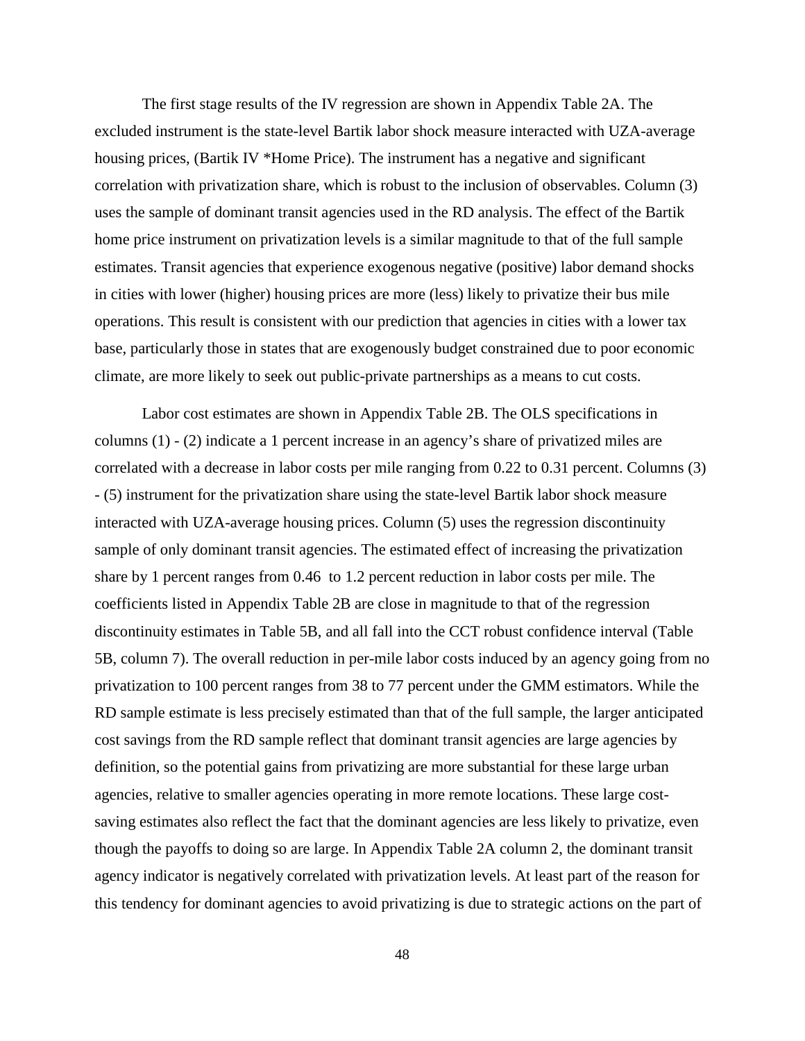The first stage results of the IV regression are shown in Appendix Table 2A. The excluded instrument is the state-level Bartik labor shock measure interacted with UZA-average housing prices, (Bartik IV *Home Price). The instrument has a negative and significant correlation with privatization share, which is robust to the inclusion of observables. Column (3) uses the sample of dominant transit agencies used in the RD analysis. The effect of the Bartik home price instrument on privatization levels is a similar magnitude to that of the full sample estimates. Transit agencies that experience exogenous negative (positive) labor demand shocks in cities with lower (higher) housing prices are more (less) likely to privatize their bus mile operations. This result is consistent with our prediction that agencies in cities with a lower tax base, particularly those in states that are exogenously budget constrained due to poor economic climate, are more likely to seek out public-private partnerships as a means to cut costs.

Labor cost estimates are shown in Appendix Table 2B. The OLS specifications in columns (1) - (2) indicate a 1 percent increase in an agency's share of privatized miles are correlated with a decrease in labor costs per mile ranging from 0.22 to 0.31 percent. Columns (3) - (5) instrument for the privatization share using the state-level Bartik labor shock measure interacted with UZA-average housing prices. Column (5) uses the regression discontinuity sample of only dominant transit agencies. The estimated effect of increasing the privatization share by 1 percent ranges from 0.46 to 1.2 percent reduction in labor costs per mile. The coefficients listed in Appendix Table 2B are close in magnitude to that of the regression discontinuity estimates in Table 5B, and all fall into the CCT robust confidence interval (Table 5B, column 7). The overall reduction in per-mile labor costs induced by an agency going from no privatization to 100 percent ranges from 38 to 77 percent under the GMM estimators. While the RD sample estimate is less precisely estimated than that of the full sample, the larger anticipated cost savings from the RD sample reflect that dominant transit agencies are large agencies by definition, so the potential gains from privatizing are more substantial for these large urban agencies, relative to smaller agencies operating in more remote locations. These large cost-saving estimates also reflect the fact that the dominant agencies are less likely to privatize, even though the payoffs to doing so are large. In Appendix Table 2A column 2, the dominant transit agency indicator is negatively correlated with privatization levels. At least part of the reason for this tendency for dominant agencies to avoid privatizing is due to strategic actions on the part of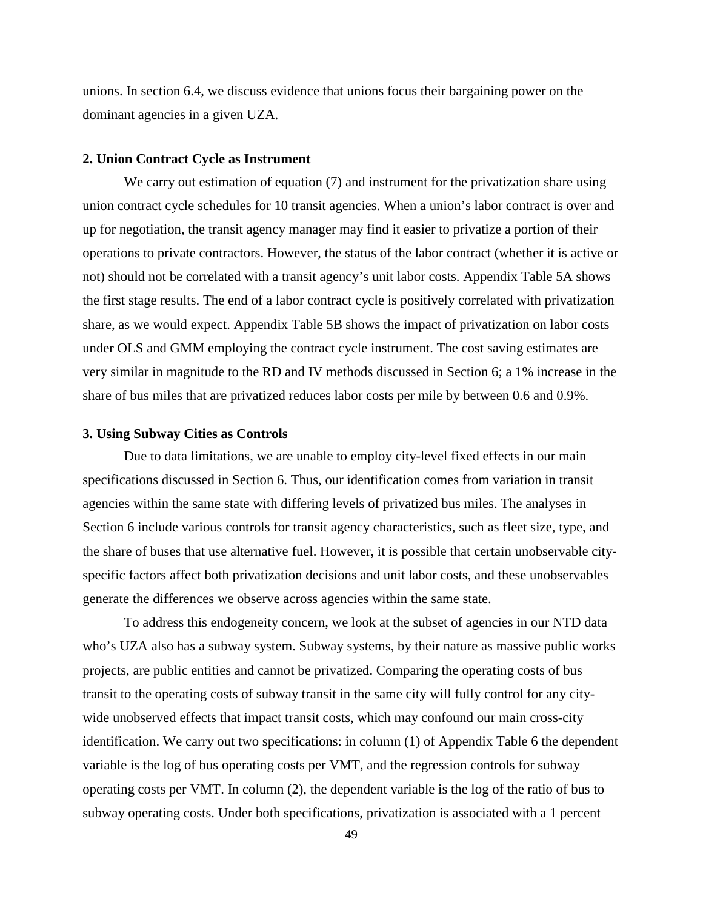unions. In section 6.4, we discuss evidence that unions focus their bargaining power on the dominant agencies in a given UZA.

### 2. Union Contract Cycle as Instrument

We carry out estimation of equation (7) and instrument for the privatization share using union contract cycle schedules for 10 transit agencies. When a union's labor contract is over and up for negotiation, the transit agency manager may find it easier to privatize a portion of their operations to private contractors. However, the status of the labor contract (whether it is active or not) should not be correlated with a transit agency's unit labor costs. Appendix Table 5A shows the first stage results. The end of a labor contract cycle is positively correlated with privatization share, as we would expect. Appendix Table 5B shows the impact of privatization on labor costs under OLS and GMM employing the contract cycle instrument. The cost saving estimates are very similar in magnitude to the RD and IV methods discussed in Section 6; a 1% increase in the share of bus miles that are privatized reduces labor costs per mile by between 0.6 and 0.9%.

### 3. Using Subway Cities as Controls

Due to data limitations, we are unable to employ city-level fixed effects in our main specifications discussed in Section 6. Thus, our identification comes from variation in transit agencies within the same state with differing levels of privatized bus miles. The analyses in Section 6 include various controls for transit agency characteristics, such as fleet size, type, and the share of buses that use alternative fuel. However, it is possible that certain unobservable city-specific factors affect both privatization decisions and unit labor costs, and these unobservables generate the differences we observe across agencies within the same state.

To address this endogeneity concern, we look at the subset of agencies in our NTD data who's UZA also has a subway system. Subway systems, by their nature as massive public works projects, are public entities and cannot be privatized. Comparing the operating costs of bus transit to the operating costs of subway transit in the same city will fully control for any city-wide unobserved effects that impact transit costs, which may confound our main cross-city identification. We carry out two specifications: in column (1) of Appendix Table 6 the dependent variable is the log of bus operating costs per VMT, and the regression controls for subway operating costs per VMT. In column (2), the dependent variable is the log of the ratio of bus to subway operating costs. Under both specifications, privatization is associated with a 1 percent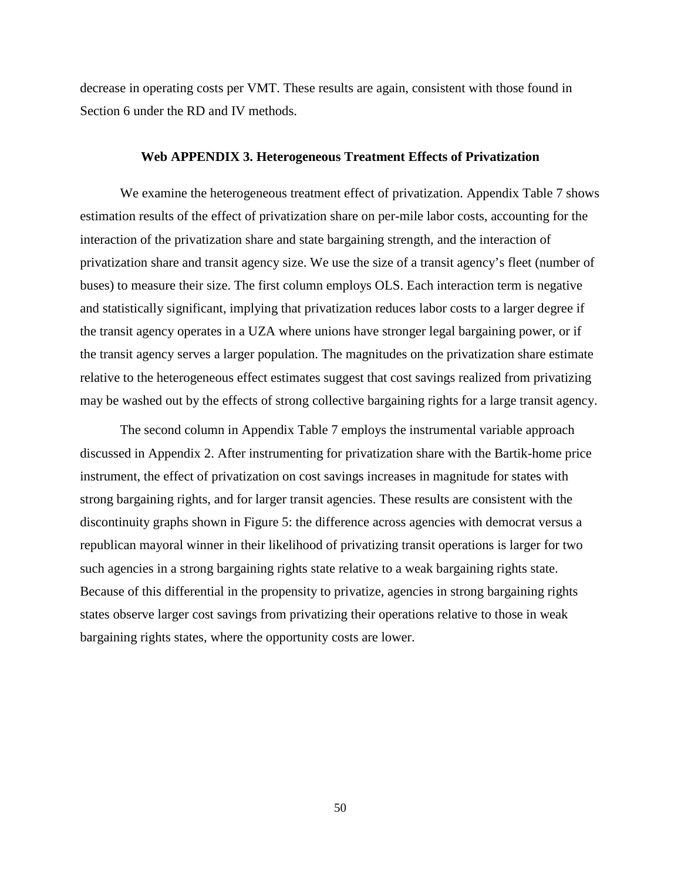decrease in operating costs per VMT. These results are again, consistent with those found in Section 6 under the RD and IV methods.

## Web APPENDIX 3. Heterogeneous Treatment Effects of Privatization

We examine the heterogeneous treatment effect of privatization. Appendix Table 7 shows estimation results of the effect of privatization share on per-mile labor costs, accounting for the interaction of the privatization share and state bargaining strength, and the interaction of privatization share and transit agency size. We use the size of a transit agency's fleet (number of buses) to measure their size. The first column employs OLS. Each interaction term is negative and statistically significant, implying that privatization reduces labor costs to a larger degree if the transit agency operates in a UZA where unions have stronger legal bargaining power, or if the transit agency serves a larger population. The magnitudes on the privatization share estimate relative to the heterogeneous effect estimates suggest that cost savings realized from privatizing may be washed out by the effects of strong collective bargaining rights for a large transit agency.

The second column in Appendix Table 7 employs the instrumental variable approach discussed in Appendix 2. After instrumenting for privatization share with the Bartik-home price instrument, the effect of privatization on cost savings increases in magnitude for states with strong bargaining rights, and for larger transit agencies. These results are consistent with the discontinuity graphs shown in Figure 5: the difference across agencies with democrat versus a republican mayoral winner in their likelihood of privatizing transit operations is larger for two such agencies in a strong bargaining rights state relative to a weak bargaining rights state. Because of this differential in the propensity to privatize, agencies in strong bargaining rights states observe larger cost savings from privatizing their operations relative to those in weak bargaining rights states, where the opportunity costs are lower.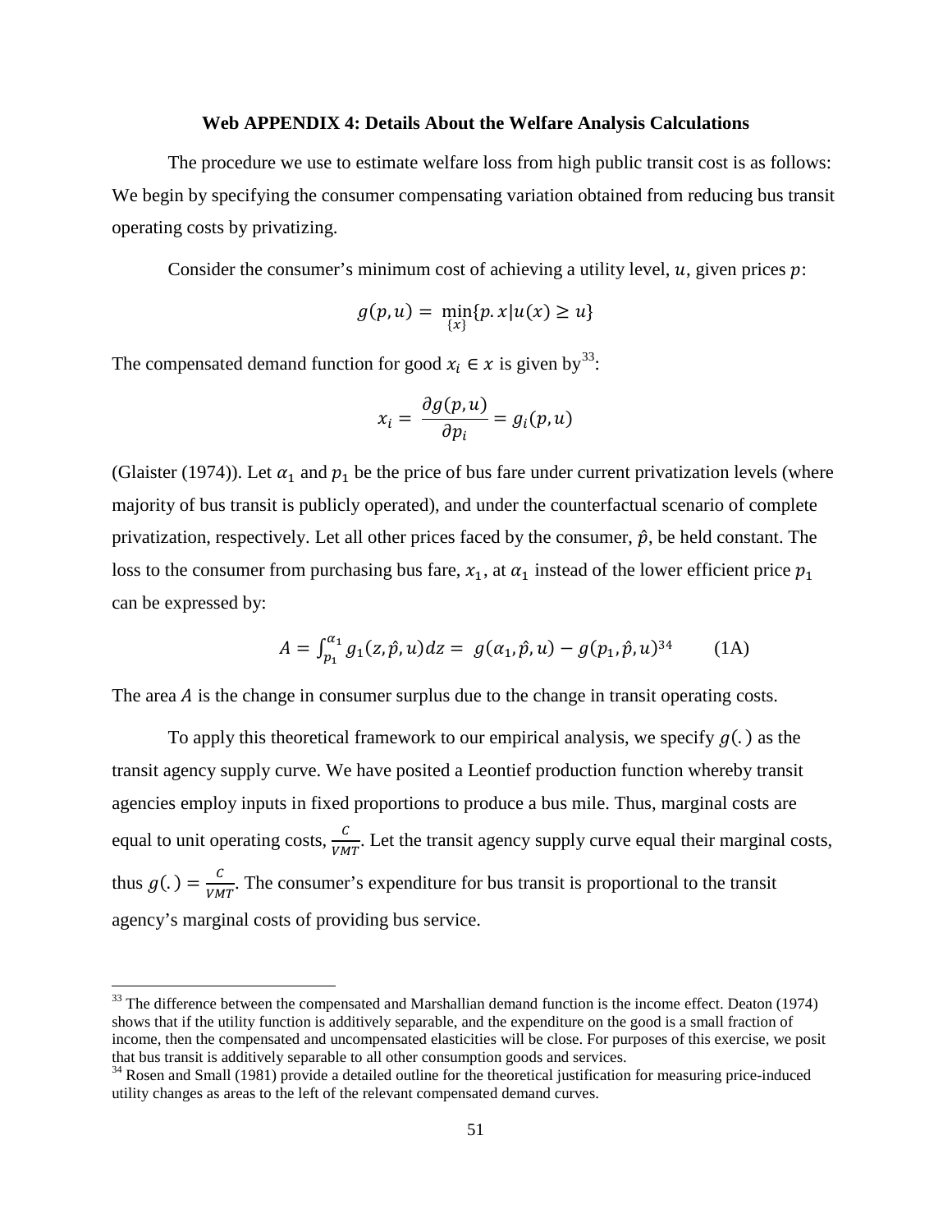**Web APPENDIX 4: Details About the Welfare Analysis Calculations**

The procedure we use to estimate welfare loss from high public transit cost is as follows: We begin by specifying the consumer compensating variation obtained from reducing bus transit operating costs by privatizing.

Consider the consumer's minimum cost of achieving a utility level, $u$, given prices $p$:

$$g(p,u) = \min_{\{x\}}\{p.x|u(x) \geq u\}$$

The compensated demand function for good $x_i \in x$ is given by[33]:

$$x_i = \frac{\partial g(p,u)}{\partial p_i} = g_i(p,u)$$

(Glaister (1974)). Let $\alpha_1$ and $p_1$ be the price of bus fare under current privatization levels (where majority of bus transit is publicly operated), and under the counterfactual scenario of complete privatization, respectively. Let all other prices faced by the consumer, $\hat{p}$, be held constant. The loss to the consumer from purchasing bus fare, $x_1$, at $\alpha_1$ instead of the lower efficient price $p_1$ can be expressed by:

$$A = \int_{p_1}^{\alpha_1} g_1(z,\hat{p},u)dz = g(\alpha_1,\hat{p},u) - g(p_1,\hat{p},u)^{34} \qquad \text{(1A)}$$

The area $A$ is the change in consumer surplus due to the change in transit operating costs.

To apply this theoretical framework to our empirical analysis, we specify $g(.)$ as the transit agency supply curve. We have posited a Leontief production function whereby transit agencies employ inputs in fixed proportions to produce a bus mile. Thus, marginal costs are equal to unit operating costs, $\frac{C}{VMT}$. Let the transit agency supply curve equal their marginal costs, thus $g(.) = \frac{C}{VMT}$. The consumer's expenditure for bus transit is proportional to the transit agency's marginal costs of providing bus service.

[33] The difference between the compensated and Marshallian demand function is the income effect. Deaton (1974) shows that if the utility function is additively separable, and the expenditure on the good is a small fraction of income, then the compensated and uncompensated elasticities will be close. For purposes of this exercise, we posit that bus transit is additively separable to all other consumption goods and services.

[34] Rosen and Small (1981) provide a detailed outline for the theoretical justification for measuring price-induced utility changes as areas to the left of the relevant compensated demand curves.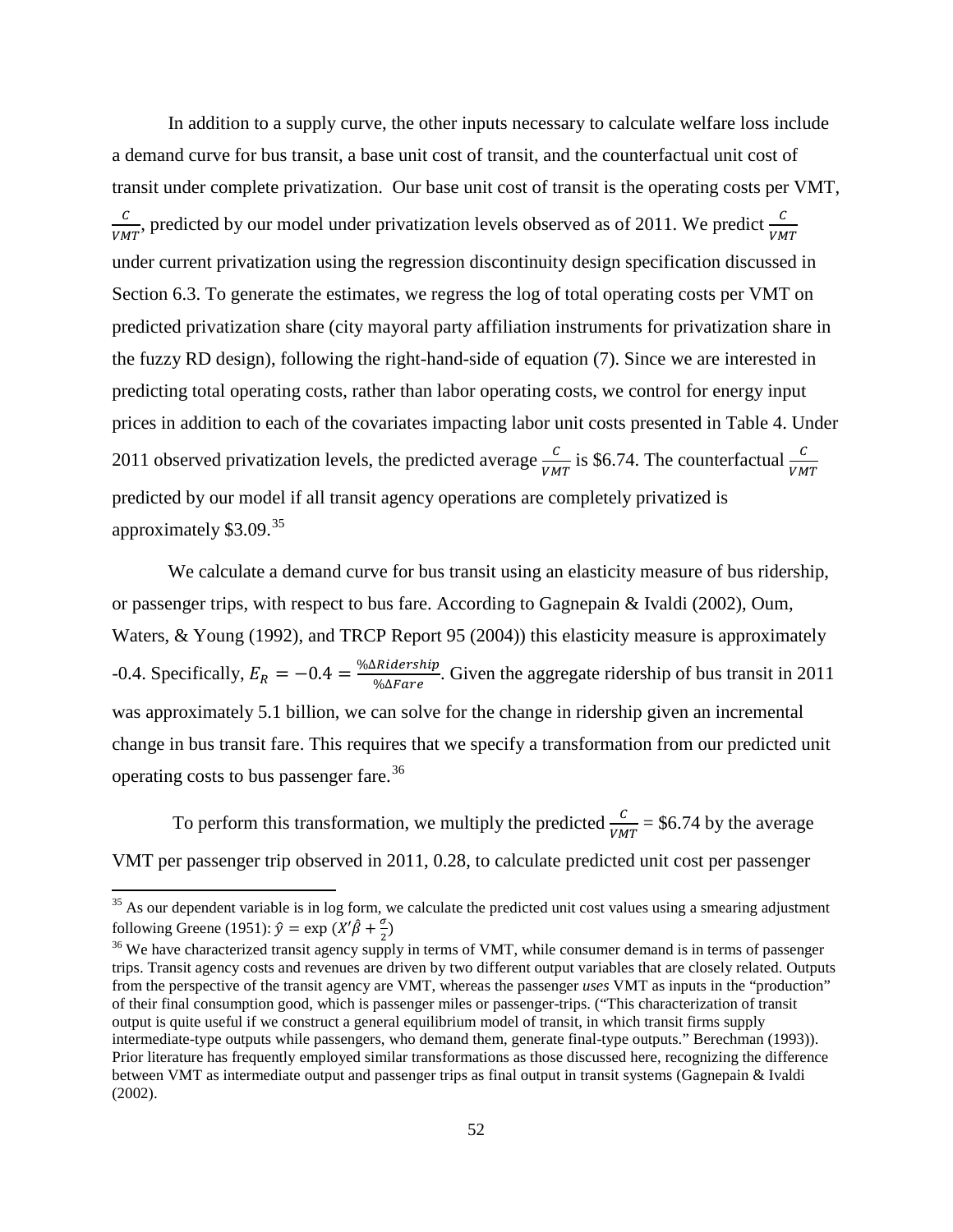In addition to a supply curve, the other inputs necessary to calculate welfare loss include a demand curve for bus transit, a base unit cost of transit, and the counterfactual unit cost of transit under complete privatization. Our base unit cost of transit is the operating costs per VMT, $\frac{C}{VMT}$, predicted by our model under privatization levels observed as of 2011. We predict $\frac{C}{VMT}$ under current privatization using the regression discontinuity design specification discussed in Section 6.3. To generate the estimates, we regress the log of total operating costs per VMT on predicted privatization share (city mayoral party affiliation instruments for privatization share in the fuzzy RD design), following the right-hand-side of equation (7). Since we are interested in predicting total operating costs, rather than labor operating costs, we control for energy input prices in addition to each of the covariates impacting labor unit costs presented in Table 4. Under 2011 observed privatization levels, the predicted average $\frac{C}{VMT}$ is \$6.74. The counterfactual $\frac{C}{VMT}$ predicted by our model if all transit agency operations are completely privatized is approximately \$3.09.[35]

We calculate a demand curve for bus transit using an elasticity measure of bus ridership, or passenger trips, with respect to bus fare. According to Gagnepain & Ivaldi (2002), Oum, Waters, & Young (1992), and TRCP Report 95 (2004)) this elasticity measure is approximately -0.4. Specifically, $E_R = -0.4 = \frac{\%\Delta Ridership}{\%\Delta Fare}$. Given the aggregate ridership of bus transit in 2011 was approximately 5.1 billion, we can solve for the change in ridership given an incremental change in bus transit fare. This requires that we specify a transformation from our predicted unit operating costs to bus passenger fare.[36]

To perform this transformation, we multiply the predicted $\frac{C}{VMT}$ = \$6.74 by the average VMT per passenger trip observed in 2011, 0.28, to calculate predicted unit cost per passenger

---

[35] As our dependent variable is in log form, we calculate the predicted unit cost values using a smearing adjustment following Greene (1951): $\hat{y} = \exp\left(X'\hat{\beta} + \frac{\sigma}{2}\right)$

[36] We have characterized transit agency supply in terms of VMT, while consumer demand is in terms of passenger trips. Transit agency costs and revenues are driven by two different output variables that are closely related. Outputs from the perspective of the transit agency are VMT, whereas the passenger *uses* VMT as inputs in the "production" of their final consumption good, which is passenger miles or passenger-trips. ("This characterization of transit output is quite useful if we construct a general equilibrium model of transit, in which transit firms supply intermediate-type outputs while passengers, who demand them, generate final-type outputs." Berechman (1993)). Prior literature has frequently employed similar transformations as those discussed here, recognizing the difference between VMT as intermediate output and passenger trips as final output in transit systems (Gagnepain & Ivaldi (2002).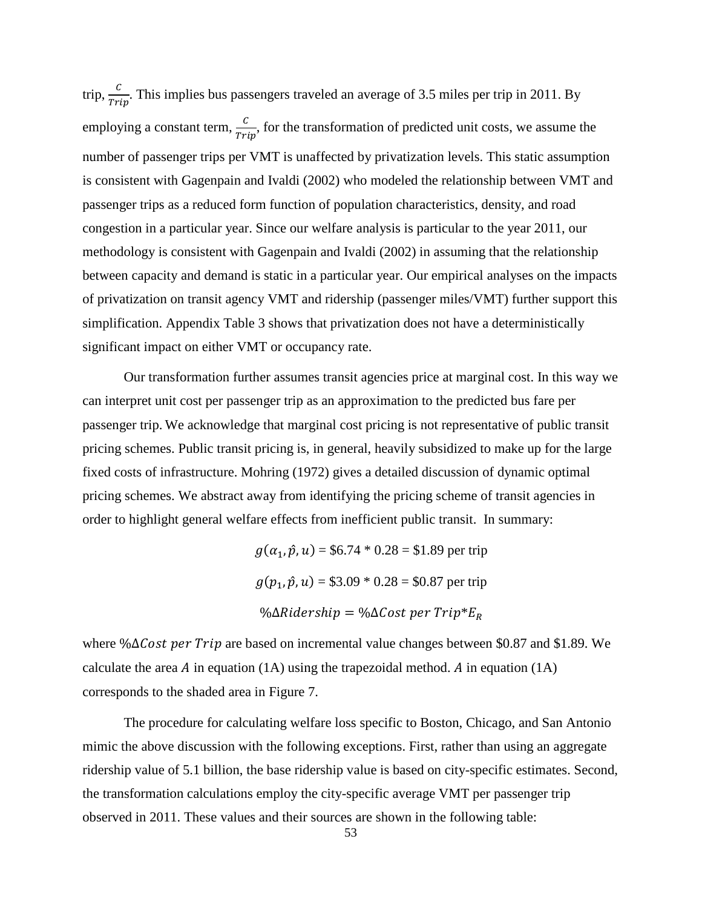trip, $\frac{C}{Trip}$. This implies bus passengers traveled an average of 3.5 miles per trip in 2011. By employing a constant term, $\frac{C}{Trip}$, for the transformation of predicted unit costs, we assume the number of passenger trips per VMT is unaffected by privatization levels. This static assumption is consistent with Gagenpain and Ivaldi (2002) who modeled the relationship between VMT and passenger trips as a reduced form function of population characteristics, density, and road congestion in a particular year. Since our welfare analysis is particular to the year 2011, our methodology is consistent with Gagenpain and Ivaldi (2002) in assuming that the relationship between capacity and demand is static in a particular year. Our empirical analyses on the impacts of privatization on transit agency VMT and ridership (passenger miles/VMT) further support this simplification. Appendix Table 3 shows that privatization does not have a deterministically significant impact on either VMT or occupancy rate.

Our transformation further assumes transit agencies price at marginal cost. In this way we can interpret unit cost per passenger trip as an approximation to the predicted bus fare per passenger trip. We acknowledge that marginal cost pricing is not representative of public transit pricing schemes. Public transit pricing is, in general, heavily subsidized to make up for the large fixed costs of infrastructure. Mohring (1972) gives a detailed discussion of dynamic optimal pricing schemes. We abstract away from identifying the pricing scheme of transit agencies in order to highlight general welfare effects from inefficient public transit. In summary:

$$g(\alpha_1, \hat{p}, u) = \$6.74 * 0.28 = \$1.89 \text{ per trip}$$

$$g(p_1, \hat{p}, u) = \$3.09 * 0.28 = \$0.87 \text{ per trip}$$

$$\%\Delta Ridership = \%\Delta Cost\ per\ Trip * E_R$$

where $\%\Delta Cost\ per\ Trip$ are based on incremental value changes between \$0.87 and \$1.89. We calculate the area $A$ in equation (1A) using the trapezoidal method. $A$ in equation (1A) corresponds to the shaded area in Figure 7.

The procedure for calculating welfare loss specific to Boston, Chicago, and San Antonio mimic the above discussion with the following exceptions. First, rather than using an aggregate ridership value of 5.1 billion, the base ridership value is based on city-specific estimates. Second, the transformation calculations employ the city-specific average VMT per passenger trip observed in 2011. These values and their sources are shown in the following table: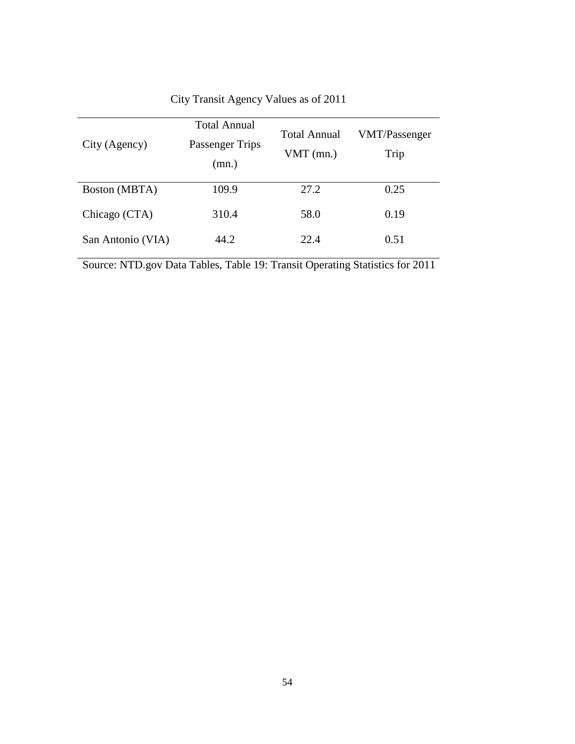City Transit Agency Values as of 2011

| City (Agency) | Total Annual Passenger Trips (mn.) | Total Annual VMT (mn.) | VMT/Passenger Trip |
|---|---|---|---|
| Boston (MBTA) | 109.9 | 27.2 | 0.25 |
| Chicago (CTA) | 310.4 | 58.0 | 0.19 |
| San Antonio (VIA) | 44.2 | 22.4 | 0.51 |

Source: NTD.gov Data Tables, Table 19: Transit Operating Statistics for 2011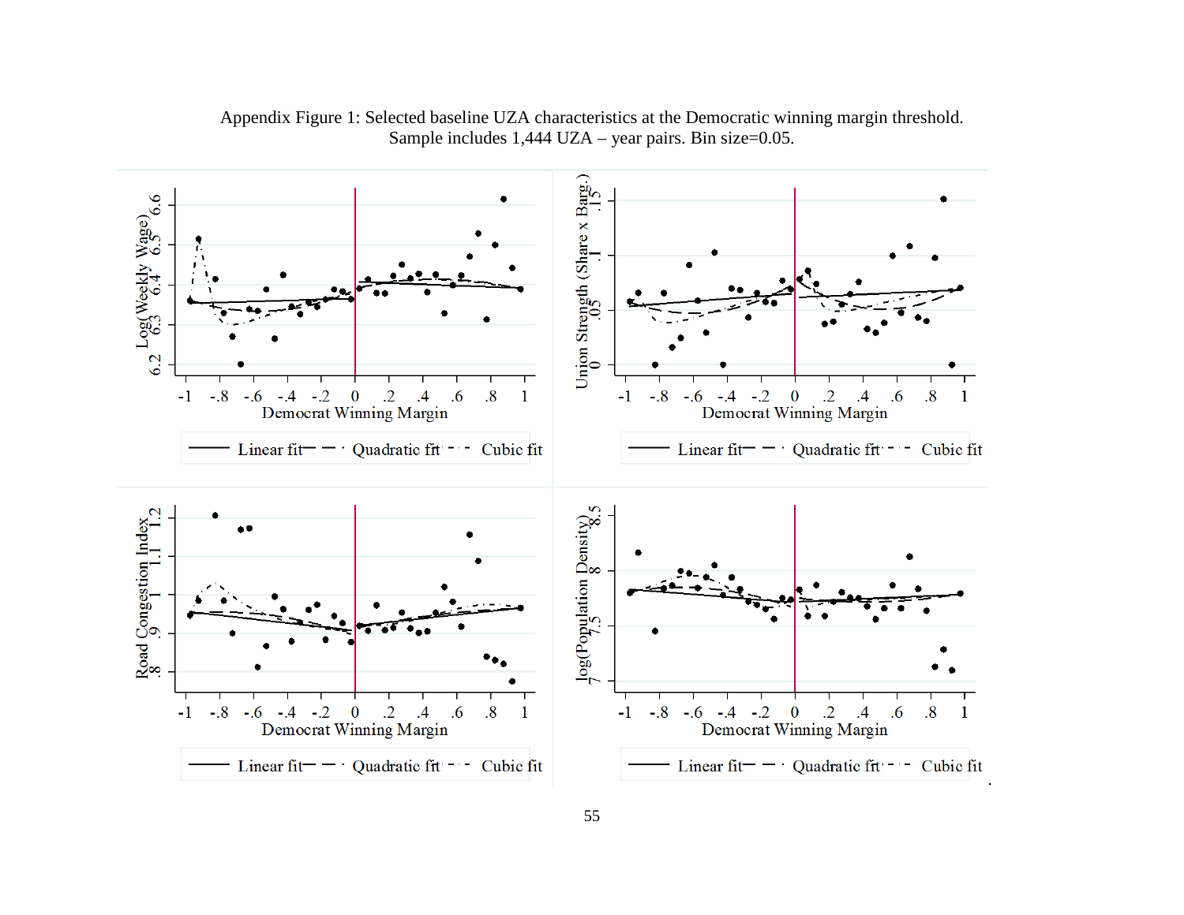Appendix Figure 1: Selected baseline UZA characteristics at the Democratic winning margin threshold. Sample includes 1,444 UZA – year pairs. Bin size=0.05.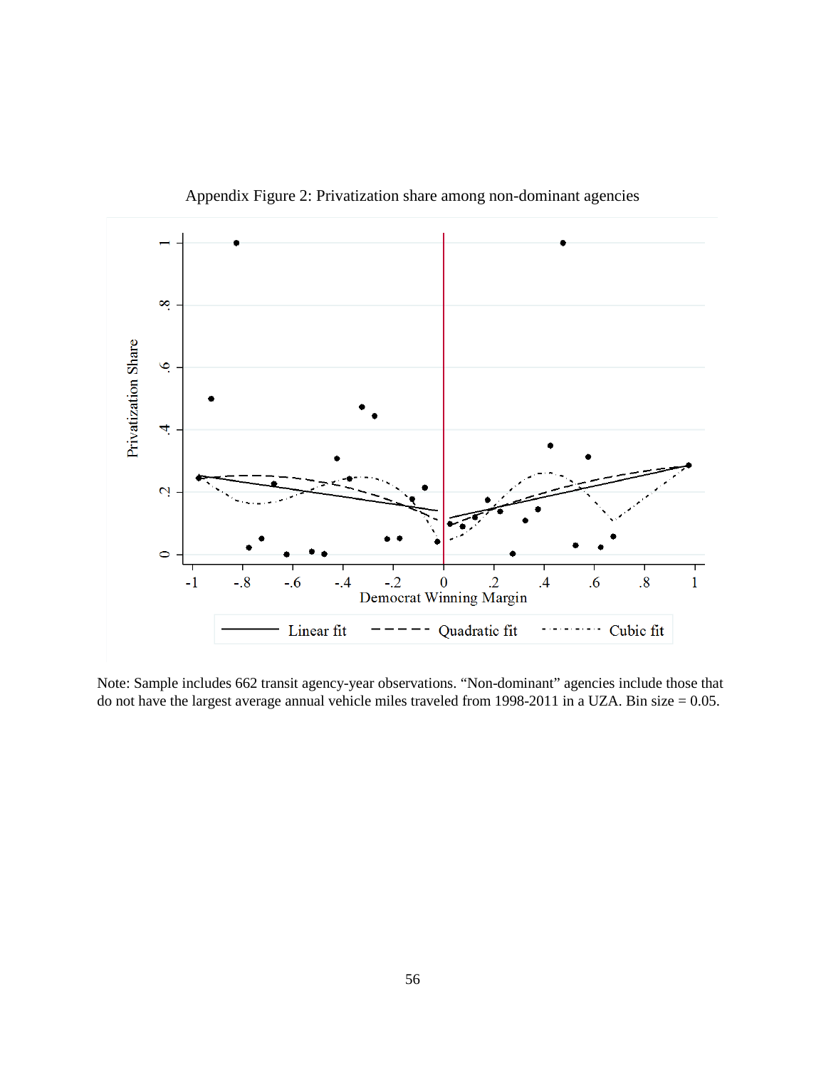Appendix Figure 2: Privatization share among non-dominant agencies

Note: Sample includes 662 transit agency-year observations. "Non-dominant" agencies include those that do not have the largest average annual vehicle miles traveled from 1998-2011 in a UZA. Bin size = 0.05.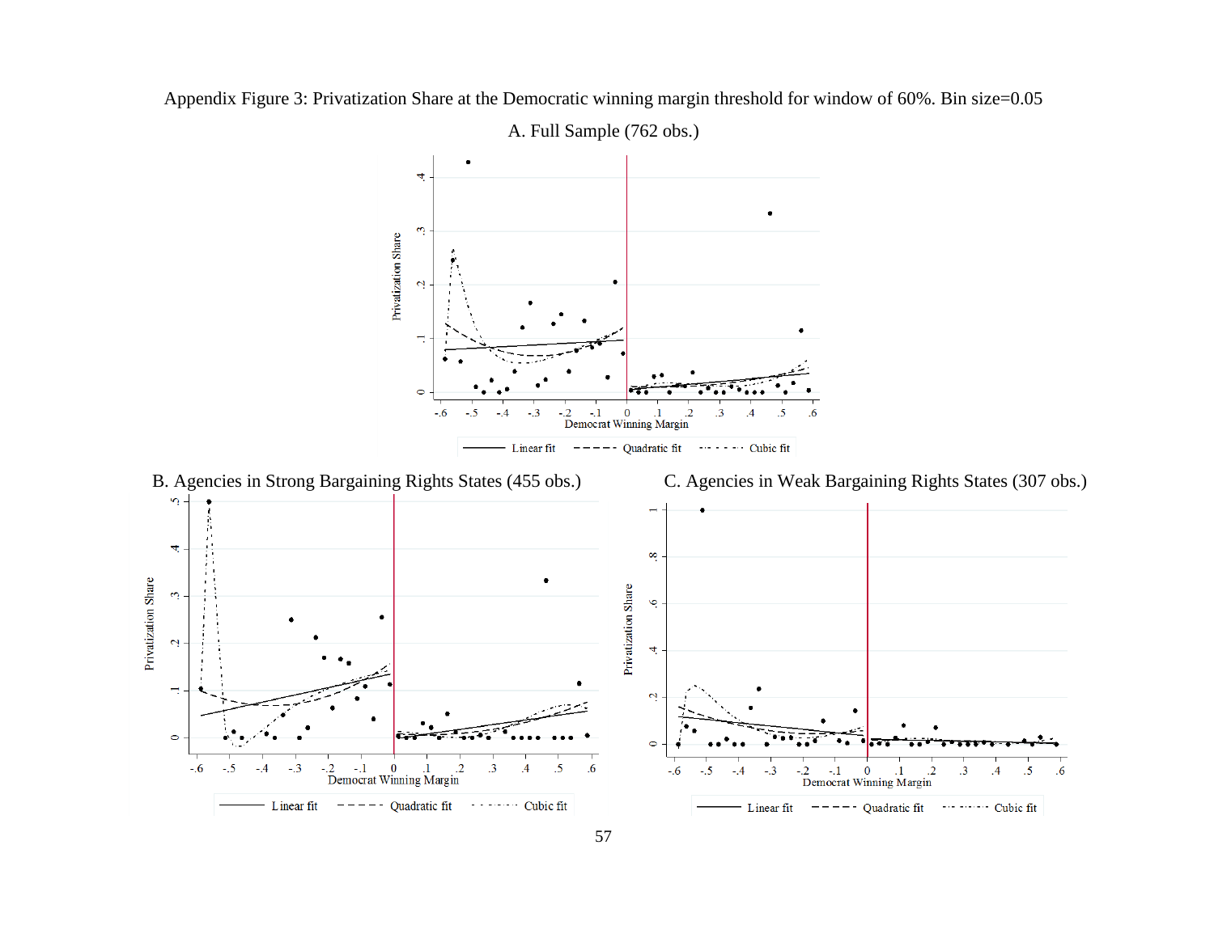Appendix Figure 3: Privatization Share at the Democratic winning margin threshold for window of 60%. Bin size=0.05

A. Full Sample (762 obs.)

B. Agencies in Strong Bargaining Rights States (455 obs.)

C. Agencies in Weak Bargaining Rights States (307 obs.)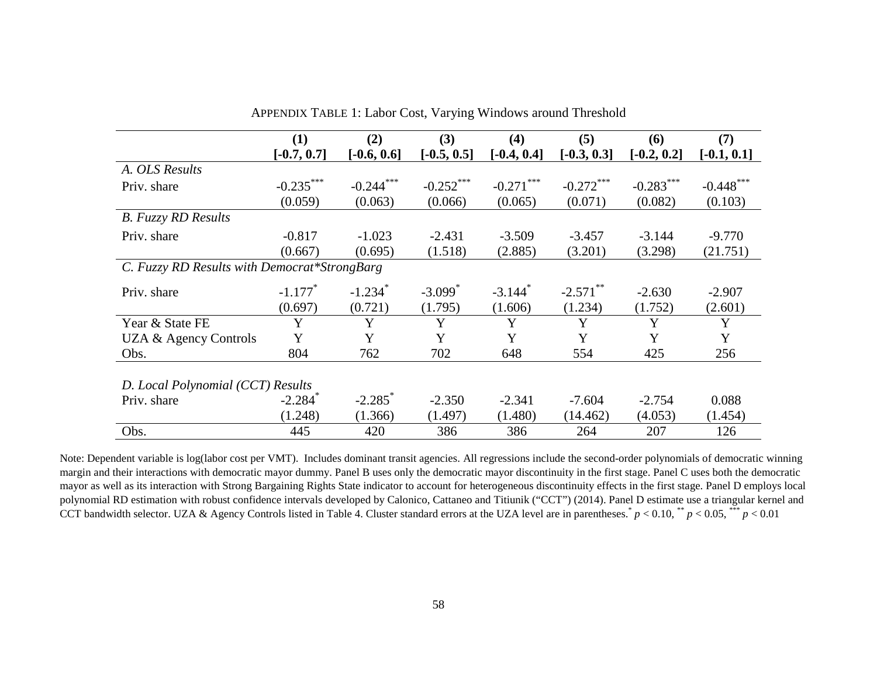APPENDIX TABLE 1: Labor Cost, Varying Windows around Threshold

| | (1) | (2) | (3) | (4) | (5) | (6) | (7) |
|---|---|---|---|---|---|---|---|
| | [-0.7, 0.7] | [-0.6, 0.6] | [-0.5, 0.5] | [-0.4, 0.4] | [-0.3, 0.3] | [-0.2, 0.2] | [-0.1, 0.1] |
| *A. OLS Results* | | | | | | | |
| Priv. share | -0.235*** | -0.244*** | -0.252*** | -0.271*** | -0.272*** | -0.283*** | -0.448*** |
| | (0.059) | (0.063) | (0.066) | (0.065) | (0.071) | (0.082) | (0.103) |
| *B. Fuzzy RD Results* | | | | | | | |
| Priv. share | -0.817 | -1.023 | -2.431 | -3.509 | -3.457 | -3.144 | -9.770 |
| | (0.667) | (0.695) | (1.518) | (2.885) | (3.201) | (3.298) | (21.751) |
| *C. Fuzzy RD Results with Democrat*StrongBarg* | | | | | | | |
| Priv. share | -1.177* | -1.234* | -3.099* | -3.144* | -2.571** | -2.630 | -2.907 |
| | (0.697) | (0.721) | (1.795) | (1.606) | (1.234) | (1.752) | (2.601) |
| Year & State FE | Y | Y | Y | Y | Y | Y | Y |
| UZA & Agency Controls | Y | Y | Y | Y | Y | Y | Y |
| Obs. | 804 | 762 | 702 | 648 | 554 | 425 | 256 |
| *D. Local Polynomial (CCT) Results* | | | | | | | |
| Priv. share | -2.284* | -2.285* | -2.350 | -2.341 | -7.604 | -2.754 | 0.088 |
| | (1.248) | (1.366) | (1.497) | (1.480) | (14.462) | (4.053) | (1.454) |
| Obs. | 445 | 420 | 386 | 386 | 264 | 207 | 126 |

Note: Dependent variable is log(labor cost per VMT). Includes dominant transit agencies. All regressions include the second-order polynomials of democratic winning margin and their interactions with democratic mayor dummy. Panel B uses only the democratic mayor discontinuity in the first stage. Panel C uses both the democratic mayor as well as its interaction with Strong Bargaining Rights State indicator to account for heterogeneous discontinuity effects in the first stage. Panel D employs local polynomial RD estimation with robust confidence intervals developed by Calonico, Cattaneo and Titiunik ("CCT") (2014). Panel D estimate use a triangular kernel and CCT bandwidth selector. UZA & Agency Controls listed in Table 4. Cluster standard errors at the UZA level are in parentheses. * $p < 0.10$, ** $p < 0.05$, *** $p < 0.01$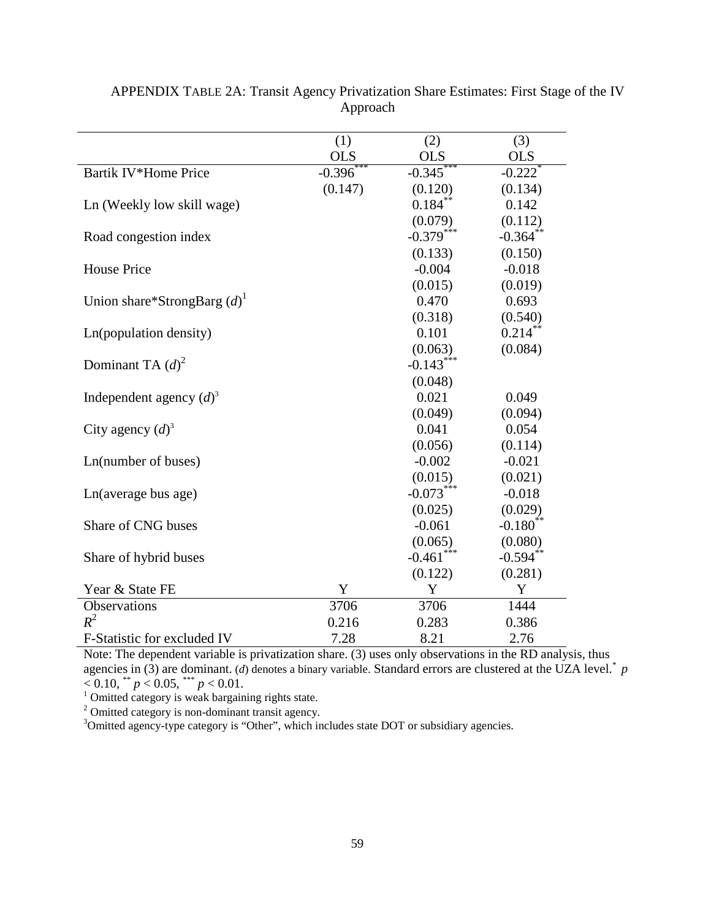APPENDIX TABLE 2A: Transit Agency Privatization Share Estimates: First Stage of the IV Approach

| | (1) | (2) | (3) |
|---|---|---|---|
| | OLS | OLS | OLS |
| Bartik IV*Home Price | -0.396*** | -0.345*** | -0.222* |
| | (0.147) | (0.120) | (0.134) |
| Ln (Weekly low skill wage) | | 0.184** | 0.142 |
| | | (0.079) | (0.112) |
| Road congestion index | | -0.379*** | -0.364** |
| | | (0.133) | (0.150) |
| House Price | | -0.004 | -0.018 |
| | | (0.015) | (0.019) |
| Union share*StrongBarg (*d*)[1] | | 0.470 | 0.693 |
| | | (0.318) | (0.540) |
| Ln(population density) | | 0.101 | 0.214** |
| | | (0.063) | (0.084) |
| Dominant TA (*d*)[2] | | -0.143*** | |
| | | (0.048) | |
| Independent agency (*d*)[3] | | 0.021 | 0.049 |
| | | (0.049) | (0.094) |
| City agency (*d*)[3] | | 0.041 | 0.054 |
| | | (0.056) | (0.114) |
| Ln(number of buses) | | -0.002 | -0.021 |
| | | (0.015) | (0.021) |
| Ln(average bus age) | | -0.073*** | -0.018 |
| | | (0.025) | (0.029) |
| Share of CNG buses | | -0.061 | -0.180** |
| | | (0.065) | (0.080) |
| Share of hybrid buses | | -0.461*** | -0.594** |
| | | (0.122) | (0.281) |
| Year & State FE | Y | Y | Y |
| Observations | 3706 | 3706 | 1444 |
| $R^2$ | 0.216 | 0.283 | 0.386 |
| F-Statistic for excluded IV | 7.28 | 8.21 | 2.76 |

Note: The dependent variable is privatization share. (3) uses only observations in the RD analysis, thus agencies in (3) are dominant. (*d*) denotes a binary variable. Standard errors are clustered at the UZA level. * $p < 0.10$, ** $p < 0.05$, *** $p < 0.01$.

[1] Omitted category is weak bargaining rights state.

[2] Omitted category is non-dominant transit agency.

[3] Omitted agency-type category is "Other", which includes state DOT or subsidiary agencies.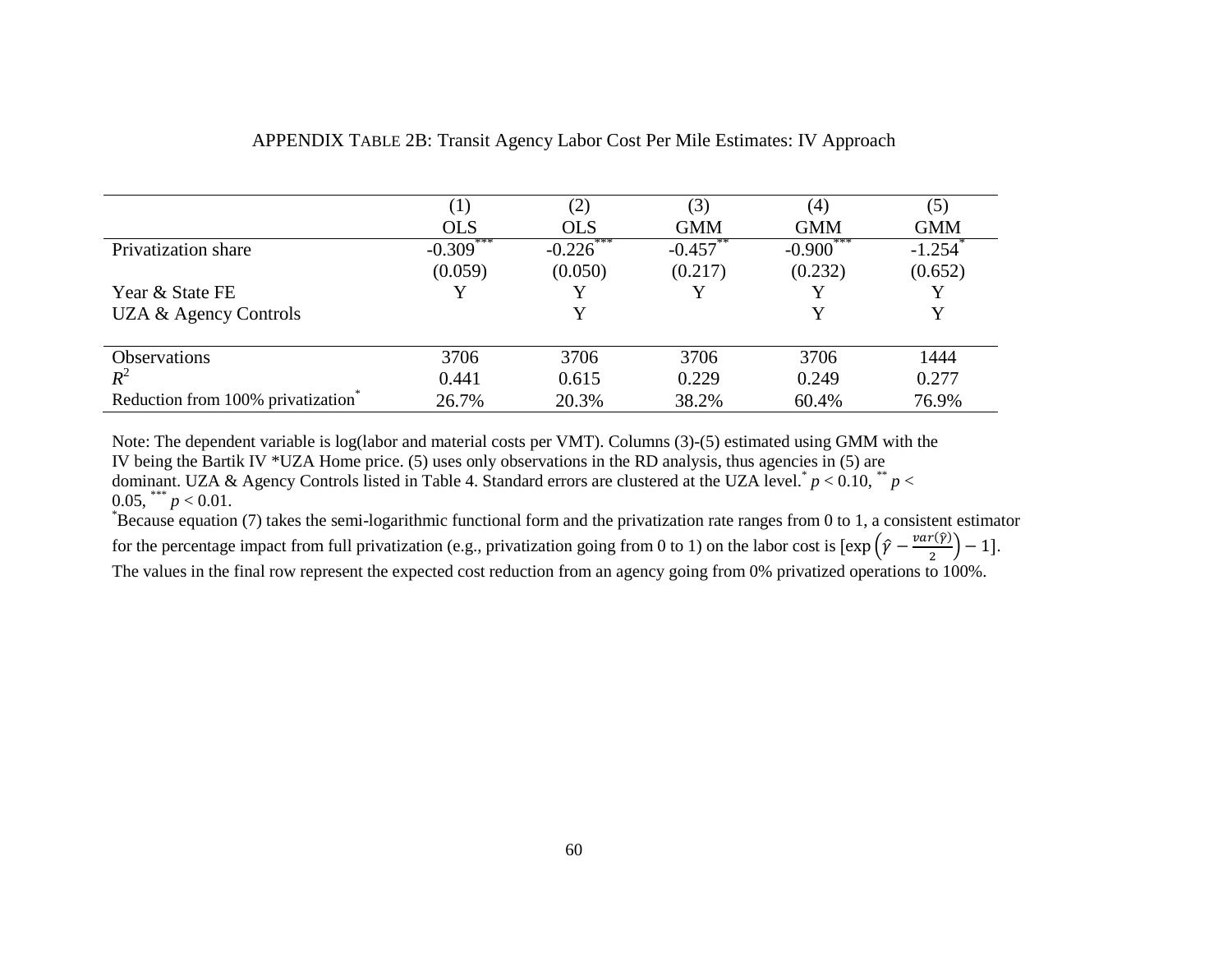APPENDIX TABLE 2B: Transit Agency Labor Cost Per Mile Estimates: IV Approach

| | (1) | (2) | (3) | (4) | (5) |
|---|---|---|---|---|---|
| | OLS | OLS | GMM | GMM | GMM |
| Privatization share | -0.309*** | -0.226*** | -0.457** | -0.900*** | -1.254* |
| | (0.059) | (0.050) | (0.217) | (0.232) | (0.652) |
| Year & State FE | Y | Y | Y | Y | Y |
| UZA & Agency Controls | | Y | | Y | Y |
| Observations | 3706 | 3706 | 3706 | 3706 | 1444 |
| $R^2$ | 0.441 | 0.615 | 0.229 | 0.249 | 0.277 |
| Reduction from 100% privatization* | 26.7% | 20.3% | 38.2% | 60.4% | 76.9% |

Note: The dependent variable is log(labor and material costs per VMT). Columns (3)-(5) estimated using GMM with the IV being the Bartik IV *UZA Home price. (5) uses only observations in the RD analysis, thus agencies in (5) are dominant. UZA & Agency Controls listed in Table 4. Standard errors are clustered at the UZA level.* $p < 0.10$, ** $p < 0.05$, *** $p < 0.01$.

*Because equation (7) takes the semi-logarithmic functional form and the privatization rate ranges from 0 to 1, a consistent estimator for the percentage impact from full privatization (e.g., privatization going from 0 to 1) on the labor cost is $[\exp\left(\hat{\gamma} - \frac{var(\hat{\gamma})}{2}\right) - 1]$. The values in the final row represent the expected cost reduction from an agency going from 0% privatized operations to 100%.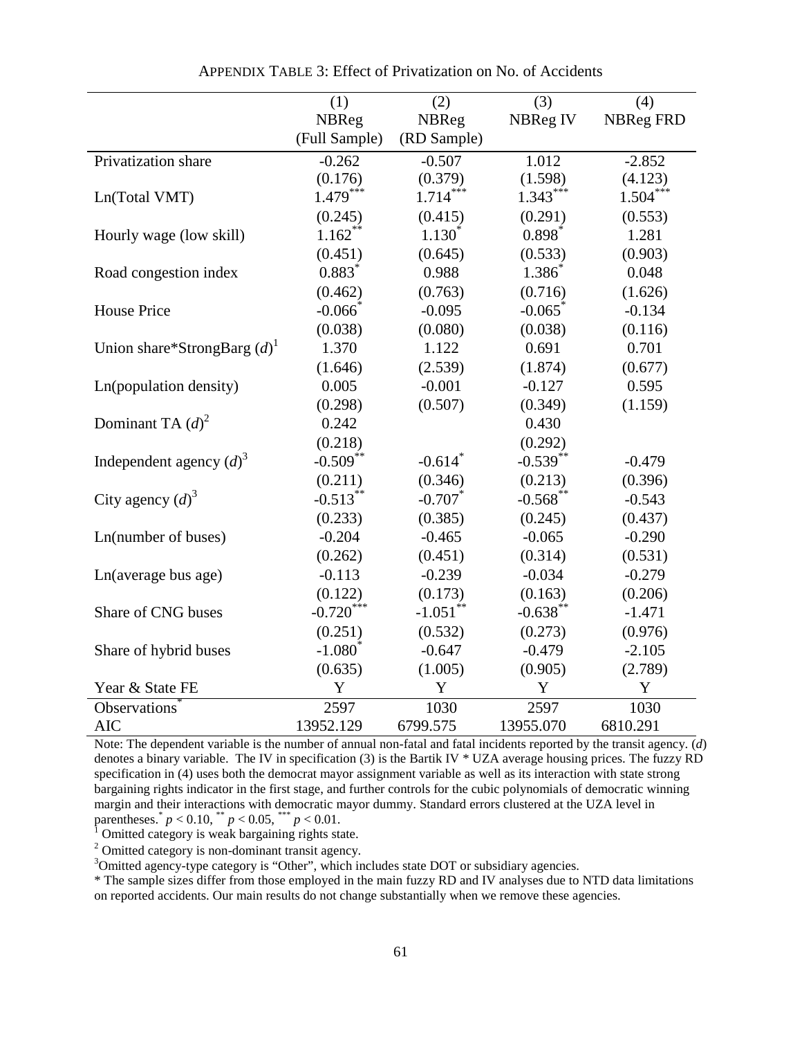APPENDIX TABLE 3: Effect of Privatization on No. of Accidents

| | (1) NBReg (Full Sample) | (2) NBReg (RD Sample) | (3) NBReg IV | (4) NBReg FRD |
|---|---|---|---|---|
| Privatization share | -0.262 | -0.507 | 1.012 | -2.852 |
| | (0.176) | (0.379) | (1.598) | (4.123) |
| Ln(Total VMT) | 1.479*** | 1.714*** | 1.343*** | 1.504*** |
| | (0.245) | (0.415) | (0.291) | (0.553) |
| Hourly wage (low skill) | 1.162** | 1.130* | 0.898* | 1.281 |
| | (0.451) | (0.645) | (0.533) | (0.903) |
| Road congestion index | 0.883* | 0.988 | 1.386* | 0.048 |
| | (0.462) | (0.763) | (0.716) | (1.626) |
| House Price | -0.066* | -0.095 | -0.065* | -0.134 |
| | (0.038) | (0.080) | (0.038) | (0.116) |
| Union share*StrongBarg ($d$)[1] | 1.370 | 1.122 | 0.691 | 0.701 |
| | (1.646) | (2.539) | (1.874) | (0.677) |
| Ln(population density) | 0.005 | -0.001 | -0.127 | 0.595 |
| | (0.298) | (0.507) | (0.349) | (1.159) |
| Dominant TA ($d$)[2] | 0.242 | | 0.430 | |
| | (0.218) | | (0.292) | |
| Independent agency ($d$)[3] | -0.509** | -0.614* | -0.539** | -0.479 |
| | (0.211) | (0.346) | (0.213) | (0.396) |
| City agency ($d$)[3] | -0.513** | -0.707* | -0.568** | -0.543 |
| | (0.233) | (0.385) | (0.245) | (0.437) |
| Ln(number of buses) | -0.204 | -0.465 | -0.065 | -0.290 |
| | (0.262) | (0.451) | (0.314) | (0.531) |
| Ln(average bus age) | -0.113 | -0.239 | -0.034 | -0.279 |
| | (0.122) | (0.173) | (0.163) | (0.206) |
| Share of CNG buses | -0.720*** | -1.051** | -0.638** | -1.471 |
| | (0.251) | (0.532) | (0.273) | (0.976) |
| Share of hybrid buses | -1.080* | -0.647 | -0.479 | -2.105 |
| | (0.635) | (1.005) | (0.905) | (2.789) |
| Year & State FE | Y | Y | Y | Y |
| Observations* | 2597 | 1030 | 2597 | 1030 |
| AIC | 13952.129 | 6799.575 | 13955.070 | 6810.291 |

Note: The dependent variable is the number of annual non-fatal and fatal incidents reported by the transit agency. ($d$) denotes a binary variable. The IV in specification (3) is the Bartik IV * UZA average housing prices. The fuzzy RD specification in (4) uses both the democrat mayor assignment variable as well as its interaction with state strong bargaining rights indicator in the first stage, and further controls for the cubic polynomials of democratic winning margin and their interactions with democratic mayor dummy. Standard errors clustered at the UZA level in parentheses. * $p < 0.10$, ** $p < 0.05$, *** $p < 0.01$.

[1] Omitted category is weak bargaining rights state.

[2] Omitted category is non-dominant transit agency.

[3] Omitted agency-type category is "Other", which includes state DOT or subsidiary agencies.

* The sample sizes differ from those employed in the main fuzzy RD and IV analyses due to NTD data limitations on reported accidents. Our main results do not change substantially when we remove these agencies.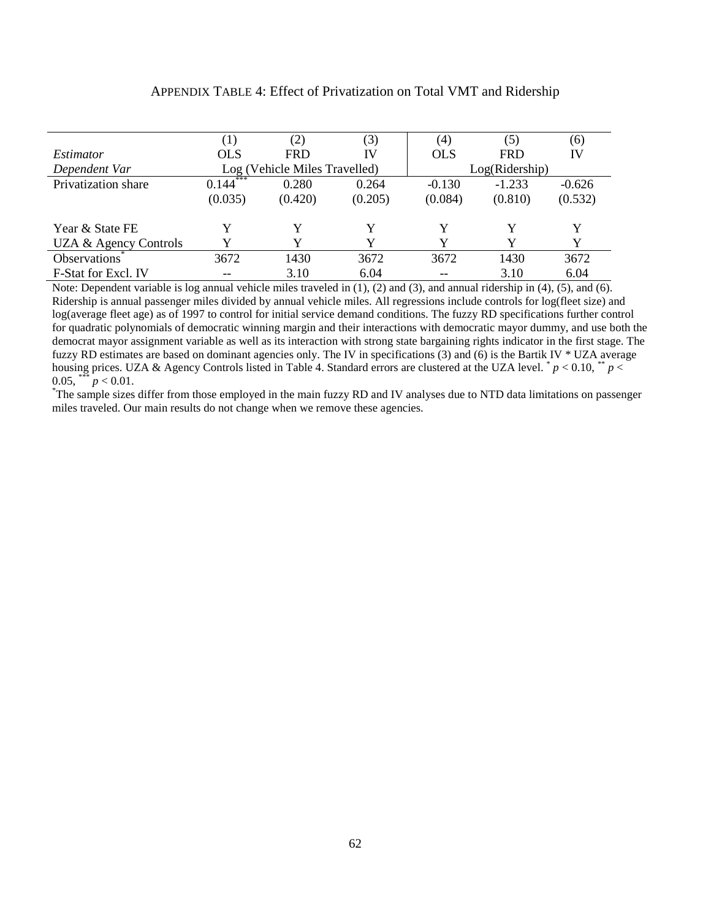# Appendix Table 4: Effect of Privatization on Total VMT and Ridership

| | (1) | (2) | (3) | (4) | (5) | (6) |
|---|---|---|---|---|---|---|
| *Estimator* | OLS | FRD | IV | OLS | FRD | IV |
| *Dependent Var* | Log (Vehicle Miles Travelled) | | | Log(Ridership) | | |
| Privatization share | 0.144*** | 0.280 | 0.264 | -0.130 | -1.233 | -0.626 |
| | (0.035) | (0.420) | (0.205) | (0.084) | (0.810) | (0.532) |
| Year & State FE | Y | Y | Y | Y | Y | Y |
| UZA & Agency Controls | Y | Y | Y | Y | Y | Y |
| Observations* | 3672 | 1430 | 3672 | 3672 | 1430 | 3672 |
| F-Stat for Excl. IV | -- | 3.10 | 6.04 | -- | 3.10 | 6.04 |

Note: Dependent variable is log annual vehicle miles traveled in (1), (2) and (3), and annual ridership in (4), (5), and (6). Ridership is annual passenger miles divided by annual vehicle miles. All regressions include controls for log(fleet size) and log(average fleet age) as of 1997 to control for initial service demand conditions. The fuzzy RD specifications further control for quadratic polynomials of democratic winning margin and their interactions with democratic mayor dummy, and use both the democrat mayor assignment variable as well as its interaction with strong state bargaining rights indicator in the first stage. The fuzzy RD estimates are based on dominant agencies only. The IV in specifications (3) and (6) is the Bartik IV * UZA average housing prices. UZA & Agency Controls listed in Table 4. Standard errors are clustered at the UZA level. * $p < 0.10$, ** $p < 0.05$, *** $p < 0.01$.

*The sample sizes differ from those employed in the main fuzzy RD and IV analyses due to NTD data limitations on passenger miles traveled. Our main results do not change when we remove these agencies.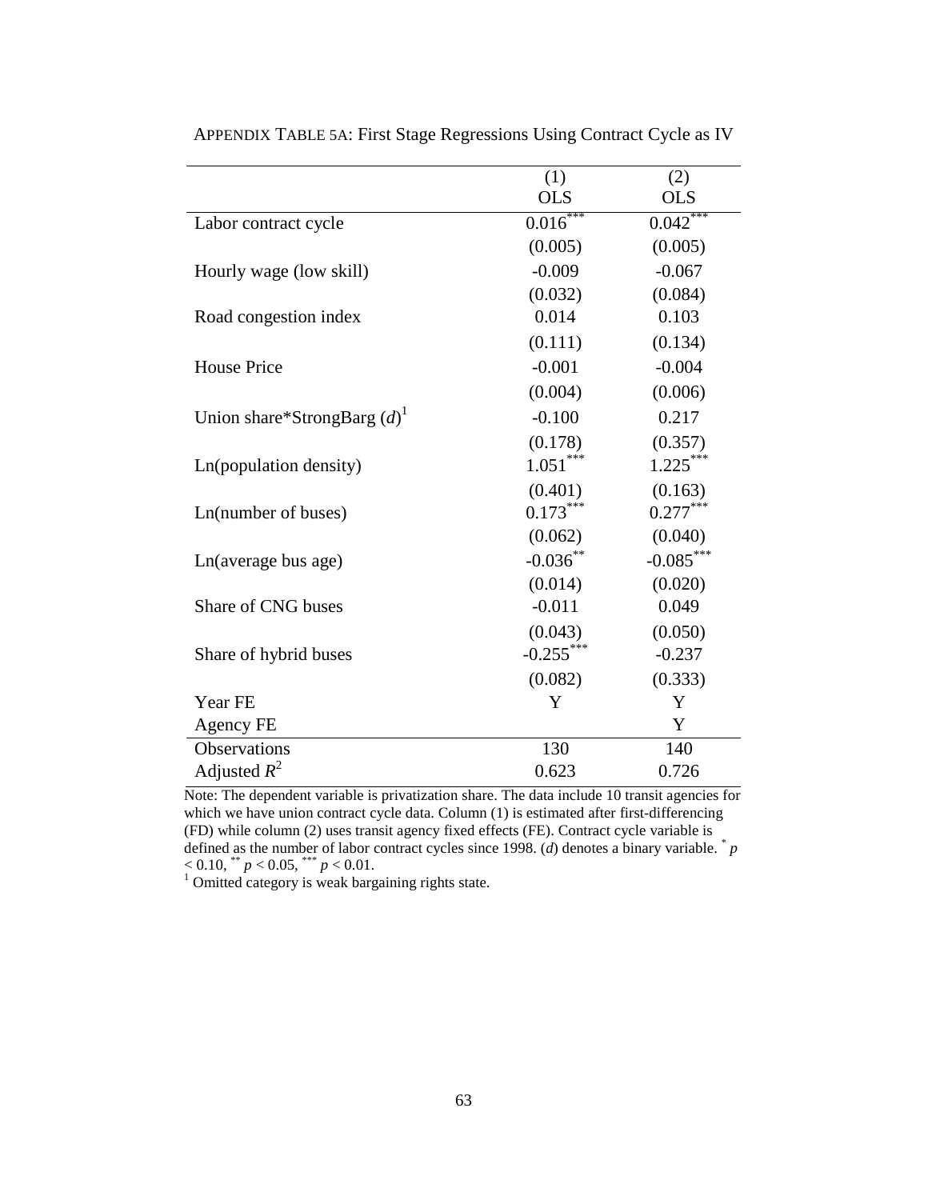APPENDIX TABLE 5A: First Stage Regressions Using Contract Cycle as IV

| | (1) OLS | (2) OLS |
|---|---|---|
| Labor contract cycle | 0.016*** | 0.042*** |
| | (0.005) | (0.005) |
| Hourly wage (low skill) | -0.009 | -0.067 |
| | (0.032) | (0.084) |
| Road congestion index | 0.014 | 0.103 |
| | (0.111) | (0.134) |
| House Price | -0.001 | -0.004 |
| | (0.004) | (0.006) |
| Union share*StrongBarg (*d*)[1] | -0.100 | 0.217 |
| | (0.178) | (0.357) |
| Ln(population density) | 1.051*** | 1.225*** |
| | (0.401) | (0.163) |
| Ln(number of buses) | 0.173*** | 0.277*** |
| | (0.062) | (0.040) |
| Ln(average bus age) | -0.036** | -0.085*** |
| | (0.014) | (0.020) |
| Share of CNG buses | -0.011 | 0.049 |
| | (0.043) | (0.050) |
| Share of hybrid buses | -0.255*** | -0.237 |
| | (0.082) | (0.333) |
| Year FE | Y | Y |
| Agency FE | | Y |
| Observations | 130 | 140 |
| Adjusted $R^2$ | 0.623 | 0.726 |

Note: The dependent variable is privatization share. The data include 10 transit agencies for which we have union contract cycle data. Column (1) is estimated after first-differencing (FD) while column (2) uses transit agency fixed effects (FE). Contract cycle variable is defined as the number of labor contract cycles since 1998. (*d*) denotes a binary variable. * $p < 0.10$, ** $p < 0.05$, *** $p < 0.01$.

[1] Omitted category is weak bargaining rights state.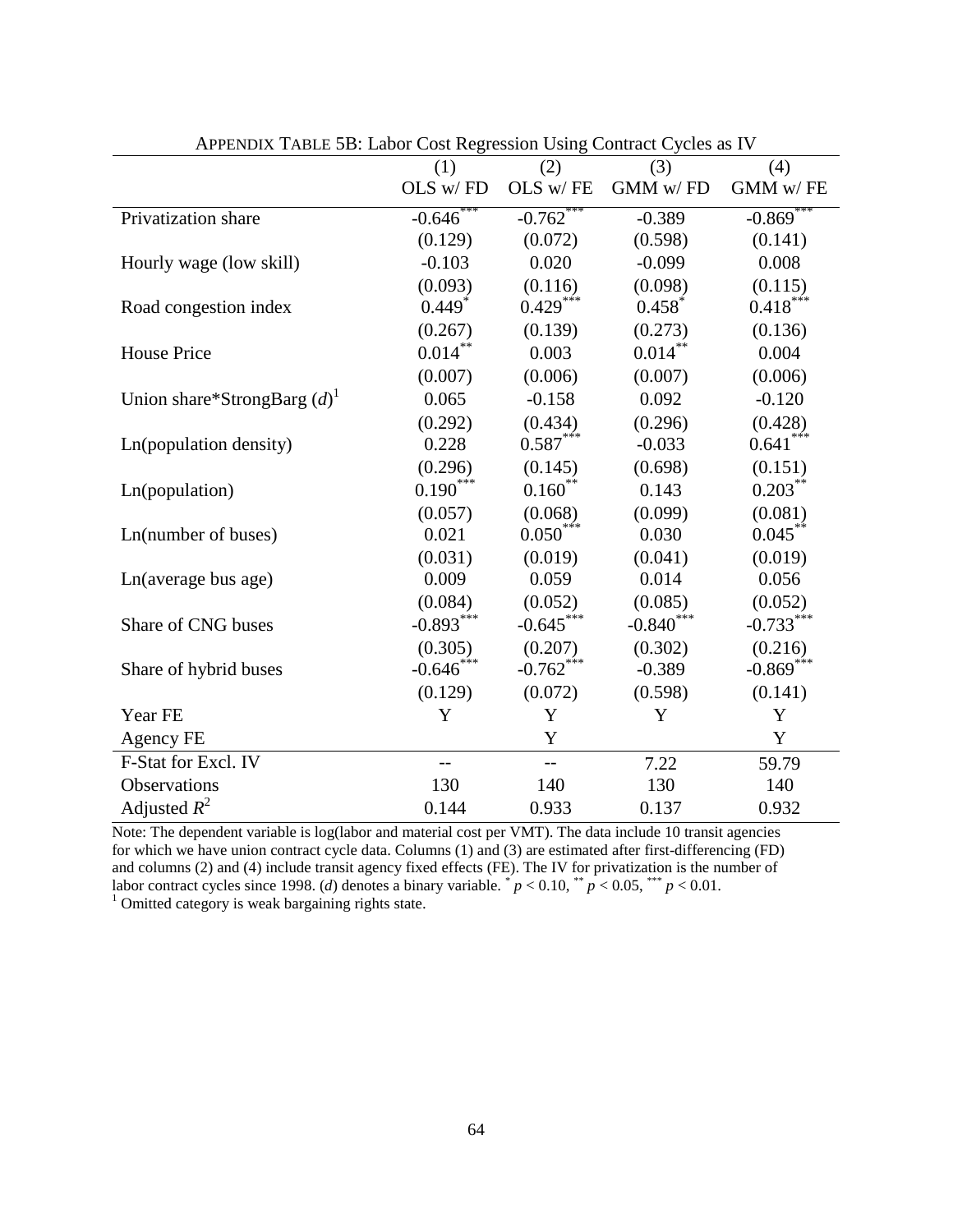APPENDIX TABLE 5B: Labor Cost Regression Using Contract Cycles as IV

| | (1) | (2) | (3) | (4) |
|---|---|---|---|---|
| | OLS w/ FD | OLS w/ FE | GMM w/ FD | GMM w/ FE |
| Privatization share | -0.646*** | -0.762*** | -0.389 | -0.869*** |
| | (0.129) | (0.072) | (0.598) | (0.141) |
| Hourly wage (low skill) | -0.103 | 0.020 | -0.099 | 0.008 |
| | (0.093) | (0.116) | (0.098) | (0.115) |
| Road congestion index | 0.449* | 0.429*** | 0.458* | 0.418*** |
| | (0.267) | (0.139) | (0.273) | (0.136) |
| House Price | 0.014** | 0.003 | 0.014** | 0.004 |
| | (0.007) | (0.006) | (0.007) | (0.006) |
| Union share*StrongBarg (*d*)[1] | 0.065 | -0.158 | 0.092 | -0.120 |
| | (0.292) | (0.434) | (0.296) | (0.428) |
| Ln(population density) | 0.228 | 0.587*** | -0.033 | 0.641*** |
| | (0.296) | (0.145) | (0.698) | (0.151) |
| Ln(population) | 0.190*** | 0.160** | 0.143 | 0.203** |
| | (0.057) | (0.068) | (0.099) | (0.081) |
| Ln(number of buses) | 0.021 | 0.050*** | 0.030 | 0.045** |
| | (0.031) | (0.019) | (0.041) | (0.019) |
| Ln(average bus age) | 0.009 | 0.059 | 0.014 | 0.056 |
| | (0.084) | (0.052) | (0.085) | (0.052) |
| Share of CNG buses | -0.893*** | -0.645*** | -0.840*** | -0.733*** |
| | (0.305) | (0.207) | (0.302) | (0.216) |
| Share of hybrid buses | -0.646*** | -0.762*** | -0.389 | -0.869*** |
| | (0.129) | (0.072) | (0.598) | (0.141) |
| Year FE | Y | Y | Y | Y |
| Agency FE | | Y | | Y |
| F-Stat for Excl. IV | -- | -- | 7.22 | 59.79 |
| Observations | 130 | 140 | 130 | 140 |
| Adjusted $R^2$ | 0.144 | 0.933 | 0.137 | 0.932 |

Note: The dependent variable is log(labor and material cost per VMT). The data include 10 transit agencies for which we have union contract cycle data. Columns (1) and (3) are estimated after first-differencing (FD) and columns (2) and (4) include transit agency fixed effects (FE). The IV for privatization is the number of labor contract cycles since 1998. (*d*) denotes a binary variable. * $p < 0.10$, ** $p < 0.05$, *** $p < 0.01$.
[1] Omitted category is weak bargaining rights state.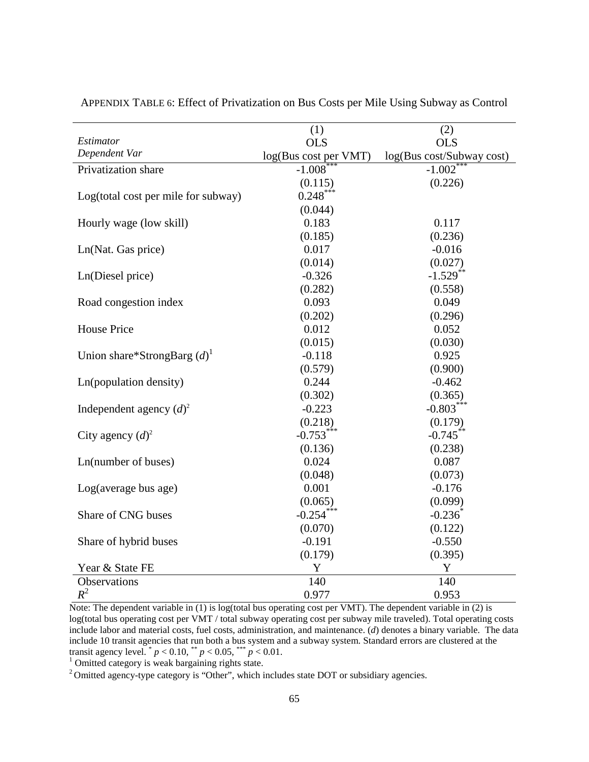APPENDIX TABLE 6: Effect of Privatization on Bus Costs per Mile Using Subway as Control

| | (1) | (2) |
|---|---|---|
| *Estimator* | OLS | OLS |
| *Dependent Var* | log(Bus cost per VMT) | log(Bus cost/Subway cost) |
| Privatization share | -1.008*** | -1.002*** |
| | (0.115) | (0.226) |
| Log(total cost per mile for subway) | 0.248*** | |
| | (0.044) | |
| Hourly wage (low skill) | 0.183 | 0.117 |
| | (0.185) | (0.236) |
| Ln(Nat. Gas price) | 0.017 | -0.016 |
| | (0.014) | (0.027) |
| Ln(Diesel price) | -0.326 | -1.529** |
| | (0.282) | (0.558) |
| Road congestion index | 0.093 | 0.049 |
| | (0.202) | (0.296) |
| House Price | 0.012 | 0.052 |
| | (0.015) | (0.030) |
| Union share*StrongBarg (*d*)[1] | -0.118 | 0.925 |
| | (0.579) | (0.900) |
| Ln(population density) | 0.244 | -0.462 |
| | (0.302) | (0.365) |
| Independent agency (*d*)[2] | -0.223 | -0.803*** |
| | (0.218) | (0.179) |
| City agency (*d*)[2] | -0.753*** | -0.745** |
| | (0.136) | (0.238) |
| Ln(number of buses) | 0.024 | 0.087 |
| | (0.048) | (0.073) |
| Log(average bus age) | 0.001 | -0.176 |
| | (0.065) | (0.099) |
| Share of CNG buses | -0.254*** | -0.236* |
| | (0.070) | (0.122) |
| Share of hybrid buses | -0.191 | -0.550 |
| | (0.179) | (0.395) |
| Year & State FE | Y | Y |
| Observations | 140 | 140 |
| $R^2$ | 0.977 | 0.953 |

Note: The dependent variable in (1) is log(total bus operating cost per VMT). The dependent variable in (2) is log(total bus operating cost per VMT / total subway operating cost per subway mile traveled). Total operating costs include labor and material costs, fuel costs, administration, and maintenance. (*d*) denotes a binary variable. The data include 10 transit agencies that run both a bus system and a subway system. Standard errors are clustered at the transit agency level. * $p < 0.10$, ** $p < 0.05$, *** $p < 0.01$.

[1] Omitted category is weak bargaining rights state.

[2] Omitted agency-type category is "Other", which includes state DOT or subsidiary agencies.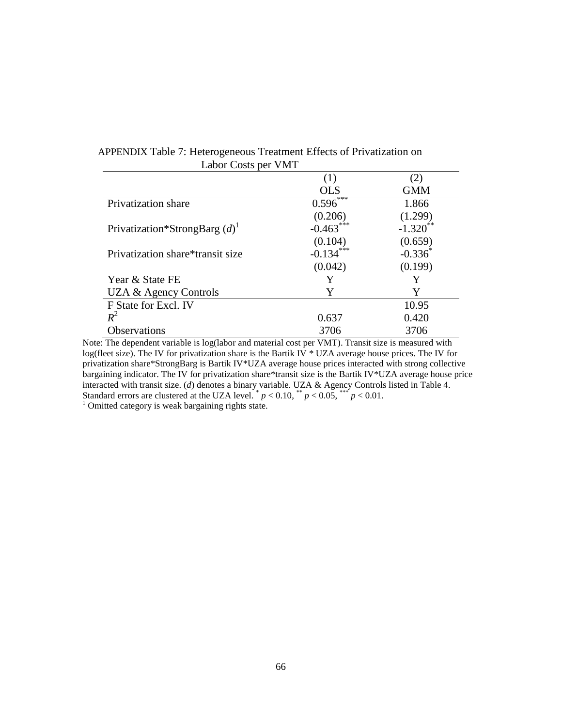APPENDIX Table 7: Heterogeneous Treatment Effects of Privatization on Labor Costs per VMT

| | (1) | (2) |
|---|---|---|
| | OLS | GMM |
| Privatization share | 0.596*** | 1.866 |
| | (0.206) | (1.299) |
| Privatization*StrongBarg (*d*)[1] | -0.463*** | -1.320** |
| | (0.104) | (0.659) |
| Privatization share*transit size | -0.134*** | -0.336* |
| | (0.042) | (0.199) |
| Year & State FE | Y | Y |
| UZA & Agency Controls | Y | Y |
| F State for Excl. IV | | 10.95 |
| $R^2$ | 0.637 | 0.420 |
| Observations | 3706 | 3706 |

Note: The dependent variable is log(labor and material cost per VMT). Transit size is measured with log(fleet size). The IV for privatization share is the Bartik IV * UZA average house prices. The IV for privatization share*StrongBarg is Bartik IV*UZA average house prices interacted with strong collective bargaining indicator. The IV for privatization share*transit size is the Bartik IV*UZA average house price interacted with transit size. (*d*) denotes a binary variable. UZA & Agency Controls listed in Table 4. Standard errors are clustered at the UZA level. * $p < 0.10$, ** $p < 0.05$, *** $p < 0.01$.

[1] Omitted category is weak bargaining rights state.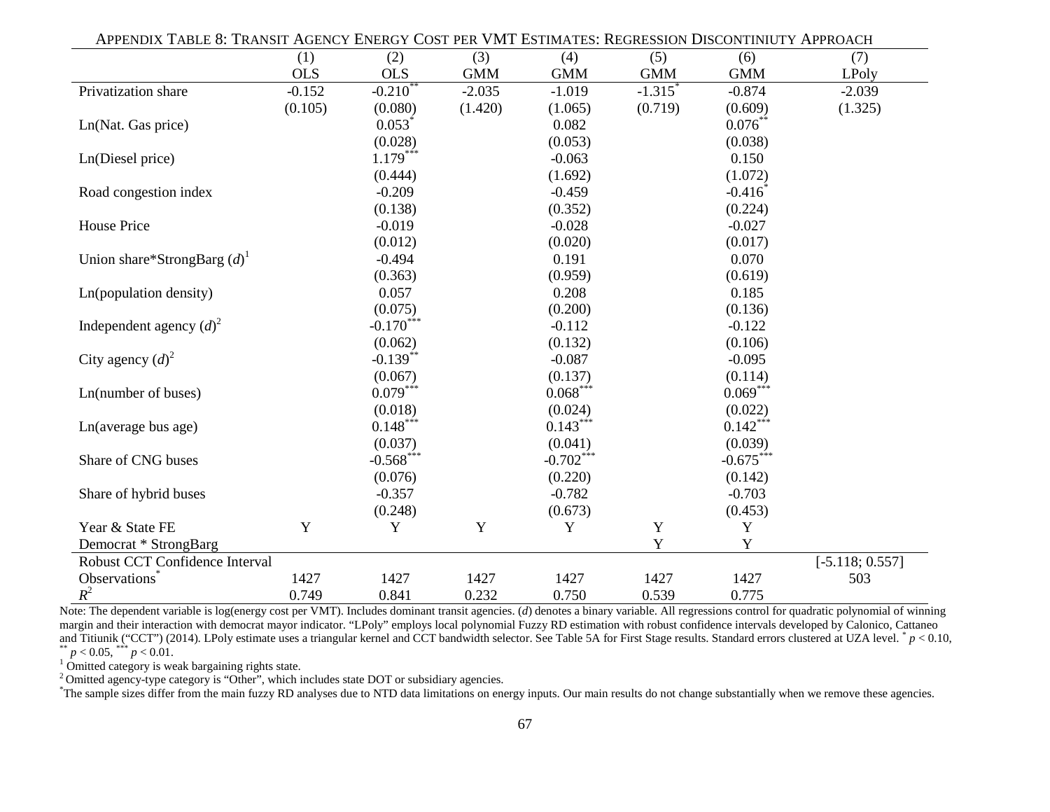APPENDIX TABLE 8: TRANSIT AGENCY ENERGY COST PER VMT ESTIMATES: REGRESSION DISCONTINIUTY APPROACH

| | (1) | (2) | (3) | (4) | (5) | (6) | (7) |
|---|---|---|---|---|---|---|---|
| | OLS | OLS | GMM | GMM | GMM | GMM | LPoly |
| Privatization share | -0.152 | -0.210** | -2.035 | -1.019 | -1.315* | -0.874 | -2.039 |
| | (0.105) | (0.080) | (1.420) | (1.065) | (0.719) | (0.609) | (1.325) |
| Ln(Nat. Gas price) | | 0.053* | | 0.082 | | 0.076** | |
| | | (0.028) | | (0.053) | | (0.038) | |
| Ln(Diesel price) | | 1.179*** | | -0.063 | | 0.150 | |
| | | (0.444) | | (1.692) | | (1.072) | |
| Road congestion index | | -0.209 | | -0.459 | | -0.416* | |
| | | (0.138) | | (0.352) | | (0.224) | |
| House Price | | -0.019 | | -0.028 | | -0.027 | |
| | | (0.012) | | (0.020) | | (0.017) | |
| Union share*StrongBarg (*d*)[1] | | -0.494 | | 0.191 | | 0.070 | |
| | | (0.363) | | (0.959) | | (0.619) | |
| Ln(population density) | | 0.057 | | 0.208 | | 0.185 | |
| | | (0.075) | | (0.200) | | (0.136) | |
| Independent agency (*d*)[2] | | -0.170*** | | -0.112 | | -0.122 | |
| | | (0.062) | | (0.132) | | (0.106) | |
| City agency (*d*)[2] | | -0.139** | | -0.087 | | -0.095 | |
| | | (0.067) | | (0.137) | | (0.114) | |
| Ln(number of buses) | | 0.079*** | | 0.068*** | | 0.069*** | |
| | | (0.018) | | (0.024) | | (0.022) | |
| Ln(average bus age) | | 0.148*** | | 0.143*** | | 0.142*** | |
| | | (0.037) | | (0.041) | | (0.039) | |
| Share of CNG buses | | -0.568*** | | -0.702*** | | -0.675*** | |
| | | (0.076) | | (0.220) | | (0.142) | |
| Share of hybrid buses | | -0.357 | | -0.782 | | -0.703 | |
| | | (0.248) | | (0.673) | | (0.453) | |
| Year & State FE | Y | Y | Y | Y | Y | Y | |
| Democrat * StrongBarg | | | | | Y | Y | |
| Robust CCT Confidence Interval | | | | | | | [-5.118; 0.557] |
| Observations* | 1427 | 1427 | 1427 | 1427 | 1427 | 1427 | 503 |
| $R^2$ | 0.749 | 0.841 | 0.232 | 0.750 | 0.539 | 0.775 | |

Note: The dependent variable is log(energy cost per VMT). Includes dominant transit agencies. (*d*) denotes a binary variable. All regressions control for quadratic polynomial of winning margin and their interaction with democrat mayor indicator. "LPoly" employs local polynomial Fuzzy RD estimation with robust confidence intervals developed by Calonico, Cattaneo and Titiunik ("CCT") (2014). LPoly estimate uses a triangular kernel and CCT bandwidth selector. See Table 5A for First Stage results. Standard errors clustered at UZA level. * $p < 0.10$, ** $p < 0.05$, *** $p < 0.01$.

[1] Omitted category is weak bargaining rights state.

[2] Omitted agency-type category is "Other", which includes state DOT or subsidiary agencies.

*The sample sizes differ from the main fuzzy RD analyses due to NTD data limitations on energy inputs. Our main results do not change substantially when we remove these agencies.